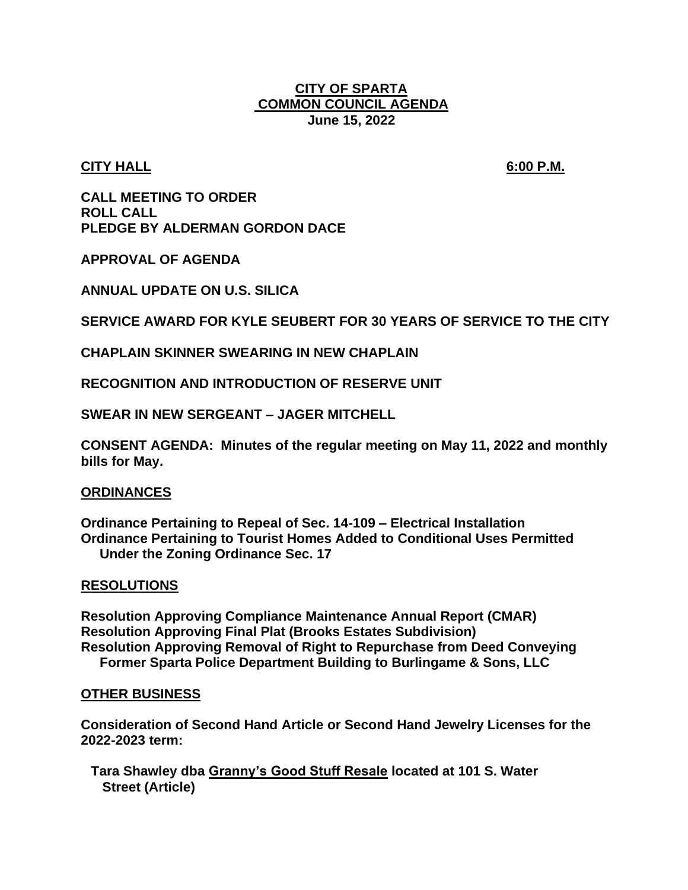# CITY OF SPARTA
# COMMON COUNCIL AGENDA
**June 15, 2022**

**CITY HALL** **6:00 P.M.**

**CALL MEETING TO ORDER**
**ROLL CALL**
**PLEDGE BY ALDERMAN GORDON DACE**

**APPROVAL OF AGENDA**

**ANNUAL UPDATE ON U.S. SILICA**

**SERVICE AWARD FOR KYLE SEUBERT FOR 30 YEARS OF SERVICE TO THE CITY**

**CHAPLAIN SKINNER SWEARING IN NEW CHAPLAIN**

**RECOGNITION AND INTRODUCTION OF RESERVE UNIT**

**SWEAR IN NEW SERGEANT – JAGER MITCHELL**

**CONSENT AGENDA: Minutes of the regular meeting on May 11, 2022 and monthly bills for May.**

## ORDINANCES

**Ordinance Pertaining to Repeal of Sec. 14-109 – Electrical Installation**
**Ordinance Pertaining to Tourist Homes Added to Conditional Uses Permitted Under the Zoning Ordinance Sec. 17**

## RESOLUTIONS

**Resolution Approving Compliance Maintenance Annual Report (CMAR)**
**Resolution Approving Final Plat (Brooks Estates Subdivision)**
**Resolution Approving Removal of Right to Repurchase from Deed Conveying Former Sparta Police Department Building to Burlingame & Sons, LLC**

## OTHER BUSINESS

**Consideration of Second Hand Article or Second Hand Jewelry Licenses for the 2022-2023 term:**

**Tara Shawley dba Granny's Good Stuff Resale located at 101 S. Water Street (Article)**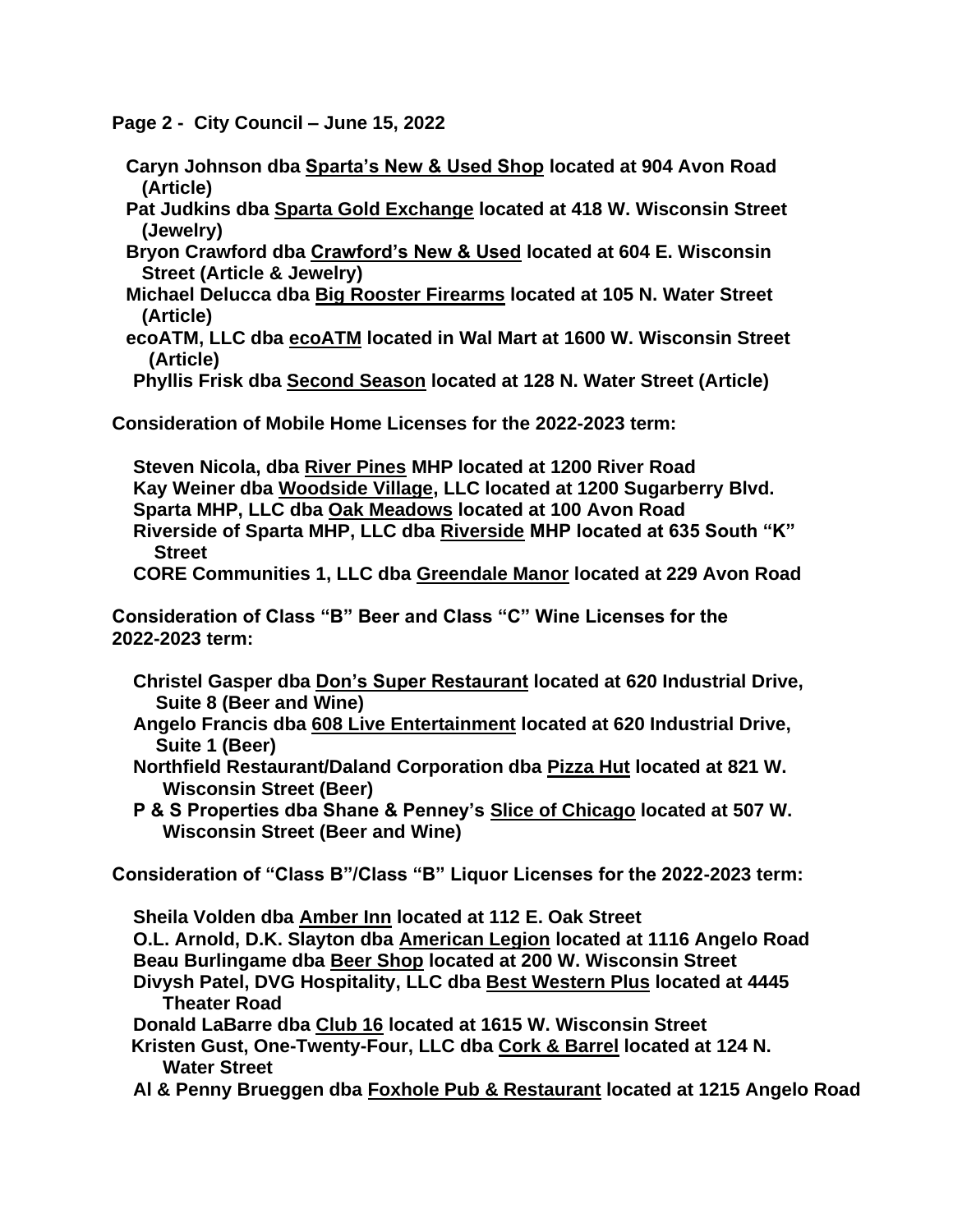**Page 2 - City Council – June 15, 2022**

**Caryn Johnson dba <u>Sparta's New & Used Shop</u> located at 904 Avon Road (Article)**
**Pat Judkins dba <u>Sparta Gold Exchange</u> located at 418 W. Wisconsin Street (Jewelry)**
**Bryon Crawford dba <u>Crawford's New & Used</u> located at 604 E. Wisconsin Street (Article & Jewelry)**
**Michael Delucca dba <u>Big Rooster Firearms</u> located at 105 N. Water Street (Article)**
**ecoATM, LLC dba <u>ecoATM</u> located in Wal Mart at 1600 W. Wisconsin Street (Article)**
**Phyllis Frisk dba <u>Second Season</u> located at 128 N. Water Street (Article)**

**Consideration of Mobile Home Licenses for the 2022-2023 term:**

**Steven Nicola, dba <u>River Pines</u> MHP located at 1200 River Road**
**Kay Weiner dba <u>Woodside Village</u>, LLC located at 1200 Sugarberry Blvd.**
**Sparta MHP, LLC dba <u>Oak Meadows</u> located at 100 Avon Road**
**Riverside of Sparta MHP, LLC dba <u>Riverside</u> MHP located at 635 South "K" Street**
**CORE Communities 1, LLC dba <u>Greendale Manor</u> located at 229 Avon Road**

**Consideration of Class "B" Beer and Class "C" Wine Licenses for the 2022-2023 term:**

**Christel Gasper dba <u>Don's Super Restaurant</u> located at 620 Industrial Drive, Suite 8 (Beer and Wine)**
**Angelo Francis dba <u>608 Live Entertainment</u> located at 620 Industrial Drive, Suite 1 (Beer)**
**Northfield Restaurant/Daland Corporation dba <u>Pizza Hut</u> located at 821 W. Wisconsin Street (Beer)**
**P & S Properties dba Shane & Penney's <u>Slice of Chicago</u> located at 507 W. Wisconsin Street (Beer and Wine)**

**Consideration of "Class B"/Class "B" Liquor Licenses for the 2022-2023 term:**

**Sheila Volden dba <u>Amber Inn</u> located at 112 E. Oak Street**
**O.L. Arnold, D.K. Slayton dba <u>American Legion</u> located at 1116 Angelo Road**
**Beau Burlingame dba <u>Beer Shop</u> located at 200 W. Wisconsin Street**
**Divysh Patel, DVG Hospitality, LLC dba <u>Best Western Plus</u> located at 4445 Theater Road**
**Donald LaBarre dba <u>Club 16</u> located at 1615 W. Wisconsin Street**
**Kristen Gust, One-Twenty-Four, LLC dba <u>Cork & Barrel</u> located at 124 N. Water Street**
**Al & Penny Brueggen dba <u>Foxhole Pub & Restaurant</u> located at 1215 Angelo Road**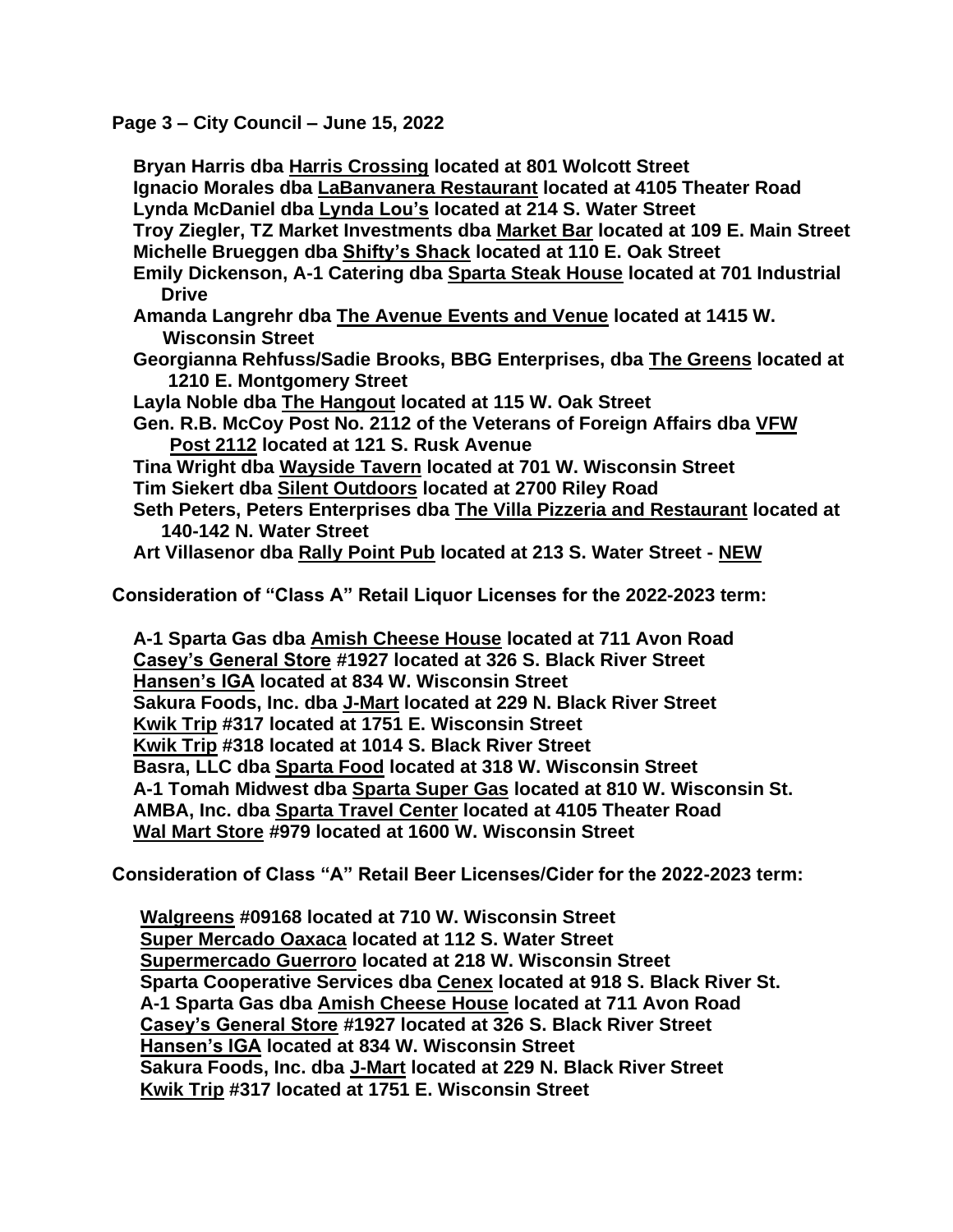**Page 3 – City Council – June 15, 2022**

**Bryan Harris dba <u>Harris Crossing</u> located at 801 Wolcott Street**
**Ignacio Morales dba <u>LaBanvanera Restaurant</u> located at 4105 Theater Road**
**Lynda McDaniel dba <u>Lynda Lou's</u> located at 214 S. Water Street**
**Troy Ziegler, TZ Market Investments dba <u>Market Bar</u> located at 109 E. Main Street**
**Michelle Brueggen dba <u>Shifty's Shack</u> located at 110 E. Oak Street**
**Emily Dickenson, A-1 Catering dba <u>Sparta Steak House</u> located at 701 Industrial Drive**
**Amanda Langrehr dba <u>The Avenue Events and Venue</u> located at 1415 W. Wisconsin Street**
**Georgianna Rehfuss/Sadie Brooks, BBG Enterprises, dba <u>The Greens</u> located at 1210 E. Montgomery Street**
**Layla Noble dba <u>The Hangout</u> located at 115 W. Oak Street**
**Gen. R.B. McCoy Post No. 2112 of the Veterans of Foreign Affairs dba <u>VFW Post 2112</u> located at 121 S. Rusk Avenue**
**Tina Wright dba <u>Wayside Tavern</u> located at 701 W. Wisconsin Street**
**Tim Siekert dba <u>Silent Outdoors</u> located at 2700 Riley Road**
**Seth Peters, Peters Enterprises dba <u>The Villa Pizzeria and Restaurant</u> located at 140-142 N. Water Street**
**Art Villasenor dba <u>Rally Point Pub</u> located at 213 S. Water Street - <u>NEW</u>**

**Consideration of "Class A" Retail Liquor Licenses for the 2022-2023 term:**

**A-1 Sparta Gas dba <u>Amish Cheese House</u> located at 711 Avon Road**
**<u>Casey's General Store</u> #1927 located at 326 S. Black River Street**
**<u>Hansen's IGA</u> located at 834 W. Wisconsin Street**
**Sakura Foods, Inc. dba <u>J-Mart</u> located at 229 N. Black River Street**
**<u>Kwik Trip</u> #317 located at 1751 E. Wisconsin Street**
**<u>Kwik Trip</u> #318 located at 1014 S. Black River Street**
**Basra, LLC dba <u>Sparta Food</u> located at 318 W. Wisconsin Street**
**A-1 Tomah Midwest dba <u>Sparta Super Gas</u> located at 810 W. Wisconsin St.**
**AMBA, Inc. dba <u>Sparta Travel Center</u> located at 4105 Theater Road**
**<u>Wal Mart Store</u> #979 located at 1600 W. Wisconsin Street**

**Consideration of Class "A" Retail Beer Licenses/Cider for the 2022-2023 term:**

**<u>Walgreens</u> #09168 located at 710 W. Wisconsin Street**
**<u>Super Mercado Oaxaca</u> located at 112 S. Water Street**
**<u>Supermercado Guerroro</u> located at 218 W. Wisconsin Street**
**Sparta Cooperative Services dba <u>Cenex</u> located at 918 S. Black River St.**
**A-1 Sparta Gas dba <u>Amish Cheese House</u> located at 711 Avon Road**
**<u>Casey's General Store</u> #1927 located at 326 S. Black River Street**
**<u>Hansen's IGA</u> located at 834 W. Wisconsin Street**
**Sakura Foods, Inc. dba <u>J-Mart</u> located at 229 N. Black River Street**
**<u>Kwik Trip</u> #317 located at 1751 E. Wisconsin Street**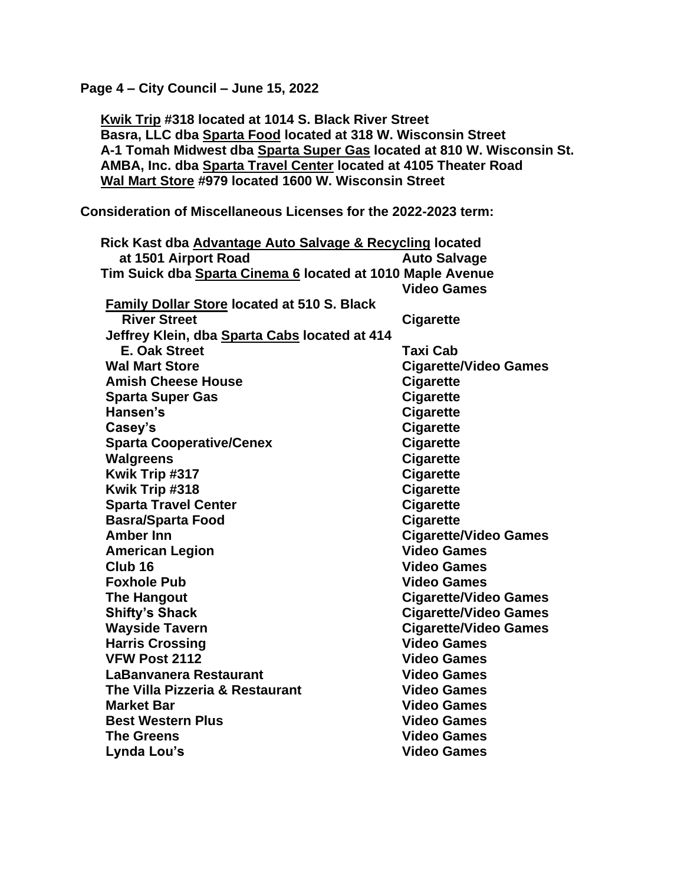**Page 4 – City Council – June 15, 2022**

**Kwik Trip #318 located at 1014 S. Black River Street**
**Basra, LLC dba Sparta Food located at 318 W. Wisconsin Street**
**A-1 Tomah Midwest dba Sparta Super Gas located at 810 W. Wisconsin St.**
**AMBA, Inc. dba Sparta Travel Center located at 4105 Theater Road**
**Wal Mart Store #979 located 1600 W. Wisconsin Street**

**Consideration of Miscellaneous Licenses for the 2022-2023 term:**

| | |
|---|---|
| **Rick Kast dba Advantage Auto Salvage & Recycling located at 1501 Airport Road** | **Auto Salvage** |
| **Tim Suick dba Sparta Cinema 6 located at 1010 Maple Avenue** | **Video Games** |
| **Family Dollar Store located at 510 S. Black River Street** | **Cigarette** |
| **Jeffrey Klein, dba Sparta Cabs located at 414 E. Oak Street** | **Taxi Cab** |
| **Wal Mart Store** | **Cigarette/Video Games** |
| **Amish Cheese House** | **Cigarette** |
| **Sparta Super Gas** | **Cigarette** |
| **Hansen's** | **Cigarette** |
| **Casey's** | **Cigarette** |
| **Sparta Cooperative/Cenex** | **Cigarette** |
| **Walgreens** | **Cigarette** |
| **Kwik Trip #317** | **Cigarette** |
| **Kwik Trip #318** | **Cigarette** |
| **Sparta Travel Center** | **Cigarette** |
| **Basra/Sparta Food** | **Cigarette** |
| **Amber Inn** | **Cigarette/Video Games** |
| **American Legion** | **Video Games** |
| **Club 16** | **Video Games** |
| **Foxhole Pub** | **Video Games** |
| **The Hangout** | **Cigarette/Video Games** |
| **Shifty's Shack** | **Cigarette/Video Games** |
| **Wayside Tavern** | **Cigarette/Video Games** |
| **Harris Crossing** | **Video Games** |
| **VFW Post 2112** | **Video Games** |
| **LaBanvanera Restaurant** | **Video Games** |
| **The Villa Pizzeria & Restaurant** | **Video Games** |
| **Market Bar** | **Video Games** |
| **Best Western Plus** | **Video Games** |
| **The Greens** | **Video Games** |
| **Lynda Lou's** | **Video Games** |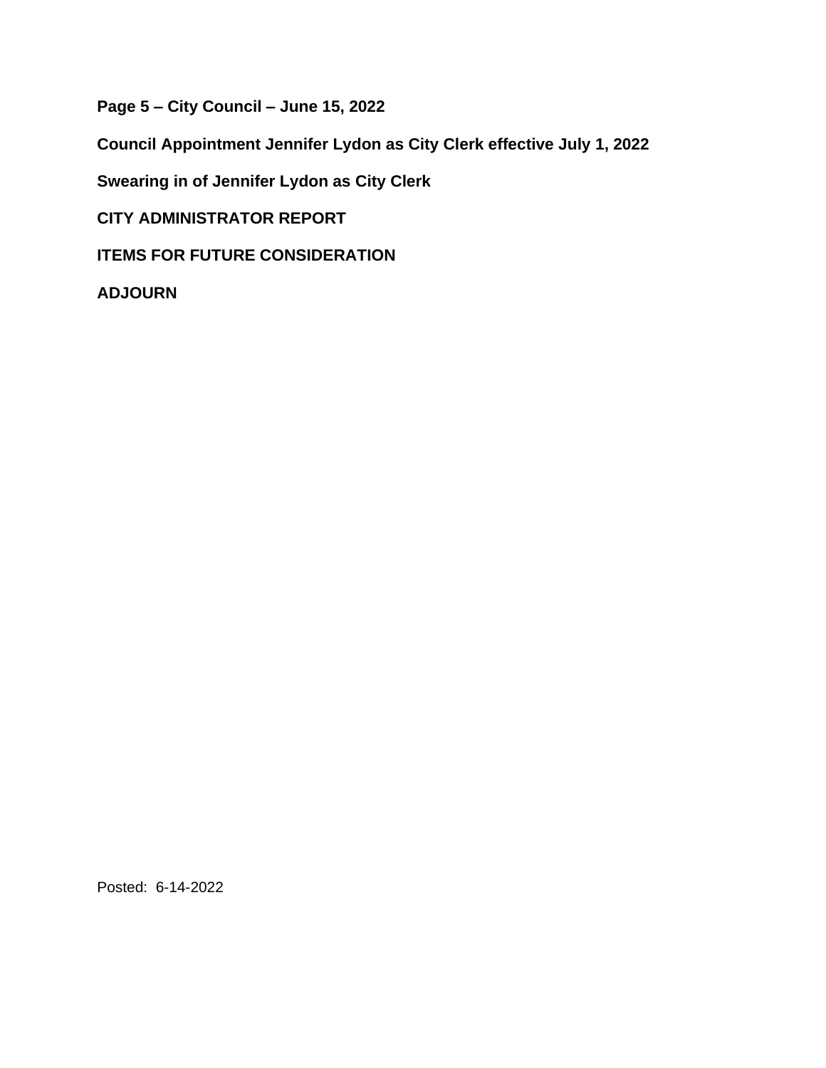**Council Appointment Jennifer Lydon as City Clerk effective July 1, 2022**

**Swearing in of Jennifer Lydon as City Clerk**

**CITY ADMINISTRATOR REPORT**

**ITEMS FOR FUTURE CONSIDERATION**

**ADJOURN**

Posted: 6-14-2022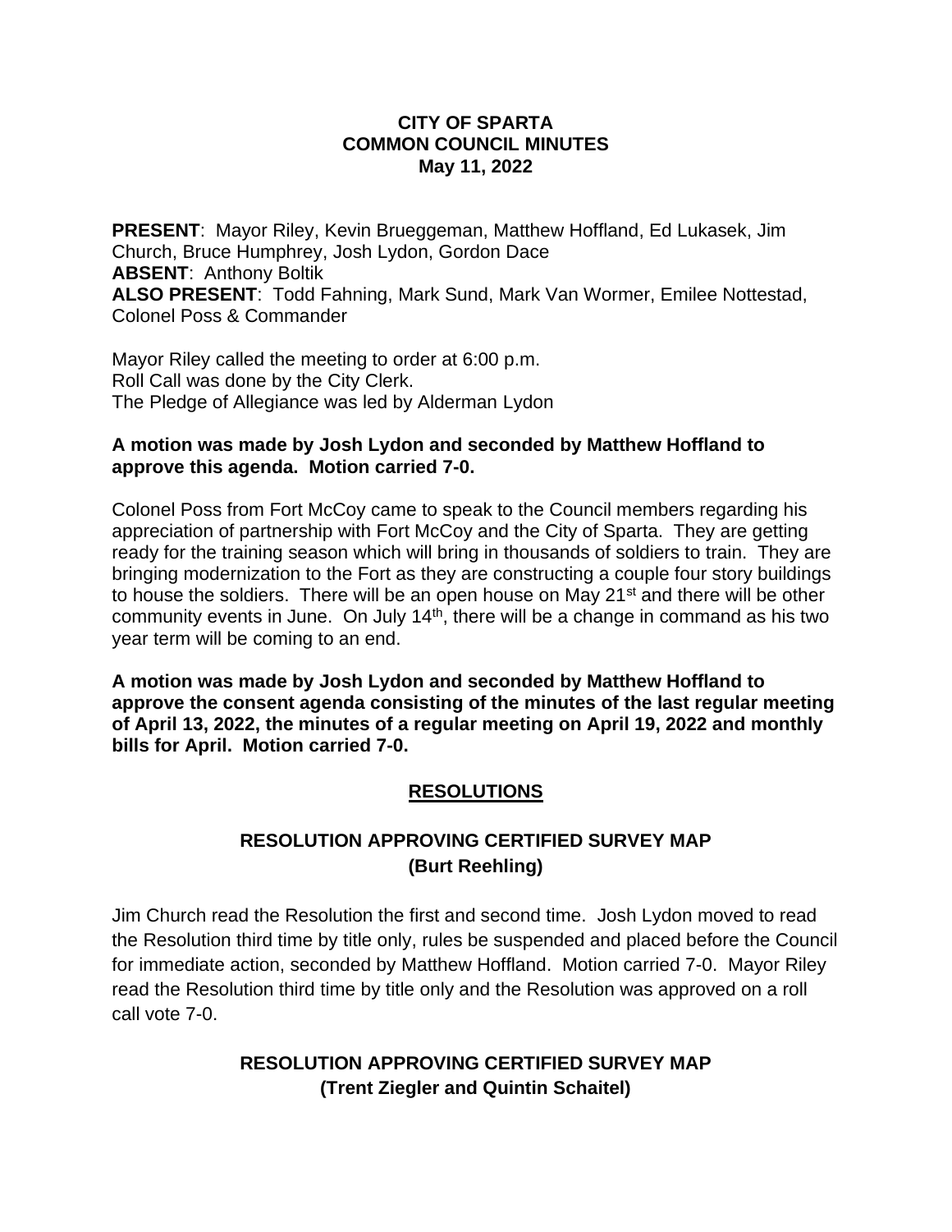**CITY OF SPARTA**
**COMMON COUNCIL MINUTES**
**May 11, 2022**

**PRESENT**: Mayor Riley, Kevin Brueggeman, Matthew Hoffland, Ed Lukasek, Jim Church, Bruce Humphrey, Josh Lydon, Gordon Dace
**ABSENT**: Anthony Boltik
**ALSO PRESENT**: Todd Fahning, Mark Sund, Mark Van Wormer, Emilee Nottestad, Colonel Poss & Commander

Mayor Riley called the meeting to order at 6:00 p.m.
Roll Call was done by the City Clerk.
The Pledge of Allegiance was led by Alderman Lydon

**A motion was made by Josh Lydon and seconded by Matthew Hoffland to approve this agenda. Motion carried 7-0.**

Colonel Poss from Fort McCoy came to speak to the Council members regarding his appreciation of partnership with Fort McCoy and the City of Sparta. They are getting ready for the training season which will bring in thousands of soldiers to train. They are bringing modernization to the Fort as they are constructing a couple four story buildings to house the soldiers. There will be an open house on May 21st and there will be other community events in June. On July 14th, there will be a change in command as his two year term will be coming to an end.

**A motion was made by Josh Lydon and seconded by Matthew Hoffland to approve the consent agenda consisting of the minutes of the last regular meeting of April 13, 2022, the minutes of a regular meeting on April 19, 2022 and monthly bills for April. Motion carried 7-0.**

## RESOLUTIONS

### RESOLUTION APPROVING CERTIFIED SURVEY MAP (Burt Reehling)

Jim Church read the Resolution the first and second time. Josh Lydon moved to read the Resolution third time by title only, rules be suspended and placed before the Council for immediate action, seconded by Matthew Hoffland. Motion carried 7-0. Mayor Riley read the Resolution third time by title only and the Resolution was approved on a roll call vote 7-0.

### RESOLUTION APPROVING CERTIFIED SURVEY MAP (Trent Ziegler and Quintin Schaitel)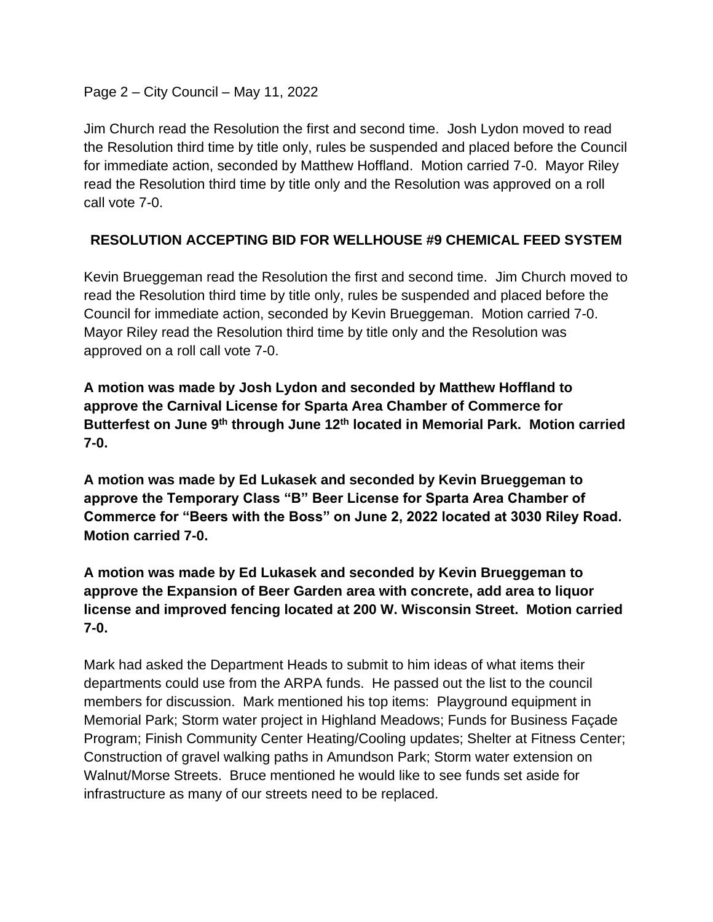Page 2 – City Council – May 11, 2022

Jim Church read the Resolution the first and second time. Josh Lydon moved to read the Resolution third time by title only, rules be suspended and placed before the Council for immediate action, seconded by Matthew Hoffland. Motion carried 7-0. Mayor Riley read the Resolution third time by title only and the Resolution was approved on a roll call vote 7-0.

## RESOLUTION ACCEPTING BID FOR WELLHOUSE #9 CHEMICAL FEED SYSTEM

Kevin Brueggeman read the Resolution the first and second time. Jim Church moved to read the Resolution third time by title only, rules be suspended and placed before the Council for immediate action, seconded by Kevin Brueggeman. Motion carried 7-0. Mayor Riley read the Resolution third time by title only and the Resolution was approved on a roll call vote 7-0.

**A motion was made by Josh Lydon and seconded by Matthew Hoffland to approve the Carnival License for Sparta Area Chamber of Commerce for Butterfest on June 9th through June 12th located in Memorial Park. Motion carried 7-0.**

**A motion was made by Ed Lukasek and seconded by Kevin Brueggeman to approve the Temporary Class "B" Beer License for Sparta Area Chamber of Commerce for "Beers with the Boss" on June 2, 2022 located at 3030 Riley Road. Motion carried 7-0.**

**A motion was made by Ed Lukasek and seconded by Kevin Brueggeman to approve the Expansion of Beer Garden area with concrete, add area to liquor license and improved fencing located at 200 W. Wisconsin Street. Motion carried 7-0.**

Mark had asked the Department Heads to submit to him ideas of what items their departments could use from the ARPA funds. He passed out the list to the council members for discussion. Mark mentioned his top items: Playground equipment in Memorial Park; Storm water project in Highland Meadows; Funds for Business Façade Program; Finish Community Center Heating/Cooling updates; Shelter at Fitness Center; Construction of gravel walking paths in Amundson Park; Storm water extension on Walnut/Morse Streets. Bruce mentioned he would like to see funds set aside for infrastructure as many of our streets need to be replaced.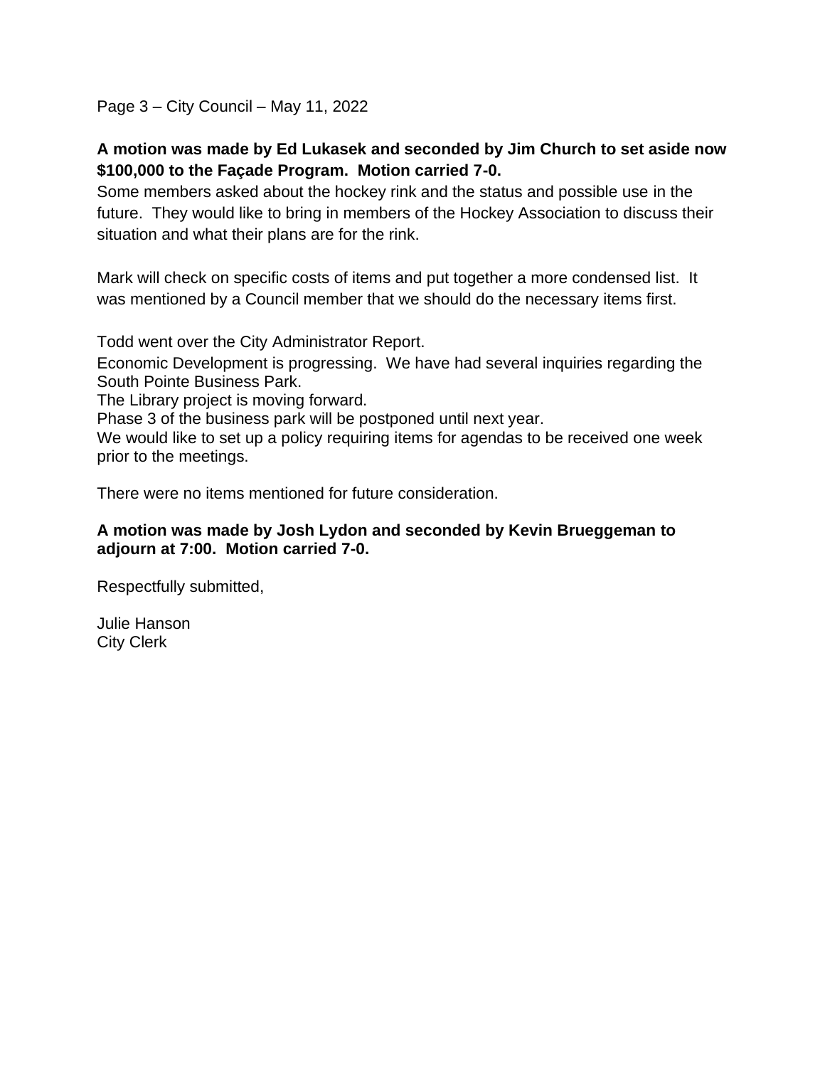**A motion was made by Ed Lukasek and seconded by Jim Church to set aside now $100,000 to the Façade Program. Motion carried 7-0.**

Some members asked about the hockey rink and the status and possible use in the future. They would like to bring in members of the Hockey Association to discuss their situation and what their plans are for the rink.

Mark will check on specific costs of items and put together a more condensed list. It was mentioned by a Council member that we should do the necessary items first.

Todd went over the City Administrator Report.

Economic Development is progressing. We have had several inquiries regarding the South Pointe Business Park.

The Library project is moving forward.

Phase 3 of the business park will be postponed until next year.

We would like to set up a policy requiring items for agendas to be received one week prior to the meetings.

There were no items mentioned for future consideration.

**A motion was made by Josh Lydon and seconded by Kevin Brueggeman to adjourn at 7:00. Motion carried 7-0.**

Respectfully submitted,

Julie Hanson
City Clerk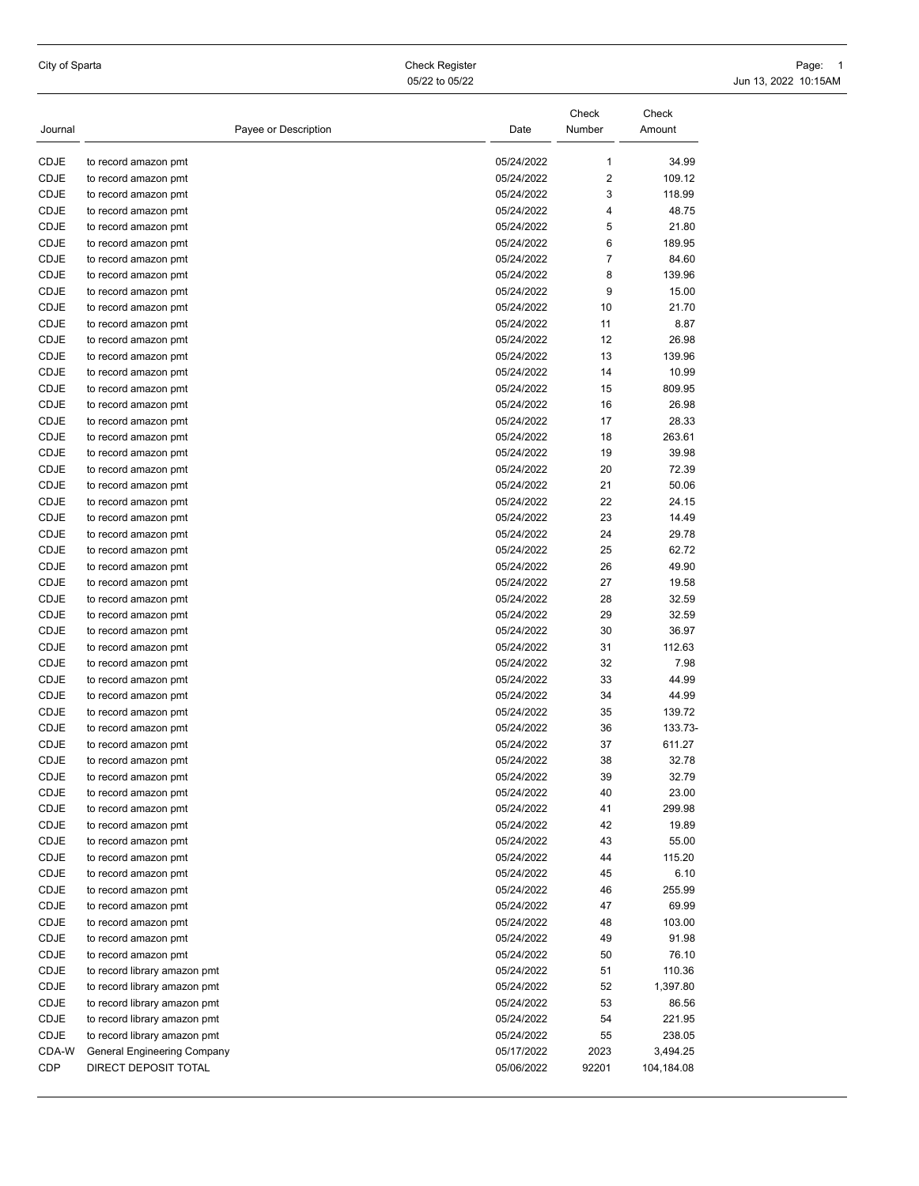City of Sparta

Check Register

05/22 to 05/22

| Journal | Payee or Description | Date | Check Number | Check Amount |
|---|---|---|---|---|
| CDJE | to record amazon pmt | 05/24/2022 | 1 | 34.99 |
| CDJE | to record amazon pmt | 05/24/2022 | 2 | 109.12 |
| CDJE | to record amazon pmt | 05/24/2022 | 3 | 118.99 |
| CDJE | to record amazon pmt | 05/24/2022 | 4 | 48.75 |
| CDJE | to record amazon pmt | 05/24/2022 | 5 | 21.80 |
| CDJE | to record amazon pmt | 05/24/2022 | 6 | 189.95 |
| CDJE | to record amazon pmt | 05/24/2022 | 7 | 84.60 |
| CDJE | to record amazon pmt | 05/24/2022 | 8 | 139.96 |
| CDJE | to record amazon pmt | 05/24/2022 | 9 | 15.00 |
| CDJE | to record amazon pmt | 05/24/2022 | 10 | 21.70 |
| CDJE | to record amazon pmt | 05/24/2022 | 11 | 8.87 |
| CDJE | to record amazon pmt | 05/24/2022 | 12 | 26.98 |
| CDJE | to record amazon pmt | 05/24/2022 | 13 | 139.96 |
| CDJE | to record amazon pmt | 05/24/2022 | 14 | 10.99 |
| CDJE | to record amazon pmt | 05/24/2022 | 15 | 809.95 |
| CDJE | to record amazon pmt | 05/24/2022 | 16 | 26.98 |
| CDJE | to record amazon pmt | 05/24/2022 | 17 | 28.33 |
| CDJE | to record amazon pmt | 05/24/2022 | 18 | 263.61 |
| CDJE | to record amazon pmt | 05/24/2022 | 19 | 39.98 |
| CDJE | to record amazon pmt | 05/24/2022 | 20 | 72.39 |
| CDJE | to record amazon pmt | 05/24/2022 | 21 | 50.06 |
| CDJE | to record amazon pmt | 05/24/2022 | 22 | 24.15 |
| CDJE | to record amazon pmt | 05/24/2022 | 23 | 14.49 |
| CDJE | to record amazon pmt | 05/24/2022 | 24 | 29.78 |
| CDJE | to record amazon pmt | 05/24/2022 | 25 | 62.72 |
| CDJE | to record amazon pmt | 05/24/2022 | 26 | 49.90 |
| CDJE | to record amazon pmt | 05/24/2022 | 27 | 19.58 |
| CDJE | to record amazon pmt | 05/24/2022 | 28 | 32.59 |
| CDJE | to record amazon pmt | 05/24/2022 | 29 | 32.59 |
| CDJE | to record amazon pmt | 05/24/2022 | 30 | 36.97 |
| CDJE | to record amazon pmt | 05/24/2022 | 31 | 112.63 |
| CDJE | to record amazon pmt | 05/24/2022 | 32 | 7.98 |
| CDJE | to record amazon pmt | 05/24/2022 | 33 | 44.99 |
| CDJE | to record amazon pmt | 05/24/2022 | 34 | 44.99 |
| CDJE | to record amazon pmt | 05/24/2022 | 35 | 139.72 |
| CDJE | to record amazon pmt | 05/24/2022 | 36 | 133.73- |
| CDJE | to record amazon pmt | 05/24/2022 | 37 | 611.27 |
| CDJE | to record amazon pmt | 05/24/2022 | 38 | 32.78 |
| CDJE | to record amazon pmt | 05/24/2022 | 39 | 32.79 |
| CDJE | to record amazon pmt | 05/24/2022 | 40 | 23.00 |
| CDJE | to record amazon pmt | 05/24/2022 | 41 | 299.98 |
| CDJE | to record amazon pmt | 05/24/2022 | 42 | 19.89 |
| CDJE | to record amazon pmt | 05/24/2022 | 43 | 55.00 |
| CDJE | to record amazon pmt | 05/24/2022 | 44 | 115.20 |
| CDJE | to record amazon pmt | 05/24/2022 | 45 | 6.10 |
| CDJE | to record amazon pmt | 05/24/2022 | 46 | 255.99 |
| CDJE | to record amazon pmt | 05/24/2022 | 47 | 69.99 |
| CDJE | to record amazon pmt | 05/24/2022 | 48 | 103.00 |
| CDJE | to record amazon pmt | 05/24/2022 | 49 | 91.98 |
| CDJE | to record amazon pmt | 05/24/2022 | 50 | 76.10 |
| CDJE | to record library amazon pmt | 05/24/2022 | 51 | 110.36 |
| CDJE | to record library amazon pmt | 05/24/2022 | 52 | 1,397.80 |
| CDJE | to record library amazon pmt | 05/24/2022 | 53 | 86.56 |
| CDJE | to record library amazon pmt | 05/24/2022 | 54 | 221.95 |
| CDJE | to record library amazon pmt | 05/24/2022 | 55 | 238.05 |
| CDA-W | General Engineering Company | 05/17/2022 | 2023 | 3,494.25 |
| CDP | DIRECT DEPOSIT TOTAL | 05/06/2022 | 92201 | 104,184.08 |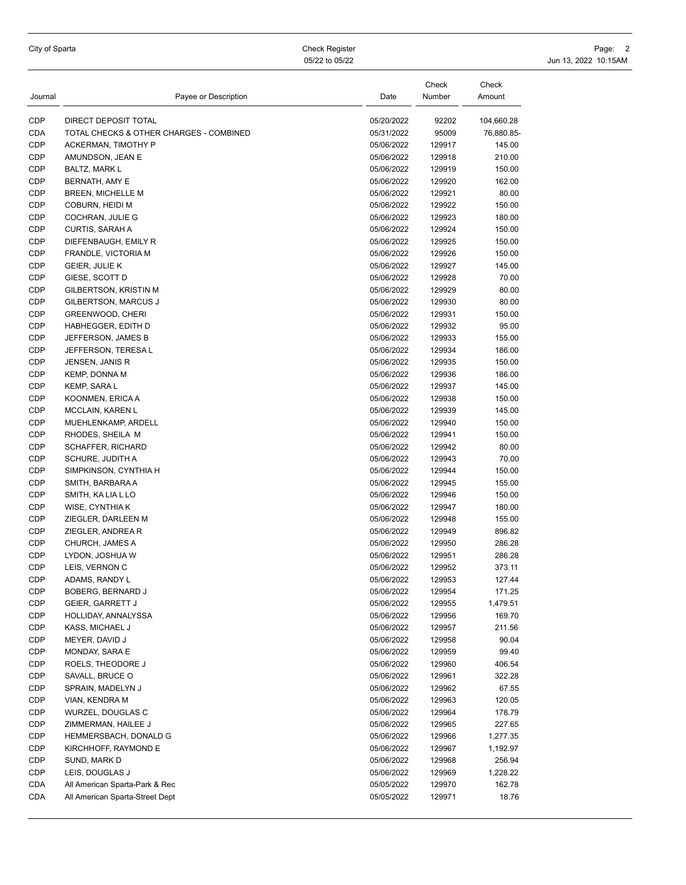| Journal | Payee or Description | Date | Check Number | Check Amount |
|---|---|---|---|---|
| CDP | DIRECT DEPOSIT TOTAL | 05/20/2022 | 92202 | 104,660.28 |
| CDA | TOTAL CHECKS & OTHER CHARGES - COMBINED | 05/31/2022 | 95009 | 76,880.85- |
| CDP | ACKERMAN, TIMOTHY P | 05/06/2022 | 129917 | 145.00 |
| CDP | AMUNDSON, JEAN E | 05/06/2022 | 129918 | 210.00 |
| CDP | BALTZ, MARK L | 05/06/2022 | 129919 | 150.00 |
| CDP | BERNATH, AMY E | 05/06/2022 | 129920 | 162.00 |
| CDP | BREEN, MICHELLE M | 05/06/2022 | 129921 | 80.00 |
| CDP | COBURN, HEIDI M | 05/06/2022 | 129922 | 150.00 |
| CDP | COCHRAN, JULIE G | 05/06/2022 | 129923 | 180.00 |
| CDP | CURTIS, SARAH A | 05/06/2022 | 129924 | 150.00 |
| CDP | DIEFENBAUGH, EMILY R | 05/06/2022 | 129925 | 150.00 |
| CDP | FRANDLE, VICTORIA M | 05/06/2022 | 129926 | 150.00 |
| CDP | GEIER, JULIE K | 05/06/2022 | 129927 | 145.00 |
| CDP | GIESE, SCOTT D | 05/06/2022 | 129928 | 70.00 |
| CDP | GILBERTSON, KRISTIN M | 05/06/2022 | 129929 | 80.00 |
| CDP | GILBERTSON, MARCUS J | 05/06/2022 | 129930 | 80.00 |
| CDP | GREENWOOD, CHERI | 05/06/2022 | 129931 | 150.00 |
| CDP | HABHEGGER, EDITH D | 05/06/2022 | 129932 | 95.00 |
| CDP | JEFFERSON, JAMES B | 05/06/2022 | 129933 | 155.00 |
| CDP | JEFFERSON, TERESA L | 05/06/2022 | 129934 | 186.00 |
| CDP | JENSEN, JANIS R | 05/06/2022 | 129935 | 150.00 |
| CDP | KEMP, DONNA M | 05/06/2022 | 129936 | 186.00 |
| CDP | KEMP, SARA L | 05/06/2022 | 129937 | 145.00 |
| CDP | KOONMEN, ERICA A | 05/06/2022 | 129938 | 150.00 |
| CDP | MCCLAIN, KAREN L | 05/06/2022 | 129939 | 145.00 |
| CDP | MUEHLENKAMP, ARDELL | 05/06/2022 | 129940 | 150.00 |
| CDP | RHODES, SHEILA M | 05/06/2022 | 129941 | 150.00 |
| CDP | SCHAFFER, RICHARD | 05/06/2022 | 129942 | 80.00 |
| CDP | SCHURE, JUDITH A | 05/06/2022 | 129943 | 70.00 |
| CDP | SIMPKINSON, CYNTHIA H | 05/06/2022 | 129944 | 150.00 |
| CDP | SMITH, BARBARA A | 05/06/2022 | 129945 | 155.00 |
| CDP | SMITH, KA LIA L LO | 05/06/2022 | 129946 | 150.00 |
| CDP | WISE, CYNTHIA K | 05/06/2022 | 129947 | 180.00 |
| CDP | ZIEGLER, DARLEEN M | 05/06/2022 | 129948 | 155.00 |
| CDP | ZIEGLER, ANDREA R | 05/06/2022 | 129949 | 896.82 |
| CDP | CHURCH, JAMES A | 05/06/2022 | 129950 | 286.28 |
| CDP | LYDON, JOSHUA W | 05/06/2022 | 129951 | 286.28 |
| CDP | LEIS, VERNON C | 05/06/2022 | 129952 | 373.11 |
| CDP | ADAMS, RANDY L | 05/06/2022 | 129953 | 127.44 |
| CDP | BOBERG, BERNARD J | 05/06/2022 | 129954 | 171.25 |
| CDP | GEIER, GARRETT J | 05/06/2022 | 129955 | 1,479.51 |
| CDP | HOLLIDAY, ANNALYSSA | 05/06/2022 | 129956 | 169.70 |
| CDP | KASS, MICHAEL J | 05/06/2022 | 129957 | 211.56 |
| CDP | MEYER, DAVID J | 05/06/2022 | 129958 | 90.04 |
| CDP | MONDAY, SARA E | 05/06/2022 | 129959 | 99.40 |
| CDP | ROELS, THEODORE J | 05/06/2022 | 129960 | 406.54 |
| CDP | SAVALL, BRUCE O | 05/06/2022 | 129961 | 322.28 |
| CDP | SPRAIN, MADELYN J | 05/06/2022 | 129962 | 67.55 |
| CDP | VIAN, KENDRA M | 05/06/2022 | 129963 | 120.05 |
| CDP | WURZEL, DOUGLAS C | 05/06/2022 | 129964 | 178.79 |
| CDP | ZIMMERMAN, HAILEE J | 05/06/2022 | 129965 | 227.65 |
| CDP | HEMMERSBACH, DONALD G | 05/06/2022 | 129966 | 1,277.35 |
| CDP | KIRCHHOFF, RAYMOND E | 05/06/2022 | 129967 | 1,192.97 |
| CDP | SUND, MARK D | 05/06/2022 | 129968 | 256.94 |
| CDP | LEIS, DOUGLAS J | 05/06/2022 | 129969 | 1,228.22 |
| CDA | All American Sparta-Park & Rec | 05/05/2022 | 129970 | 162.78 |
| CDA | All American Sparta-Street Dept | 05/05/2022 | 129971 | 18.76 |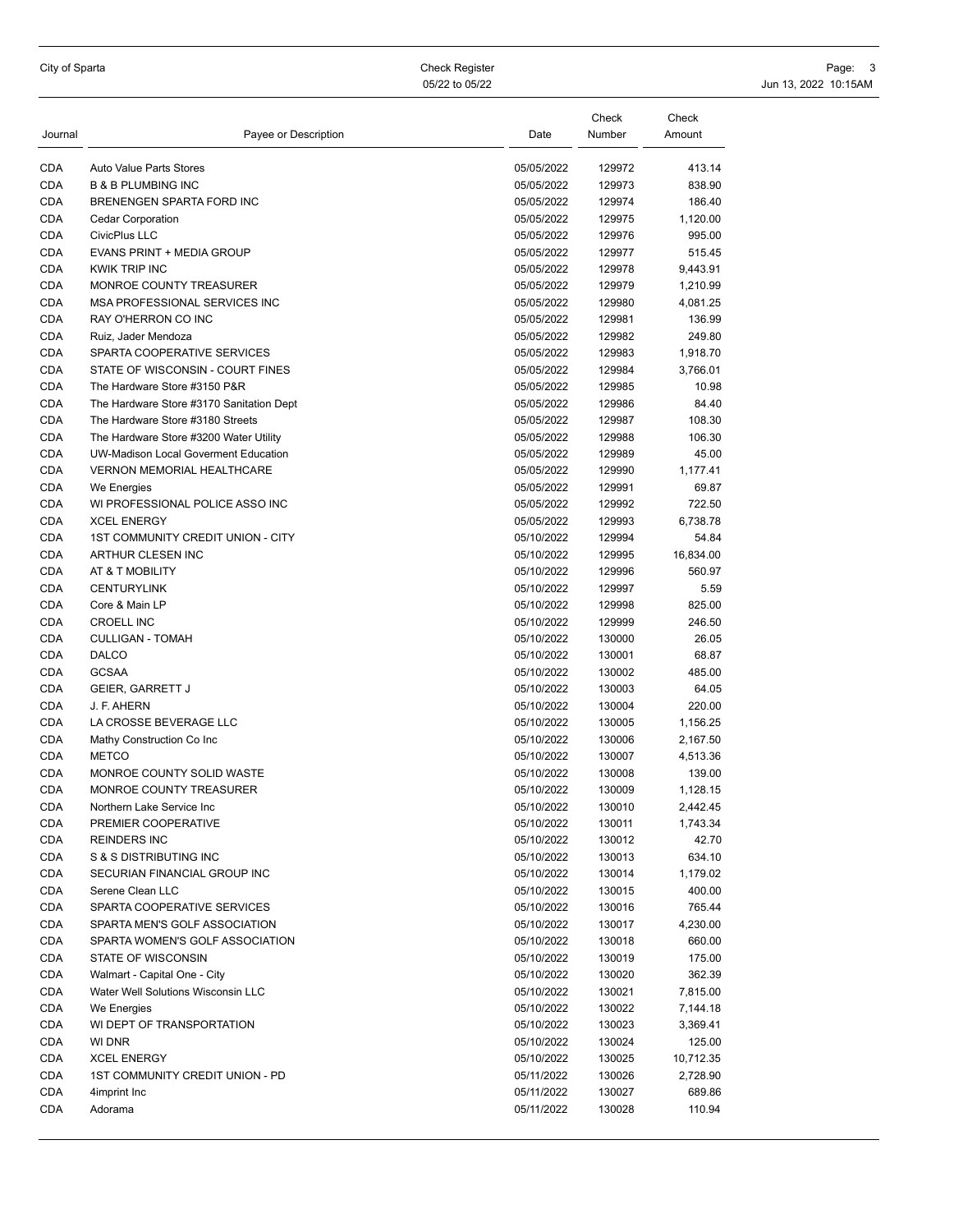| Journal | Payee or Description | Date | Check Number | Check Amount |
|---|---|---|---|---|
| CDA | Auto Value Parts Stores | 05/05/2022 | 129972 | 413.14 |
| CDA | B & B PLUMBING INC | 05/05/2022 | 129973 | 838.90 |
| CDA | BRENENGEN SPARTA FORD INC | 05/05/2022 | 129974 | 186.40 |
| CDA | Cedar Corporation | 05/05/2022 | 129975 | 1,120.00 |
| CDA | CivicPlus LLC | 05/05/2022 | 129976 | 995.00 |
| CDA | EVANS PRINT + MEDIA GROUP | 05/05/2022 | 129977 | 515.45 |
| CDA | KWIK TRIP INC | 05/05/2022 | 129978 | 9,443.91 |
| CDA | MONROE COUNTY TREASURER | 05/05/2022 | 129979 | 1,210.99 |
| CDA | MSA PROFESSIONAL SERVICES INC | 05/05/2022 | 129980 | 4,081.25 |
| CDA | RAY O'HERRON CO INC | 05/05/2022 | 129981 | 136.99 |
| CDA | Ruiz, Jader Mendoza | 05/05/2022 | 129982 | 249.80 |
| CDA | SPARTA COOPERATIVE SERVICES | 05/05/2022 | 129983 | 1,918.70 |
| CDA | STATE OF WISCONSIN - COURT FINES | 05/05/2022 | 129984 | 3,766.01 |
| CDA | The Hardware Store #3150 P&R | 05/05/2022 | 129985 | 10.98 |
| CDA | The Hardware Store #3170 Sanitation Dept | 05/05/2022 | 129986 | 84.40 |
| CDA | The Hardware Store #3180 Streets | 05/05/2022 | 129987 | 108.30 |
| CDA | The Hardware Store #3200 Water Utility | 05/05/2022 | 129988 | 106.30 |
| CDA | UW-Madison Local Goverment Education | 05/05/2022 | 129989 | 45.00 |
| CDA | VERNON MEMORIAL HEALTHCARE | 05/05/2022 | 129990 | 1,177.41 |
| CDA | We Energies | 05/05/2022 | 129991 | 69.87 |
| CDA | WI PROFESSIONAL POLICE ASSO INC | 05/05/2022 | 129992 | 722.50 |
| CDA | XCEL ENERGY | 05/05/2022 | 129993 | 6,738.78 |
| CDA | 1ST COMMUNITY CREDIT UNION - CITY | 05/10/2022 | 129994 | 54.84 |
| CDA | ARTHUR CLESEN INC | 05/10/2022 | 129995 | 16,834.00 |
| CDA | AT & T MOBILITY | 05/10/2022 | 129996 | 560.97 |
| CDA | CENTURYLINK | 05/10/2022 | 129997 | 5.59 |
| CDA | Core & Main LP | 05/10/2022 | 129998 | 825.00 |
| CDA | CROELL INC | 05/10/2022 | 129999 | 246.50 |
| CDA | CULLIGAN - TOMAH | 05/10/2022 | 130000 | 26.05 |
| CDA | DALCO | 05/10/2022 | 130001 | 68.87 |
| CDA | GCSAA | 05/10/2022 | 130002 | 485.00 |
| CDA | GEIER, GARRETT J | 05/10/2022 | 130003 | 64.05 |
| CDA | J. F. AHERN | 05/10/2022 | 130004 | 220.00 |
| CDA | LA CROSSE BEVERAGE LLC | 05/10/2022 | 130005 | 1,156.25 |
| CDA | Mathy Construction Co Inc | 05/10/2022 | 130006 | 2,167.50 |
| CDA | METCO | 05/10/2022 | 130007 | 4,513.36 |
| CDA | MONROE COUNTY SOLID WASTE | 05/10/2022 | 130008 | 139.00 |
| CDA | MONROE COUNTY TREASURER | 05/10/2022 | 130009 | 1,128.15 |
| CDA | Northern Lake Service Inc | 05/10/2022 | 130010 | 2,442.45 |
| CDA | PREMIER COOPERATIVE | 05/10/2022 | 130011 | 1,743.34 |
| CDA | REINDERS INC | 05/10/2022 | 130012 | 42.70 |
| CDA | S & S DISTRIBUTING INC | 05/10/2022 | 130013 | 634.10 |
| CDA | SECURIAN FINANCIAL GROUP INC | 05/10/2022 | 130014 | 1,179.02 |
| CDA | Serene Clean LLC | 05/10/2022 | 130015 | 400.00 |
| CDA | SPARTA COOPERATIVE SERVICES | 05/10/2022 | 130016 | 765.44 |
| CDA | SPARTA MEN'S GOLF ASSOCIATION | 05/10/2022 | 130017 | 4,230.00 |
| CDA | SPARTA WOMEN'S GOLF ASSOCIATION | 05/10/2022 | 130018 | 660.00 |
| CDA | STATE OF WISCONSIN | 05/10/2022 | 130019 | 175.00 |
| CDA | Walmart - Capital One - City | 05/10/2022 | 130020 | 362.39 |
| CDA | Water Well Solutions Wisconsin LLC | 05/10/2022 | 130021 | 7,815.00 |
| CDA | We Energies | 05/10/2022 | 130022 | 7,144.18 |
| CDA | WI DEPT OF TRANSPORTATION | 05/10/2022 | 130023 | 3,369.41 |
| CDA | WI DNR | 05/10/2022 | 130024 | 125.00 |
| CDA | XCEL ENERGY | 05/10/2022 | 130025 | 10,712.35 |
| CDA | 1ST COMMUNITY CREDIT UNION - PD | 05/11/2022 | 130026 | 2,728.90 |
| CDA | 4imprint Inc | 05/11/2022 | 130027 | 689.86 |
| CDA | Adorama | 05/11/2022 | 130028 | 110.94 |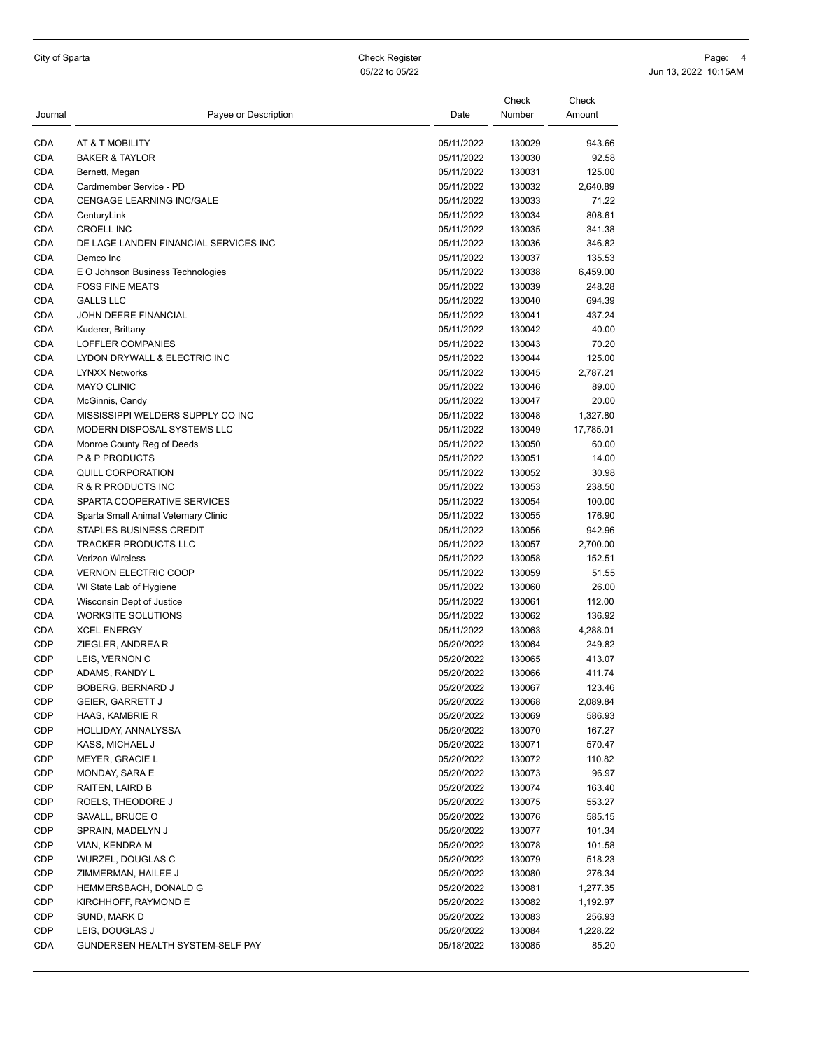City of Sparta

Check Register
05/22 to 05/22

| Journal | Payee or Description | Date | Check Number | Check Amount |
|---|---|---|---|---|
| CDA | AT & T MOBILITY | 05/11/2022 | 130029 | 943.66 |
| CDA | BAKER & TAYLOR | 05/11/2022 | 130030 | 92.58 |
| CDA | Bernett, Megan | 05/11/2022 | 130031 | 125.00 |
| CDA | Cardmember Service - PD | 05/11/2022 | 130032 | 2,640.89 |
| CDA | CENGAGE LEARNING INC/GALE | 05/11/2022 | 130033 | 71.22 |
| CDA | CenturyLink | 05/11/2022 | 130034 | 808.61 |
| CDA | CROELL INC | 05/11/2022 | 130035 | 341.38 |
| CDA | DE LAGE LANDEN FINANCIAL SERVICES INC | 05/11/2022 | 130036 | 346.82 |
| CDA | Demco Inc | 05/11/2022 | 130037 | 135.53 |
| CDA | E O Johnson Business Technologies | 05/11/2022 | 130038 | 6,459.00 |
| CDA | FOSS FINE MEATS | 05/11/2022 | 130039 | 248.28 |
| CDA | GALLS LLC | 05/11/2022 | 130040 | 694.39 |
| CDA | JOHN DEERE FINANCIAL | 05/11/2022 | 130041 | 437.24 |
| CDA | Kuderer, Brittany | 05/11/2022 | 130042 | 40.00 |
| CDA | LOFFLER COMPANIES | 05/11/2022 | 130043 | 70.20 |
| CDA | LYDON DRYWALL & ELECTRIC INC | 05/11/2022 | 130044 | 125.00 |
| CDA | LYNXX Networks | 05/11/2022 | 130045 | 2,787.21 |
| CDA | MAYO CLINIC | 05/11/2022 | 130046 | 89.00 |
| CDA | McGinnis, Candy | 05/11/2022 | 130047 | 20.00 |
| CDA | MISSISSIPPI WELDERS SUPPLY CO INC | 05/11/2022 | 130048 | 1,327.80 |
| CDA | MODERN DISPOSAL SYSTEMS LLC | 05/11/2022 | 130049 | 17,785.01 |
| CDA | Monroe County Reg of Deeds | 05/11/2022 | 130050 | 60.00 |
| CDA | P & P PRODUCTS | 05/11/2022 | 130051 | 14.00 |
| CDA | QUILL CORPORATION | 05/11/2022 | 130052 | 30.98 |
| CDA | R & R PRODUCTS INC | 05/11/2022 | 130053 | 238.50 |
| CDA | SPARTA COOPERATIVE SERVICES | 05/11/2022 | 130054 | 100.00 |
| CDA | Sparta Small Animal Veternary Clinic | 05/11/2022 | 130055 | 176.90 |
| CDA | STAPLES BUSINESS CREDIT | 05/11/2022 | 130056 | 942.96 |
| CDA | TRACKER PRODUCTS LLC | 05/11/2022 | 130057 | 2,700.00 |
| CDA | Verizon Wireless | 05/11/2022 | 130058 | 152.51 |
| CDA | VERNON ELECTRIC COOP | 05/11/2022 | 130059 | 51.55 |
| CDA | WI State Lab of Hygiene | 05/11/2022 | 130060 | 26.00 |
| CDA | Wisconsin Dept of Justice | 05/11/2022 | 130061 | 112.00 |
| CDA | WORKSITE SOLUTIONS | 05/11/2022 | 130062 | 136.92 |
| CDA | XCEL ENERGY | 05/11/2022 | 130063 | 4,288.01 |
| CDP | ZIEGLER, ANDREA R | 05/20/2022 | 130064 | 249.82 |
| CDP | LEIS, VERNON C | 05/20/2022 | 130065 | 413.07 |
| CDP | ADAMS, RANDY L | 05/20/2022 | 130066 | 411.74 |
| CDP | BOBERG, BERNARD J | 05/20/2022 | 130067 | 123.46 |
| CDP | GEIER, GARRETT J | 05/20/2022 | 130068 | 2,089.84 |
| CDP | HAAS, KAMBRIE R | 05/20/2022 | 130069 | 586.93 |
| CDP | HOLLIDAY, ANNALYSSA | 05/20/2022 | 130070 | 167.27 |
| CDP | KASS, MICHAEL J | 05/20/2022 | 130071 | 570.47 |
| CDP | MEYER, GRACIE L | 05/20/2022 | 130072 | 110.82 |
| CDP | MONDAY, SARA E | 05/20/2022 | 130073 | 96.97 |
| CDP | RAITEN, LAIRD B | 05/20/2022 | 130074 | 163.40 |
| CDP | ROELS, THEODORE J | 05/20/2022 | 130075 | 553.27 |
| CDP | SAVALL, BRUCE O | 05/20/2022 | 130076 | 585.15 |
| CDP | SPRAIN, MADELYN J | 05/20/2022 | 130077 | 101.34 |
| CDP | VIAN, KENDRA M | 05/20/2022 | 130078 | 101.58 |
| CDP | WURZEL, DOUGLAS C | 05/20/2022 | 130079 | 518.23 |
| CDP | ZIMMERMAN, HAILEE J | 05/20/2022 | 130080 | 276.34 |
| CDP | HEMMERSBACH, DONALD G | 05/20/2022 | 130081 | 1,277.35 |
| CDP | KIRCHHOFF, RAYMOND E | 05/20/2022 | 130082 | 1,192.97 |
| CDP | SUND, MARK D | 05/20/2022 | 130083 | 256.93 |
| CDP | LEIS, DOUGLAS J | 05/20/2022 | 130084 | 1,228.22 |
| CDA | GUNDERSEN HEALTH SYSTEM-SELF PAY | 05/18/2022 | 130085 | 85.20 |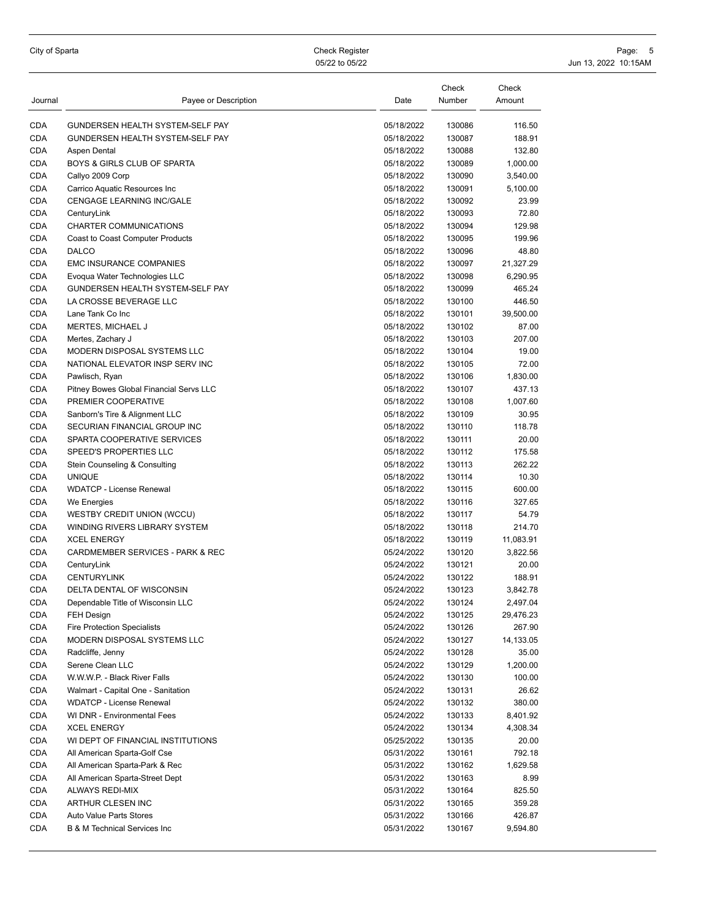| Journal | Payee or Description | Date | Check Number | Check Amount |
| --- | --- | --- | --- | --- |
| CDA | GUNDERSEN HEALTH SYSTEM-SELF PAY | 05/18/2022 | 130086 | 116.50 |
| CDA | GUNDERSEN HEALTH SYSTEM-SELF PAY | 05/18/2022 | 130087 | 188.91 |
| CDA | Aspen Dental | 05/18/2022 | 130088 | 132.80 |
| CDA | BOYS & GIRLS CLUB OF SPARTA | 05/18/2022 | 130089 | 1,000.00 |
| CDA | Callyo 2009 Corp | 05/18/2022 | 130090 | 3,540.00 |
| CDA | Carrico Aquatic Resources Inc | 05/18/2022 | 130091 | 5,100.00 |
| CDA | CENGAGE LEARNING INC/GALE | 05/18/2022 | 130092 | 23.99 |
| CDA | CenturyLink | 05/18/2022 | 130093 | 72.80 |
| CDA | CHARTER COMMUNICATIONS | 05/18/2022 | 130094 | 129.98 |
| CDA | Coast to Coast Computer Products | 05/18/2022 | 130095 | 199.96 |
| CDA | DALCO | 05/18/2022 | 130096 | 48.80 |
| CDA | EMC INSURANCE COMPANIES | 05/18/2022 | 130097 | 21,327.29 |
| CDA | Evoqua Water Technologies LLC | 05/18/2022 | 130098 | 6,290.95 |
| CDA | GUNDERSEN HEALTH SYSTEM-SELF PAY | 05/18/2022 | 130099 | 465.24 |
| CDA | LA CROSSE BEVERAGE LLC | 05/18/2022 | 130100 | 446.50 |
| CDA | Lane Tank Co Inc | 05/18/2022 | 130101 | 39,500.00 |
| CDA | MERTES, MICHAEL J | 05/18/2022 | 130102 | 87.00 |
| CDA | Mertes, Zachary J | 05/18/2022 | 130103 | 207.00 |
| CDA | MODERN DISPOSAL SYSTEMS LLC | 05/18/2022 | 130104 | 19.00 |
| CDA | NATIONAL ELEVATOR INSP SERV INC | 05/18/2022 | 130105 | 72.00 |
| CDA | Pawlisch, Ryan | 05/18/2022 | 130106 | 1,830.00 |
| CDA | Pitney Bowes Global Financial Servs LLC | 05/18/2022 | 130107 | 437.13 |
| CDA | PREMIER COOPERATIVE | 05/18/2022 | 130108 | 1,007.60 |
| CDA | Sanborn's Tire & Alignment LLC | 05/18/2022 | 130109 | 30.95 |
| CDA | SECURIAN FINANCIAL GROUP INC | 05/18/2022 | 130110 | 118.78 |
| CDA | SPARTA COOPERATIVE SERVICES | 05/18/2022 | 130111 | 20.00 |
| CDA | SPEED'S PROPERTIES LLC | 05/18/2022 | 130112 | 175.58 |
| CDA | Stein Counseling & Consulting | 05/18/2022 | 130113 | 262.22 |
| CDA | UNIQUE | 05/18/2022 | 130114 | 10.30 |
| CDA | WDATCP - License Renewal | 05/18/2022 | 130115 | 600.00 |
| CDA | We Energies | 05/18/2022 | 130116 | 327.65 |
| CDA | WESTBY CREDIT UNION (WCCU) | 05/18/2022 | 130117 | 54.79 |
| CDA | WINDING RIVERS LIBRARY SYSTEM | 05/18/2022 | 130118 | 214.70 |
| CDA | XCEL ENERGY | 05/18/2022 | 130119 | 11,083.91 |
| CDA | CARDMEMBER SERVICES - PARK & REC | 05/24/2022 | 130120 | 3,822.56 |
| CDA | CenturyLink | 05/24/2022 | 130121 | 20.00 |
| CDA | CENTURYLINK | 05/24/2022 | 130122 | 188.91 |
| CDA | DELTA DENTAL OF WISCONSIN | 05/24/2022 | 130123 | 3,842.78 |
| CDA | Dependable Title of Wisconsin LLC | 05/24/2022 | 130124 | 2,497.04 |
| CDA | FEH Design | 05/24/2022 | 130125 | 29,476.23 |
| CDA | Fire Protection Specialists | 05/24/2022 | 130126 | 267.90 |
| CDA | MODERN DISPOSAL SYSTEMS LLC | 05/24/2022 | 130127 | 14,133.05 |
| CDA | Radcliffe, Jenny | 05/24/2022 | 130128 | 35.00 |
| CDA | Serene Clean LLC | 05/24/2022 | 130129 | 1,200.00 |
| CDA | W.W.W.P. - Black River Falls | 05/24/2022 | 130130 | 100.00 |
| CDA | Walmart - Capital One - Sanitation | 05/24/2022 | 130131 | 26.62 |
| CDA | WDATCP - License Renewal | 05/24/2022 | 130132 | 380.00 |
| CDA | WI DNR - Environmental Fees | 05/24/2022 | 130133 | 8,401.92 |
| CDA | XCEL ENERGY | 05/24/2022 | 130134 | 4,308.34 |
| CDA | WI DEPT OF FINANCIAL INSTITUTIONS | 05/25/2022 | 130135 | 20.00 |
| CDA | All American Sparta-Golf Cse | 05/31/2022 | 130161 | 792.18 |
| CDA | All American Sparta-Park & Rec | 05/31/2022 | 130162 | 1,629.58 |
| CDA | All American Sparta-Street Dept | 05/31/2022 | 130163 | 8.99 |
| CDA | ALWAYS REDI-MIX | 05/31/2022 | 130164 | 825.50 |
| CDA | ARTHUR CLESEN INC | 05/31/2022 | 130165 | 359.28 |
| CDA | Auto Value Parts Stores | 05/31/2022 | 130166 | 426.87 |
| CDA | B & M Technical Services Inc | 05/31/2022 | 130167 | 9,594.80 |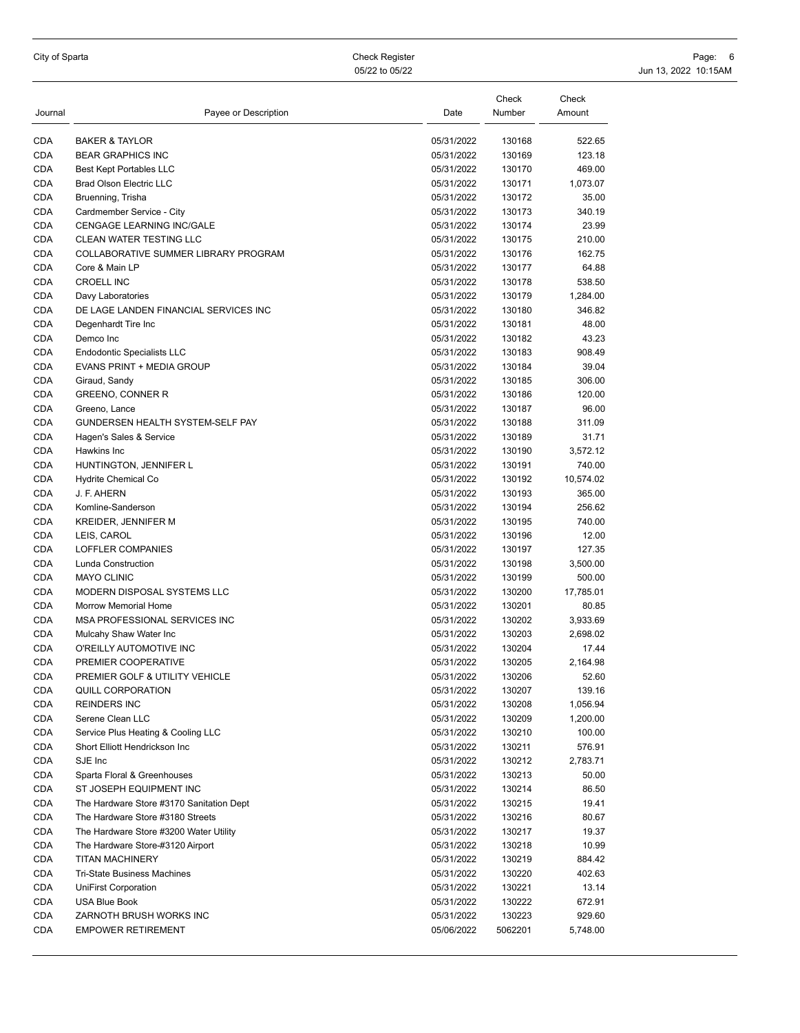City of Sparta

Check Register
05/22 to 05/22

| Journal | Payee or Description | Date | Check Number | Check Amount |
|---|---|---|---|---|
| CDA | BAKER & TAYLOR | 05/31/2022 | 130168 | 522.65 |
| CDA | BEAR GRAPHICS INC | 05/31/2022 | 130169 | 123.18 |
| CDA | Best Kept Portables LLC | 05/31/2022 | 130170 | 469.00 |
| CDA | Brad Olson Electric LLC | 05/31/2022 | 130171 | 1,073.07 |
| CDA | Bruenning, Trisha | 05/31/2022 | 130172 | 35.00 |
| CDA | Cardmember Service - City | 05/31/2022 | 130173 | 340.19 |
| CDA | CENGAGE LEARNING INC/GALE | 05/31/2022 | 130174 | 23.99 |
| CDA | CLEAN WATER TESTING LLC | 05/31/2022 | 130175 | 210.00 |
| CDA | COLLABORATIVE SUMMER LIBRARY PROGRAM | 05/31/2022 | 130176 | 162.75 |
| CDA | Core & Main LP | 05/31/2022 | 130177 | 64.88 |
| CDA | CROELL INC | 05/31/2022 | 130178 | 538.50 |
| CDA | Davy Laboratories | 05/31/2022 | 130179 | 1,284.00 |
| CDA | DE LAGE LANDEN FINANCIAL SERVICES INC | 05/31/2022 | 130180 | 346.82 |
| CDA | Degenhardt Tire Inc | 05/31/2022 | 130181 | 48.00 |
| CDA | Demco Inc | 05/31/2022 | 130182 | 43.23 |
| CDA | Endodontic Specialists LLC | 05/31/2022 | 130183 | 908.49 |
| CDA | EVANS PRINT + MEDIA GROUP | 05/31/2022 | 130184 | 39.04 |
| CDA | Giraud, Sandy | 05/31/2022 | 130185 | 306.00 |
| CDA | GREENO, CONNER R | 05/31/2022 | 130186 | 120.00 |
| CDA | Greeno, Lance | 05/31/2022 | 130187 | 96.00 |
| CDA | GUNDERSEN HEALTH SYSTEM-SELF PAY | 05/31/2022 | 130188 | 311.09 |
| CDA | Hagen's Sales & Service | 05/31/2022 | 130189 | 31.71 |
| CDA | Hawkins Inc | 05/31/2022 | 130190 | 3,572.12 |
| CDA | HUNTINGTON, JENNIFER L | 05/31/2022 | 130191 | 740.00 |
| CDA | Hydrite Chemical Co | 05/31/2022 | 130192 | 10,574.02 |
| CDA | J. F. AHERN | 05/31/2022 | 130193 | 365.00 |
| CDA | Komline-Sanderson | 05/31/2022 | 130194 | 256.62 |
| CDA | KREIDER, JENNIFER M | 05/31/2022 | 130195 | 740.00 |
| CDA | LEIS, CAROL | 05/31/2022 | 130196 | 12.00 |
| CDA | LOFFLER COMPANIES | 05/31/2022 | 130197 | 127.35 |
| CDA | Lunda Construction | 05/31/2022 | 130198 | 3,500.00 |
| CDA | MAYO CLINIC | 05/31/2022 | 130199 | 500.00 |
| CDA | MODERN DISPOSAL SYSTEMS LLC | 05/31/2022 | 130200 | 17,785.01 |
| CDA | Morrow Memorial Home | 05/31/2022 | 130201 | 80.85 |
| CDA | MSA PROFESSIONAL SERVICES INC | 05/31/2022 | 130202 | 3,933.69 |
| CDA | Mulcahy Shaw Water Inc | 05/31/2022 | 130203 | 2,698.02 |
| CDA | O'REILLY AUTOMOTIVE INC | 05/31/2022 | 130204 | 17.44 |
| CDA | PREMIER COOPERATIVE | 05/31/2022 | 130205 | 2,164.98 |
| CDA | PREMIER GOLF & UTILITY VEHICLE | 05/31/2022 | 130206 | 52.60 |
| CDA | QUILL CORPORATION | 05/31/2022 | 130207 | 139.16 |
| CDA | REINDERS INC | 05/31/2022 | 130208 | 1,056.94 |
| CDA | Serene Clean LLC | 05/31/2022 | 130209 | 1,200.00 |
| CDA | Service Plus Heating & Cooling LLC | 05/31/2022 | 130210 | 100.00 |
| CDA | Short Elliott Hendrickson Inc | 05/31/2022 | 130211 | 576.91 |
| CDA | SJE Inc | 05/31/2022 | 130212 | 2,783.71 |
| CDA | Sparta Floral & Greenhouses | 05/31/2022 | 130213 | 50.00 |
| CDA | ST JOSEPH EQUIPMENT INC | 05/31/2022 | 130214 | 86.50 |
| CDA | The Hardware Store #3170 Sanitation Dept | 05/31/2022 | 130215 | 19.41 |
| CDA | The Hardware Store #3180 Streets | 05/31/2022 | 130216 | 80.67 |
| CDA | The Hardware Store #3200 Water Utility | 05/31/2022 | 130217 | 19.37 |
| CDA | The Hardware Store-#3120 Airport | 05/31/2022 | 130218 | 10.99 |
| CDA | TITAN MACHINERY | 05/31/2022 | 130219 | 884.42 |
| CDA | Tri-State Business Machines | 05/31/2022 | 130220 | 402.63 |
| CDA | UniFirst Corporation | 05/31/2022 | 130221 | 13.14 |
| CDA | USA Blue Book | 05/31/2022 | 130222 | 672.91 |
| CDA | ZARNOTH BRUSH WORKS INC | 05/31/2022 | 130223 | 929.60 |
| CDA | EMPOWER RETIREMENT | 05/06/2022 | 5062201 | 5,748.00 |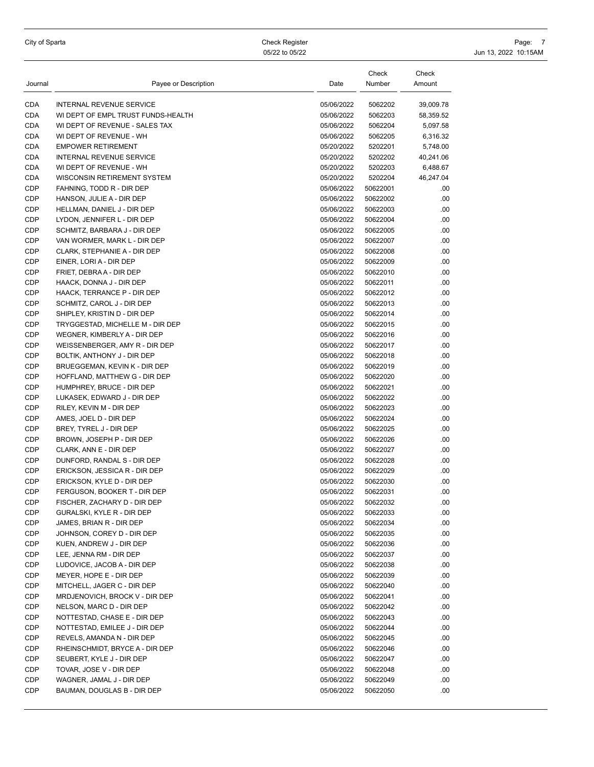| Journal | Payee or Description | Date | Check Number | Check Amount |
|---|---|---|---|---|
| CDA | INTERNAL REVENUE SERVICE | 05/06/2022 | 5062202 | 39,009.78 |
| CDA | WI DEPT OF EMPL TRUST FUNDS-HEALTH | 05/06/2022 | 5062203 | 58,359.52 |
| CDA | WI DEPT OF REVENUE - SALES TAX | 05/06/2022 | 5062204 | 5,097.58 |
| CDA | WI DEPT OF REVENUE - WH | 05/06/2022 | 5062205 | 6,316.32 |
| CDA | EMPOWER RETIREMENT | 05/20/2022 | 5202201 | 5,748.00 |
| CDA | INTERNAL REVENUE SERVICE | 05/20/2022 | 5202202 | 40,241.06 |
| CDA | WI DEPT OF REVENUE - WH | 05/20/2022 | 5202203 | 6,488.67 |
| CDA | WISCONSIN RETIREMENT SYSTEM | 05/20/2022 | 5202204 | 46,247.04 |
| CDP | FAHNING, TODD R - DIR DEP | 05/06/2022 | 50622001 | .00 |
| CDP | HANSON, JULIE A - DIR DEP | 05/06/2022 | 50622002 | .00 |
| CDP | HELLMAN, DANIEL J - DIR DEP | 05/06/2022 | 50622003 | .00 |
| CDP | LYDON, JENNIFER L - DIR DEP | 05/06/2022 | 50622004 | .00 |
| CDP | SCHMITZ, BARBARA J - DIR DEP | 05/06/2022 | 50622005 | .00 |
| CDP | VAN WORMER, MARK L - DIR DEP | 05/06/2022 | 50622007 | .00 |
| CDP | CLARK, STEPHANIE A - DIR DEP | 05/06/2022 | 50622008 | .00 |
| CDP | EINER, LORI A - DIR DEP | 05/06/2022 | 50622009 | .00 |
| CDP | FRIET, DEBRA A - DIR DEP | 05/06/2022 | 50622010 | .00 |
| CDP | HAACK, DONNA J - DIR DEP | 05/06/2022 | 50622011 | .00 |
| CDP | HAACK, TERRANCE P - DIR DEP | 05/06/2022 | 50622012 | .00 |
| CDP | SCHMITZ, CAROL J - DIR DEP | 05/06/2022 | 50622013 | .00 |
| CDP | SHIPLEY, KRISTIN D - DIR DEP | 05/06/2022 | 50622014 | .00 |
| CDP | TRYGGESTAD, MICHELLE M - DIR DEP | 05/06/2022 | 50622015 | .00 |
| CDP | WEGNER, KIMBERLY A - DIR DEP | 05/06/2022 | 50622016 | .00 |
| CDP | WEISSENBERGER, AMY R - DIR DEP | 05/06/2022 | 50622017 | .00 |
| CDP | BOLTIK, ANTHONY J - DIR DEP | 05/06/2022 | 50622018 | .00 |
| CDP | BRUEGGEMAN, KEVIN K - DIR DEP | 05/06/2022 | 50622019 | .00 |
| CDP | HOFFLAND, MATTHEW G - DIR DEP | 05/06/2022 | 50622020 | .00 |
| CDP | HUMPHREY, BRUCE - DIR DEP | 05/06/2022 | 50622021 | .00 |
| CDP | LUKASEK, EDWARD J - DIR DEP | 05/06/2022 | 50622022 | .00 |
| CDP | RILEY, KEVIN M - DIR DEP | 05/06/2022 | 50622023 | .00 |
| CDP | AMES, JOEL D - DIR DEP | 05/06/2022 | 50622024 | .00 |
| CDP | BREY, TYREL J - DIR DEP | 05/06/2022 | 50622025 | .00 |
| CDP | BROWN, JOSEPH P - DIR DEP | 05/06/2022 | 50622026 | .00 |
| CDP | CLARK, ANN E - DIR DEP | 05/06/2022 | 50622027 | .00 |
| CDP | DUNFORD, RANDAL S - DIR DEP | 05/06/2022 | 50622028 | .00 |
| CDP | ERICKSON, JESSICA R - DIR DEP | 05/06/2022 | 50622029 | .00 |
| CDP | ERICKSON, KYLE D - DIR DEP | 05/06/2022 | 50622030 | .00 |
| CDP | FERGUSON, BOOKER T - DIR DEP | 05/06/2022 | 50622031 | .00 |
| CDP | FISCHER, ZACHARY D - DIR DEP | 05/06/2022 | 50622032 | .00 |
| CDP | GURALSKI, KYLE R - DIR DEP | 05/06/2022 | 50622033 | .00 |
| CDP | JAMES, BRIAN R - DIR DEP | 05/06/2022 | 50622034 | .00 |
| CDP | JOHNSON, COREY D - DIR DEP | 05/06/2022 | 50622035 | .00 |
| CDP | KUEN, ANDREW J - DIR DEP | 05/06/2022 | 50622036 | .00 |
| CDP | LEE, JENNA RM - DIR DEP | 05/06/2022 | 50622037 | .00 |
| CDP | LUDOVICE, JACOB A - DIR DEP | 05/06/2022 | 50622038 | .00 |
| CDP | MEYER, HOPE E - DIR DEP | 05/06/2022 | 50622039 | .00 |
| CDP | MITCHELL, JAGER C - DIR DEP | 05/06/2022 | 50622040 | .00 |
| CDP | MRDJENOVICH, BROCK V - DIR DEP | 05/06/2022 | 50622041 | .00 |
| CDP | NELSON, MARC D - DIR DEP | 05/06/2022 | 50622042 | .00 |
| CDP | NOTTESTAD, CHASE E - DIR DEP | 05/06/2022 | 50622043 | .00 |
| CDP | NOTTESTAD, EMILEE J - DIR DEP | 05/06/2022 | 50622044 | .00 |
| CDP | REVELS, AMANDA N - DIR DEP | 05/06/2022 | 50622045 | .00 |
| CDP | RHEINSCHMIDT, BRYCE A - DIR DEP | 05/06/2022 | 50622046 | .00 |
| CDP | SEUBERT, KYLE J - DIR DEP | 05/06/2022 | 50622047 | .00 |
| CDP | TOVAR, JOSE V - DIR DEP | 05/06/2022 | 50622048 | .00 |
| CDP | WAGNER, JAMAL J - DIR DEP | 05/06/2022 | 50622049 | .00 |
| CDP | BAUMAN, DOUGLAS B - DIR DEP | 05/06/2022 | 50622050 | .00 |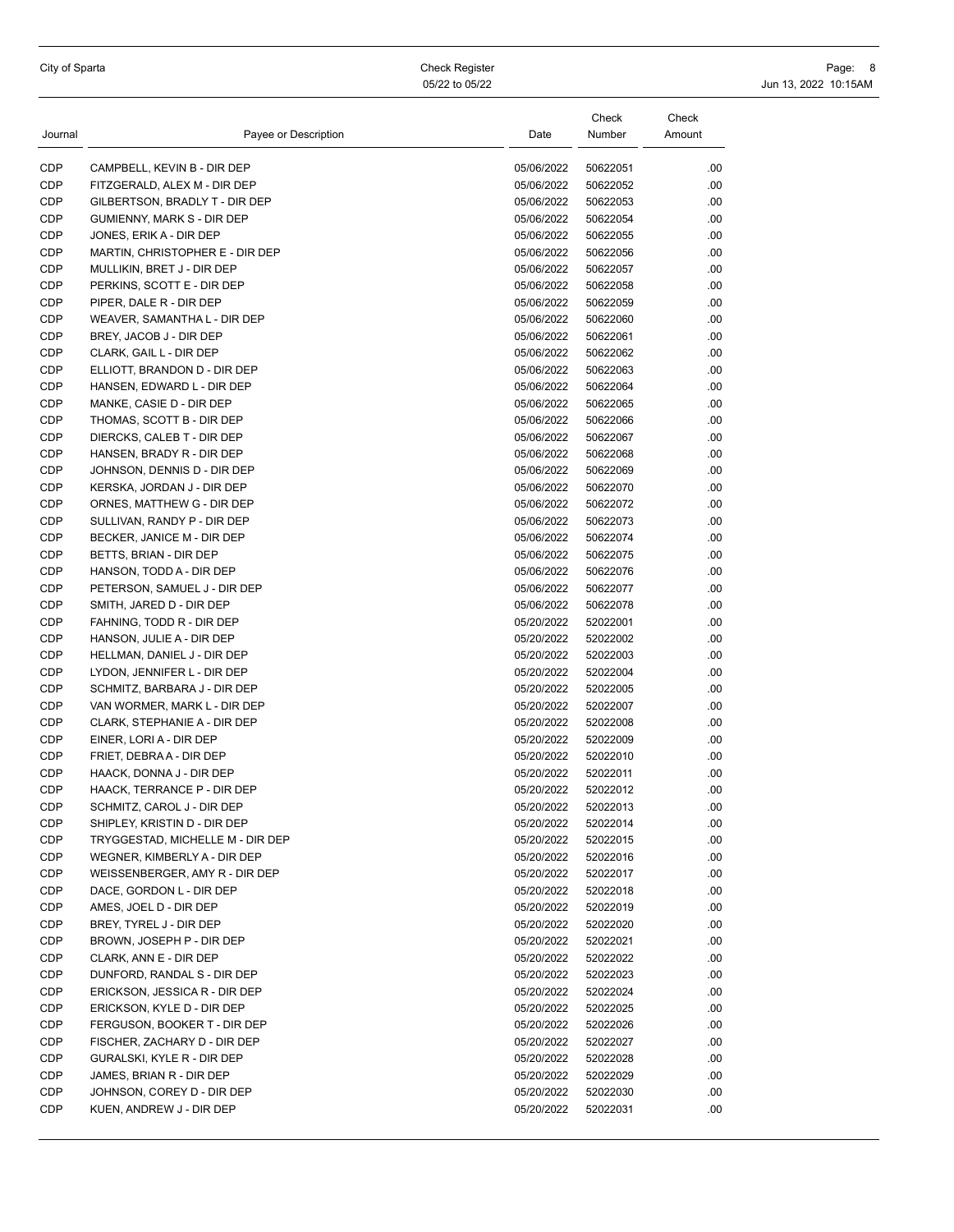| Journal | Payee or Description | Date | Check Number | Check Amount |
|---|---|---|---|---|
| CDP | CAMPBELL, KEVIN B - DIR DEP | 05/06/2022 | 50622051 | .00 |
| CDP | FITZGERALD, ALEX M - DIR DEP | 05/06/2022 | 50622052 | .00 |
| CDP | GILBERTSON, BRADLY T - DIR DEP | 05/06/2022 | 50622053 | .00 |
| CDP | GUMIENNY, MARK S - DIR DEP | 05/06/2022 | 50622054 | .00 |
| CDP | JONES, ERIK A - DIR DEP | 05/06/2022 | 50622055 | .00 |
| CDP | MARTIN, CHRISTOPHER E - DIR DEP | 05/06/2022 | 50622056 | .00 |
| CDP | MULLIKIN, BRET J - DIR DEP | 05/06/2022 | 50622057 | .00 |
| CDP | PERKINS, SCOTT E - DIR DEP | 05/06/2022 | 50622058 | .00 |
| CDP | PIPER, DALE R - DIR DEP | 05/06/2022 | 50622059 | .00 |
| CDP | WEAVER, SAMANTHA L - DIR DEP | 05/06/2022 | 50622060 | .00 |
| CDP | BREY, JACOB J - DIR DEP | 05/06/2022 | 50622061 | .00 |
| CDP | CLARK, GAIL L - DIR DEP | 05/06/2022 | 50622062 | .00 |
| CDP | ELLIOTT, BRANDON D - DIR DEP | 05/06/2022 | 50622063 | .00 |
| CDP | HANSEN, EDWARD L - DIR DEP | 05/06/2022 | 50622064 | .00 |
| CDP | MANKE, CASIE D - DIR DEP | 05/06/2022 | 50622065 | .00 |
| CDP | THOMAS, SCOTT B - DIR DEP | 05/06/2022 | 50622066 | .00 |
| CDP | DIERCKS, CALEB T - DIR DEP | 05/06/2022 | 50622067 | .00 |
| CDP | HANSEN, BRADY R - DIR DEP | 05/06/2022 | 50622068 | .00 |
| CDP | JOHNSON, DENNIS D - DIR DEP | 05/06/2022 | 50622069 | .00 |
| CDP | KERSKA, JORDAN J - DIR DEP | 05/06/2022 | 50622070 | .00 |
| CDP | ORNES, MATTHEW G - DIR DEP | 05/06/2022 | 50622072 | .00 |
| CDP | SULLIVAN, RANDY P - DIR DEP | 05/06/2022 | 50622073 | .00 |
| CDP | BECKER, JANICE M - DIR DEP | 05/06/2022 | 50622074 | .00 |
| CDP | BETTS, BRIAN - DIR DEP | 05/06/2022 | 50622075 | .00 |
| CDP | HANSON, TODD A - DIR DEP | 05/06/2022 | 50622076 | .00 |
| CDP | PETERSON, SAMUEL J - DIR DEP | 05/06/2022 | 50622077 | .00 |
| CDP | SMITH, JARED D - DIR DEP | 05/06/2022 | 50622078 | .00 |
| CDP | FAHNING, TODD R - DIR DEP | 05/20/2022 | 52022001 | .00 |
| CDP | HANSON, JULIE A - DIR DEP | 05/20/2022 | 52022002 | .00 |
| CDP | HELLMAN, DANIEL J - DIR DEP | 05/20/2022 | 52022003 | .00 |
| CDP | LYDON, JENNIFER L - DIR DEP | 05/20/2022 | 52022004 | .00 |
| CDP | SCHMITZ, BARBARA J - DIR DEP | 05/20/2022 | 52022005 | .00 |
| CDP | VAN WORMER, MARK L - DIR DEP | 05/20/2022 | 52022007 | .00 |
| CDP | CLARK, STEPHANIE A - DIR DEP | 05/20/2022 | 52022008 | .00 |
| CDP | EINER, LORI A - DIR DEP | 05/20/2022 | 52022009 | .00 |
| CDP | FRIET, DEBRA A - DIR DEP | 05/20/2022 | 52022010 | .00 |
| CDP | HAACK, DONNA J - DIR DEP | 05/20/2022 | 52022011 | .00 |
| CDP | HAACK, TERRANCE P - DIR DEP | 05/20/2022 | 52022012 | .00 |
| CDP | SCHMITZ, CAROL J - DIR DEP | 05/20/2022 | 52022013 | .00 |
| CDP | SHIPLEY, KRISTIN D - DIR DEP | 05/20/2022 | 52022014 | .00 |
| CDP | TRYGGESTAD, MICHELLE M - DIR DEP | 05/20/2022 | 52022015 | .00 |
| CDP | WEGNER, KIMBERLY A - DIR DEP | 05/20/2022 | 52022016 | .00 |
| CDP | WEISSENBERGER, AMY R - DIR DEP | 05/20/2022 | 52022017 | .00 |
| CDP | DACE, GORDON L - DIR DEP | 05/20/2022 | 52022018 | .00 |
| CDP | AMES, JOEL D - DIR DEP | 05/20/2022 | 52022019 | .00 |
| CDP | BREY, TYREL J - DIR DEP | 05/20/2022 | 52022020 | .00 |
| CDP | BROWN, JOSEPH P - DIR DEP | 05/20/2022 | 52022021 | .00 |
| CDP | CLARK, ANN E - DIR DEP | 05/20/2022 | 52022022 | .00 |
| CDP | DUNFORD, RANDAL S - DIR DEP | 05/20/2022 | 52022023 | .00 |
| CDP | ERICKSON, JESSICA R - DIR DEP | 05/20/2022 | 52022024 | .00 |
| CDP | ERICKSON, KYLE D - DIR DEP | 05/20/2022 | 52022025 | .00 |
| CDP | FERGUSON, BOOKER T - DIR DEP | 05/20/2022 | 52022026 | .00 |
| CDP | FISCHER, ZACHARY D - DIR DEP | 05/20/2022 | 52022027 | .00 |
| CDP | GURALSKI, KYLE R - DIR DEP | 05/20/2022 | 52022028 | .00 |
| CDP | JAMES, BRIAN R - DIR DEP | 05/20/2022 | 52022029 | .00 |
| CDP | JOHNSON, COREY D - DIR DEP | 05/20/2022 | 52022030 | .00 |
| CDP | KUEN, ANDREW J - DIR DEP | 05/20/2022 | 52022031 | .00 |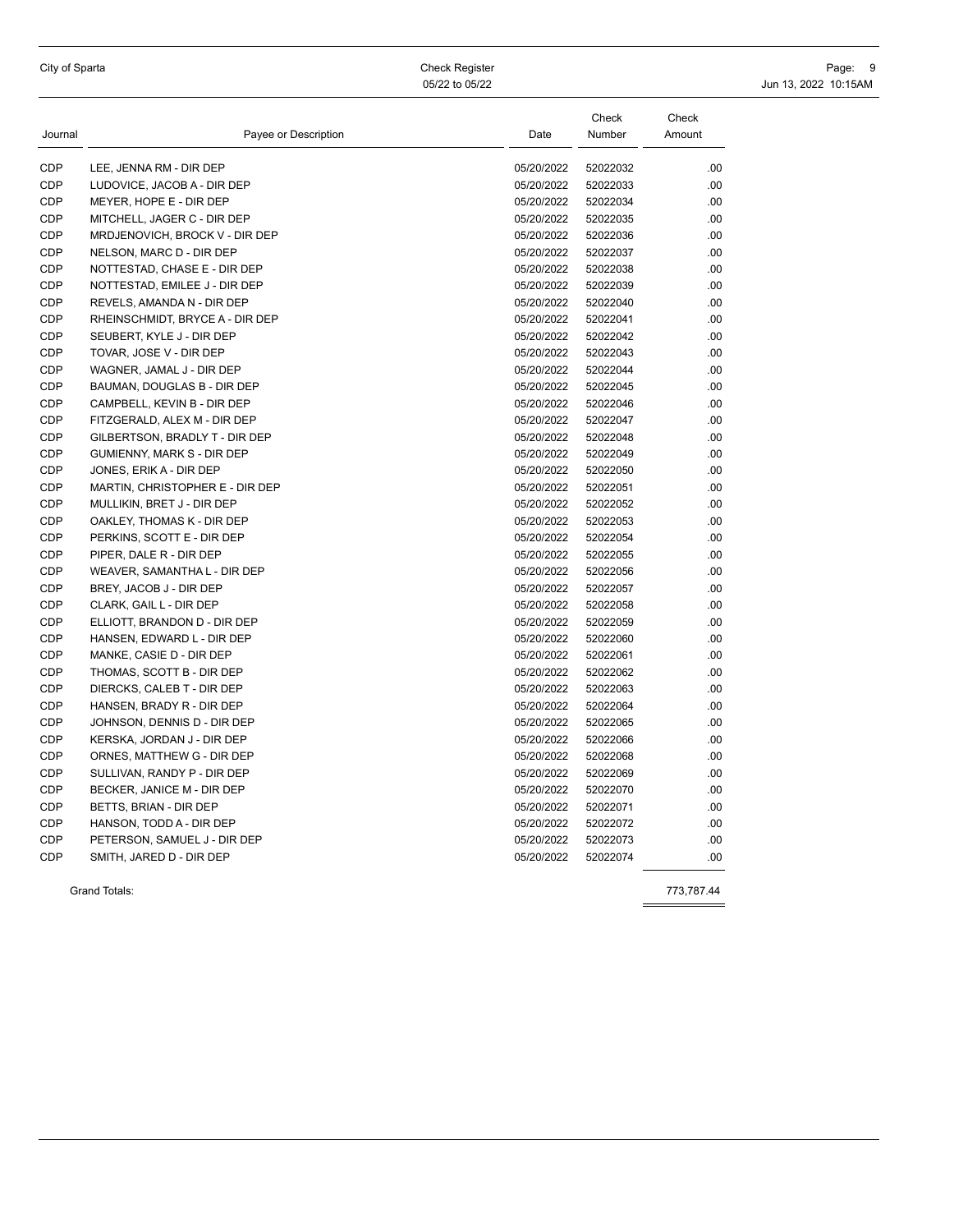| Journal | Payee or Description | Date | Check Number | Check Amount |
|---|---|---|---|---|
| CDP | LEE, JENNA RM - DIR DEP | 05/20/2022 | 52022032 | .00 |
| CDP | LUDOVICE, JACOB A - DIR DEP | 05/20/2022 | 52022033 | .00 |
| CDP | MEYER, HOPE E - DIR DEP | 05/20/2022 | 52022034 | .00 |
| CDP | MITCHELL, JAGER C - DIR DEP | 05/20/2022 | 52022035 | .00 |
| CDP | MRDJENOVICH, BROCK V - DIR DEP | 05/20/2022 | 52022036 | .00 |
| CDP | NELSON, MARC D - DIR DEP | 05/20/2022 | 52022037 | .00 |
| CDP | NOTTESTAD, CHASE E - DIR DEP | 05/20/2022 | 52022038 | .00 |
| CDP | NOTTESTAD, EMILEE J - DIR DEP | 05/20/2022 | 52022039 | .00 |
| CDP | REVELS, AMANDA N - DIR DEP | 05/20/2022 | 52022040 | .00 |
| CDP | RHEINSCHMIDT, BRYCE A - DIR DEP | 05/20/2022 | 52022041 | .00 |
| CDP | SEUBERT, KYLE J - DIR DEP | 05/20/2022 | 52022042 | .00 |
| CDP | TOVAR, JOSE V - DIR DEP | 05/20/2022 | 52022043 | .00 |
| CDP | WAGNER, JAMAL J - DIR DEP | 05/20/2022 | 52022044 | .00 |
| CDP | BAUMAN, DOUGLAS B - DIR DEP | 05/20/2022 | 52022045 | .00 |
| CDP | CAMPBELL, KEVIN B - DIR DEP | 05/20/2022 | 52022046 | .00 |
| CDP | FITZGERALD, ALEX M - DIR DEP | 05/20/2022 | 52022047 | .00 |
| CDP | GILBERTSON, BRADLY T - DIR DEP | 05/20/2022 | 52022048 | .00 |
| CDP | GUMIENNY, MARK S - DIR DEP | 05/20/2022 | 52022049 | .00 |
| CDP | JONES, ERIK A - DIR DEP | 05/20/2022 | 52022050 | .00 |
| CDP | MARTIN, CHRISTOPHER E - DIR DEP | 05/20/2022 | 52022051 | .00 |
| CDP | MULLIKIN, BRET J - DIR DEP | 05/20/2022 | 52022052 | .00 |
| CDP | OAKLEY, THOMAS K - DIR DEP | 05/20/2022 | 52022053 | .00 |
| CDP | PERKINS, SCOTT E - DIR DEP | 05/20/2022 | 52022054 | .00 |
| CDP | PIPER, DALE R - DIR DEP | 05/20/2022 | 52022055 | .00 |
| CDP | WEAVER, SAMANTHA L - DIR DEP | 05/20/2022 | 52022056 | .00 |
| CDP | BREY, JACOB J - DIR DEP | 05/20/2022 | 52022057 | .00 |
| CDP | CLARK, GAIL L - DIR DEP | 05/20/2022 | 52022058 | .00 |
| CDP | ELLIOTT, BRANDON D - DIR DEP | 05/20/2022 | 52022059 | .00 |
| CDP | HANSEN, EDWARD L - DIR DEP | 05/20/2022 | 52022060 | .00 |
| CDP | MANKE, CASIE D - DIR DEP | 05/20/2022 | 52022061 | .00 |
| CDP | THOMAS, SCOTT B - DIR DEP | 05/20/2022 | 52022062 | .00 |
| CDP | DIERCKS, CALEB T - DIR DEP | 05/20/2022 | 52022063 | .00 |
| CDP | HANSEN, BRADY R - DIR DEP | 05/20/2022 | 52022064 | .00 |
| CDP | JOHNSON, DENNIS D - DIR DEP | 05/20/2022 | 52022065 | .00 |
| CDP | KERSKA, JORDAN J - DIR DEP | 05/20/2022 | 52022066 | .00 |
| CDP | ORNES, MATTHEW G - DIR DEP | 05/20/2022 | 52022068 | .00 |
| CDP | SULLIVAN, RANDY P - DIR DEP | 05/20/2022 | 52022069 | .00 |
| CDP | BECKER, JANICE M - DIR DEP | 05/20/2022 | 52022070 | .00 |
| CDP | BETTS, BRIAN - DIR DEP | 05/20/2022 | 52022071 | .00 |
| CDP | HANSON, TODD A - DIR DEP | 05/20/2022 | 52022072 | .00 |
| CDP | PETERSON, SAMUEL J - DIR DEP | 05/20/2022 | 52022073 | .00 |
| CDP | SMITH, JARED D - DIR DEP | 05/20/2022 | 52022074 | .00 |
| | Grand Totals: | | | 773,787.44 |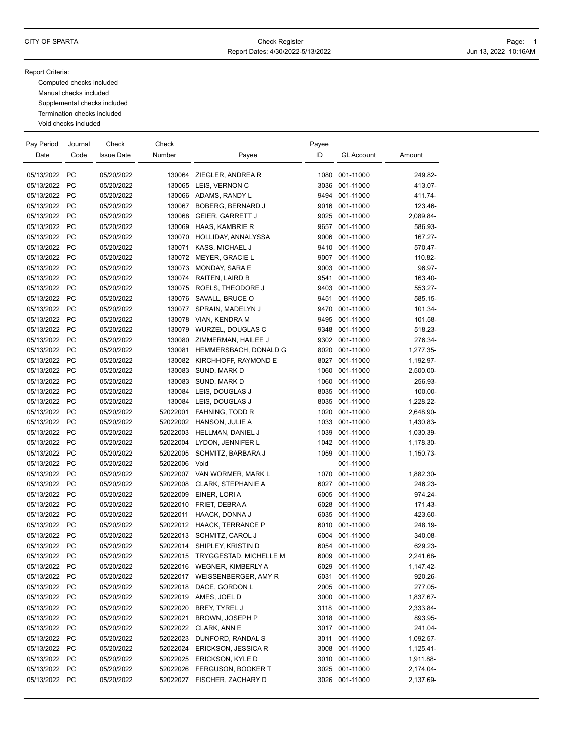CITY OF SPARTA

Check Register

Report Dates: 4/30/2022-5/13/2022

Jun 13, 2022 10:16AM

Report Criteria:

- Computed checks included
- Manual checks included
- Supplemental checks included
- Termination checks included
- Void checks included

| Pay Period Date | Journal Code | Check Issue Date | Check Number | Payee | Payee ID | GL Account | Amount |
|---|---|---|---|---|---|---|---|
| 05/13/2022 | PC | 05/20/2022 | 130064 | ZIEGLER, ANDREA R | 1080 | 001-11000 | 249.82- |
| 05/13/2022 | PC | 05/20/2022 | 130065 | LEIS, VERNON C | 3036 | 001-11000 | 413.07- |
| 05/13/2022 | PC | 05/20/2022 | 130066 | ADAMS, RANDY L | 9494 | 001-11000 | 411.74- |
| 05/13/2022 | PC | 05/20/2022 | 130067 | BOBERG, BERNARD J | 9016 | 001-11000 | 123.46- |
| 05/13/2022 | PC | 05/20/2022 | 130068 | GEIER, GARRETT J | 9025 | 001-11000 | 2,089.84- |
| 05/13/2022 | PC | 05/20/2022 | 130069 | HAAS, KAMBRIE R | 9657 | 001-11000 | 586.93- |
| 05/13/2022 | PC | 05/20/2022 | 130070 | HOLLIDAY, ANNALYSSA | 9006 | 001-11000 | 167.27- |
| 05/13/2022 | PC | 05/20/2022 | 130071 | KASS, MICHAEL J | 9410 | 001-11000 | 570.47- |
| 05/13/2022 | PC | 05/20/2022 | 130072 | MEYER, GRACIE L | 9007 | 001-11000 | 110.82- |
| 05/13/2022 | PC | 05/20/2022 | 130073 | MONDAY, SARA E | 9003 | 001-11000 | 96.97- |
| 05/13/2022 | PC | 05/20/2022 | 130074 | RAITEN, LAIRD B | 9541 | 001-11000 | 163.40- |
| 05/13/2022 | PC | 05/20/2022 | 130075 | ROELS, THEODORE J | 9403 | 001-11000 | 553.27- |
| 05/13/2022 | PC | 05/20/2022 | 130076 | SAVALL, BRUCE O | 9451 | 001-11000 | 585.15- |
| 05/13/2022 | PC | 05/20/2022 | 130077 | SPRAIN, MADELYN J | 9470 | 001-11000 | 101.34- |
| 05/13/2022 | PC | 05/20/2022 | 130078 | VIAN, KENDRA M | 9495 | 001-11000 | 101.58- |
| 05/13/2022 | PC | 05/20/2022 | 130079 | WURZEL, DOUGLAS C | 9348 | 001-11000 | 518.23- |
| 05/13/2022 | PC | 05/20/2022 | 130080 | ZIMMERMAN, HAILEE J | 9302 | 001-11000 | 276.34- |
| 05/13/2022 | PC | 05/20/2022 | 130081 | HEMMERSBACH, DONALD G | 8020 | 001-11000 | 1,277.35- |
| 05/13/2022 | PC | 05/20/2022 | 130082 | KIRCHHOFF, RAYMOND E | 8027 | 001-11000 | 1,192.97- |
| 05/13/2022 | PC | 05/20/2022 | 130083 | SUND, MARK D | 1060 | 001-11000 | 2,500.00- |
| 05/13/2022 | PC | 05/20/2022 | 130083 | SUND, MARK D | 1060 | 001-11000 | 256.93- |
| 05/13/2022 | PC | 05/20/2022 | 130084 | LEIS, DOUGLAS J | 8035 | 001-11000 | 100.00- |
| 05/13/2022 | PC | 05/20/2022 | 130084 | LEIS, DOUGLAS J | 8035 | 001-11000 | 1,228.22- |
| 05/13/2022 | PC | 05/20/2022 | 52022001 | FAHNING, TODD R | 1020 | 001-11000 | 2,648.90- |
| 05/13/2022 | PC | 05/20/2022 | 52022002 | HANSON, JULIE A | 1033 | 001-11000 | 1,430.83- |
| 05/13/2022 | PC | 05/20/2022 | 52022003 | HELLMAN, DANIEL J | 1039 | 001-11000 | 1,030.39- |
| 05/13/2022 | PC | 05/20/2022 | 52022004 | LYDON, JENNIFER L | 1042 | 001-11000 | 1,178.30- |
| 05/13/2022 | PC | 05/20/2022 | 52022005 | SCHMITZ, BARBARA J | 1059 | 001-11000 | 1,150.73- |
| 05/13/2022 | PC | 05/20/2022 | 52022006 | Void | | 001-11000 | |
| 05/13/2022 | PC | 05/20/2022 | 52022007 | VAN WORMER, MARK L | 1070 | 001-11000 | 1,882.30- |
| 05/13/2022 | PC | 05/20/2022 | 52022008 | CLARK, STEPHANIE A | 6027 | 001-11000 | 246.23- |
| 05/13/2022 | PC | 05/20/2022 | 52022009 | EINER, LORI A | 6005 | 001-11000 | 974.24- |
| 05/13/2022 | PC | 05/20/2022 | 52022010 | FRIET, DEBRA A | 6028 | 001-11000 | 171.43- |
| 05/13/2022 | PC | 05/20/2022 | 52022011 | HAACK, DONNA J | 6035 | 001-11000 | 423.60- |
| 05/13/2022 | PC | 05/20/2022 | 52022012 | HAACK, TERRANCE P | 6010 | 001-11000 | 248.19- |
| 05/13/2022 | PC | 05/20/2022 | 52022013 | SCHMITZ, CAROL J | 6004 | 001-11000 | 340.08- |
| 05/13/2022 | PC | 05/20/2022 | 52022014 | SHIPLEY, KRISTIN D | 6054 | 001-11000 | 629.23- |
| 05/13/2022 | PC | 05/20/2022 | 52022015 | TRYGGESTAD, MICHELLE M | 6009 | 001-11000 | 2,241.68- |
| 05/13/2022 | PC | 05/20/2022 | 52022016 | WEGNER, KIMBERLY A | 6029 | 001-11000 | 1,147.42- |
| 05/13/2022 | PC | 05/20/2022 | 52022017 | WEISSENBERGER, AMY R | 6031 | 001-11000 | 920.26- |
| 05/13/2022 | PC | 05/20/2022 | 52022018 | DACE, GORDON L | 2005 | 001-11000 | 277.05- |
| 05/13/2022 | PC | 05/20/2022 | 52022019 | AMES, JOEL D | 3000 | 001-11000 | 1,837.67- |
| 05/13/2022 | PC | 05/20/2022 | 52022020 | BREY, TYREL J | 3118 | 001-11000 | 2,333.84- |
| 05/13/2022 | PC | 05/20/2022 | 52022021 | BROWN, JOSEPH P | 3018 | 001-11000 | 893.95- |
| 05/13/2022 | PC | 05/20/2022 | 52022022 | CLARK, ANN E | 3017 | 001-11000 | 241.04- |
| 05/13/2022 | PC | 05/20/2022 | 52022023 | DUNFORD, RANDAL S | 3011 | 001-11000 | 1,092.57- |
| 05/13/2022 | PC | 05/20/2022 | 52022024 | ERICKSON, JESSICA R | 3008 | 001-11000 | 1,125.41- |
| 05/13/2022 | PC | 05/20/2022 | 52022025 | ERICKSON, KYLE D | 3010 | 001-11000 | 1,911.88- |
| 05/13/2022 | PC | 05/20/2022 | 52022026 | FERGUSON, BOOKER T | 3025 | 001-11000 | 2,174.04- |
| 05/13/2022 | PC | 05/20/2022 | 52022027 | FISCHER, ZACHARY D | 3026 | 001-11000 | 2,137.69- |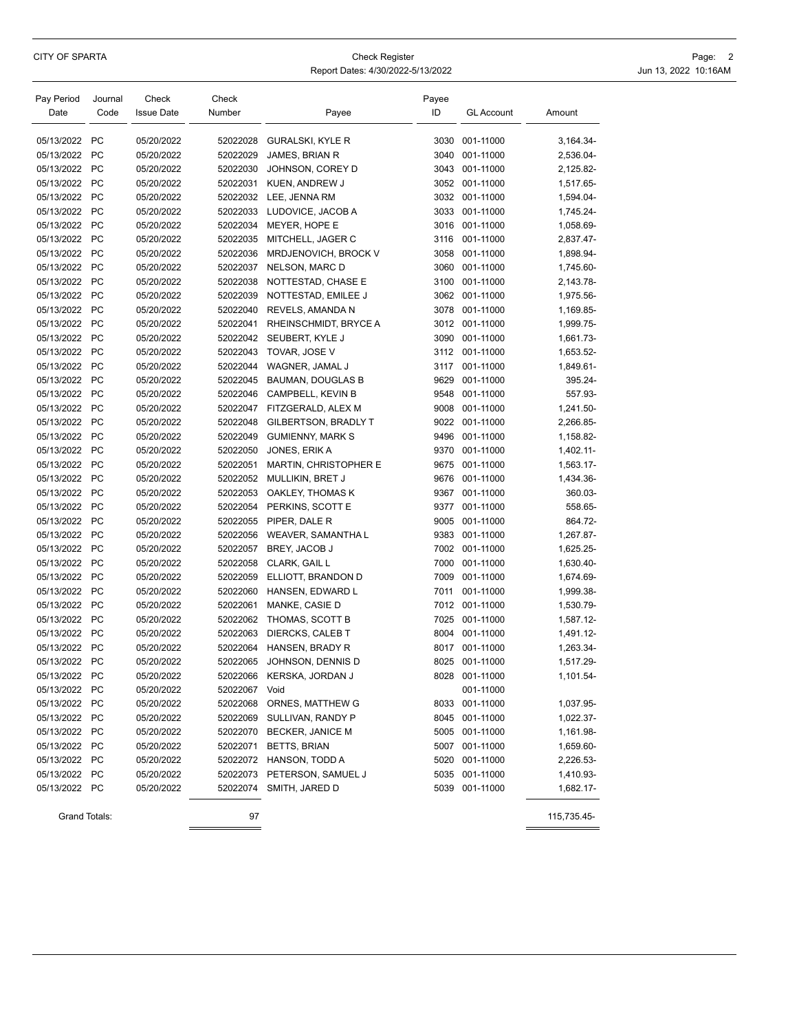CITY OF SPARTA

Check Register
Report Dates: 4/30/2022-5/13/2022

| Pay Period Date | Journal Code | Check Issue Date | Check Number | Payee | Payee ID | GL Account | Amount |
|---|---|---|---|---|---|---|---|
| 05/13/2022 | PC | 05/20/2022 | 52022028 | GURALSKI, KYLE R | 3030 | 001-11000 | 3,164.34- |
| 05/13/2022 | PC | 05/20/2022 | 52022029 | JAMES, BRIAN R | 3040 | 001-11000 | 2,536.04- |
| 05/13/2022 | PC | 05/20/2022 | 52022030 | JOHNSON, COREY D | 3043 | 001-11000 | 2,125.82- |
| 05/13/2022 | PC | 05/20/2022 | 52022031 | KUEN, ANDREW J | 3052 | 001-11000 | 1,517.65- |
| 05/13/2022 | PC | 05/20/2022 | 52022032 | LEE, JENNA RM | 3032 | 001-11000 | 1,594.04- |
| 05/13/2022 | PC | 05/20/2022 | 52022033 | LUDOVICE, JACOB A | 3033 | 001-11000 | 1,745.24- |
| 05/13/2022 | PC | 05/20/2022 | 52022034 | MEYER, HOPE E | 3016 | 001-11000 | 1,058.69- |
| 05/13/2022 | PC | 05/20/2022 | 52022035 | MITCHELL, JAGER C | 3116 | 001-11000 | 2,837.47- |
| 05/13/2022 | PC | 05/20/2022 | 52022036 | MRDJENOVICH, BROCK V | 3058 | 001-11000 | 1,898.94- |
| 05/13/2022 | PC | 05/20/2022 | 52022037 | NELSON, MARC D | 3060 | 001-11000 | 1,745.60- |
| 05/13/2022 | PC | 05/20/2022 | 52022038 | NOTTESTAD, CHASE E | 3100 | 001-11000 | 2,143.78- |
| 05/13/2022 | PC | 05/20/2022 | 52022039 | NOTTESTAD, EMILEE J | 3062 | 001-11000 | 1,975.56- |
| 05/13/2022 | PC | 05/20/2022 | 52022040 | REVELS, AMANDA N | 3078 | 001-11000 | 1,169.85- |
| 05/13/2022 | PC | 05/20/2022 | 52022041 | RHEINSCHMIDT, BRYCE A | 3012 | 001-11000 | 1,999.75- |
| 05/13/2022 | PC | 05/20/2022 | 52022042 | SEUBERT, KYLE J | 3090 | 001-11000 | 1,661.73- |
| 05/13/2022 | PC | 05/20/2022 | 52022043 | TOVAR, JOSE V | 3112 | 001-11000 | 1,653.52- |
| 05/13/2022 | PC | 05/20/2022 | 52022044 | WAGNER, JAMAL J | 3117 | 001-11000 | 1,849.61- |
| 05/13/2022 | PC | 05/20/2022 | 52022045 | BAUMAN, DOUGLAS B | 9629 | 001-11000 | 395.24- |
| 05/13/2022 | PC | 05/20/2022 | 52022046 | CAMPBELL, KEVIN B | 9548 | 001-11000 | 557.93- |
| 05/13/2022 | PC | 05/20/2022 | 52022047 | FITZGERALD, ALEX M | 9008 | 001-11000 | 1,241.50- |
| 05/13/2022 | PC | 05/20/2022 | 52022048 | GILBERTSON, BRADLY T | 9022 | 001-11000 | 2,266.85- |
| 05/13/2022 | PC | 05/20/2022 | 52022049 | GUMIENNY, MARK S | 9496 | 001-11000 | 1,158.82- |
| 05/13/2022 | PC | 05/20/2022 | 52022050 | JONES, ERIK A | 9370 | 001-11000 | 1,402.11- |
| 05/13/2022 | PC | 05/20/2022 | 52022051 | MARTIN, CHRISTOPHER E | 9675 | 001-11000 | 1,563.17- |
| 05/13/2022 | PC | 05/20/2022 | 52022052 | MULLIKIN, BRET J | 9676 | 001-11000 | 1,434.36- |
| 05/13/2022 | PC | 05/20/2022 | 52022053 | OAKLEY, THOMAS K | 9367 | 001-11000 | 360.03- |
| 05/13/2022 | PC | 05/20/2022 | 52022054 | PERKINS, SCOTT E | 9377 | 001-11000 | 558.65- |
| 05/13/2022 | PC | 05/20/2022 | 52022055 | PIPER, DALE R | 9005 | 001-11000 | 864.72- |
| 05/13/2022 | PC | 05/20/2022 | 52022056 | WEAVER, SAMANTHA L | 9383 | 001-11000 | 1,267.87- |
| 05/13/2022 | PC | 05/20/2022 | 52022057 | BREY, JACOB J | 7002 | 001-11000 | 1,625.25- |
| 05/13/2022 | PC | 05/20/2022 | 52022058 | CLARK, GAIL L | 7000 | 001-11000 | 1,630.40- |
| 05/13/2022 | PC | 05/20/2022 | 52022059 | ELLIOTT, BRANDON D | 7009 | 001-11000 | 1,674.69- |
| 05/13/2022 | PC | 05/20/2022 | 52022060 | HANSEN, EDWARD L | 7011 | 001-11000 | 1,999.38- |
| 05/13/2022 | PC | 05/20/2022 | 52022061 | MANKE, CASIE D | 7012 | 001-11000 | 1,530.79- |
| 05/13/2022 | PC | 05/20/2022 | 52022062 | THOMAS, SCOTT B | 7025 | 001-11000 | 1,587.12- |
| 05/13/2022 | PC | 05/20/2022 | 52022063 | DIERCKS, CALEB T | 8004 | 001-11000 | 1,491.12- |
| 05/13/2022 | PC | 05/20/2022 | 52022064 | HANSEN, BRADY R | 8017 | 001-11000 | 1,263.34- |
| 05/13/2022 | PC | 05/20/2022 | 52022065 | JOHNSON, DENNIS D | 8025 | 001-11000 | 1,517.29- |
| 05/13/2022 | PC | 05/20/2022 | 52022066 | KERSKA, JORDAN J | 8028 | 001-11000 | 1,101.54- |
| 05/13/2022 | PC | 05/20/2022 | 52022067 | Void | | 001-11000 | |
| 05/13/2022 | PC | 05/20/2022 | 52022068 | ORNES, MATTHEW G | 8033 | 001-11000 | 1,037.95- |
| 05/13/2022 | PC | 05/20/2022 | 52022069 | SULLIVAN, RANDY P | 8045 | 001-11000 | 1,022.37- |
| 05/13/2022 | PC | 05/20/2022 | 52022070 | BECKER, JANICE M | 5005 | 001-11000 | 1,161.98- |
| 05/13/2022 | PC | 05/20/2022 | 52022071 | BETTS, BRIAN | 5007 | 001-11000 | 1,659.60- |
| 05/13/2022 | PC | 05/20/2022 | 52022072 | HANSON, TODD A | 5020 | 001-11000 | 2,226.53- |
| 05/13/2022 | PC | 05/20/2022 | 52022073 | PETERSON, SAMUEL J | 5035 | 001-11000 | 1,410.93- |
| 05/13/2022 | PC | 05/20/2022 | 52022074 | SMITH, JARED D | 5039 | 001-11000 | 1,682.17- |
| Grand Totals: | | | 97 | | | | 115,735.45- |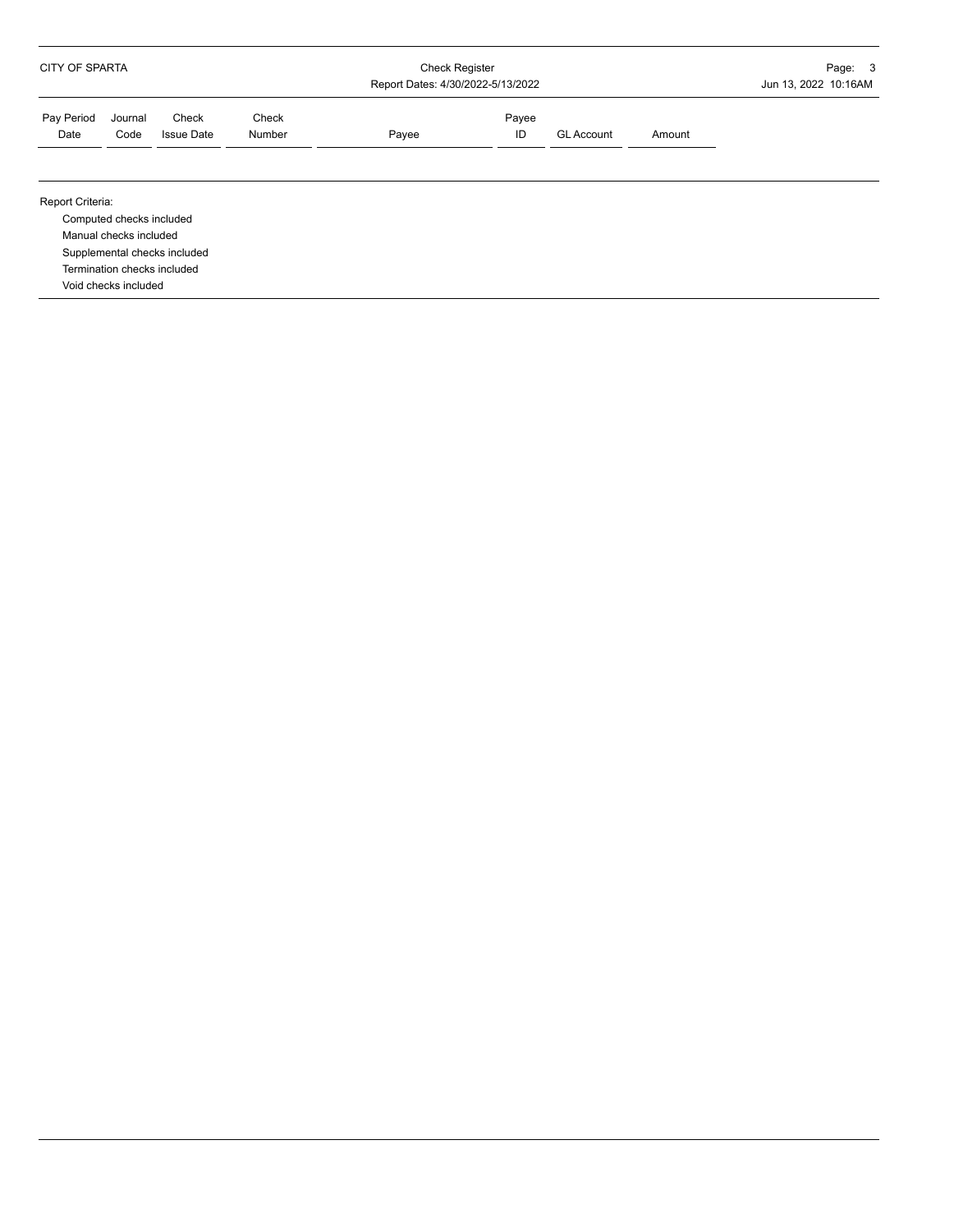| Pay Period Date | Journal Code | Check Issue Date | Check Number | Payee | Payee ID | GL Account | Amount |
|---|---|---|---|---|---|---|---|

Report Criteria:

- Computed checks included
- Manual checks included
- Supplemental checks included
- Termination checks included
- Void checks included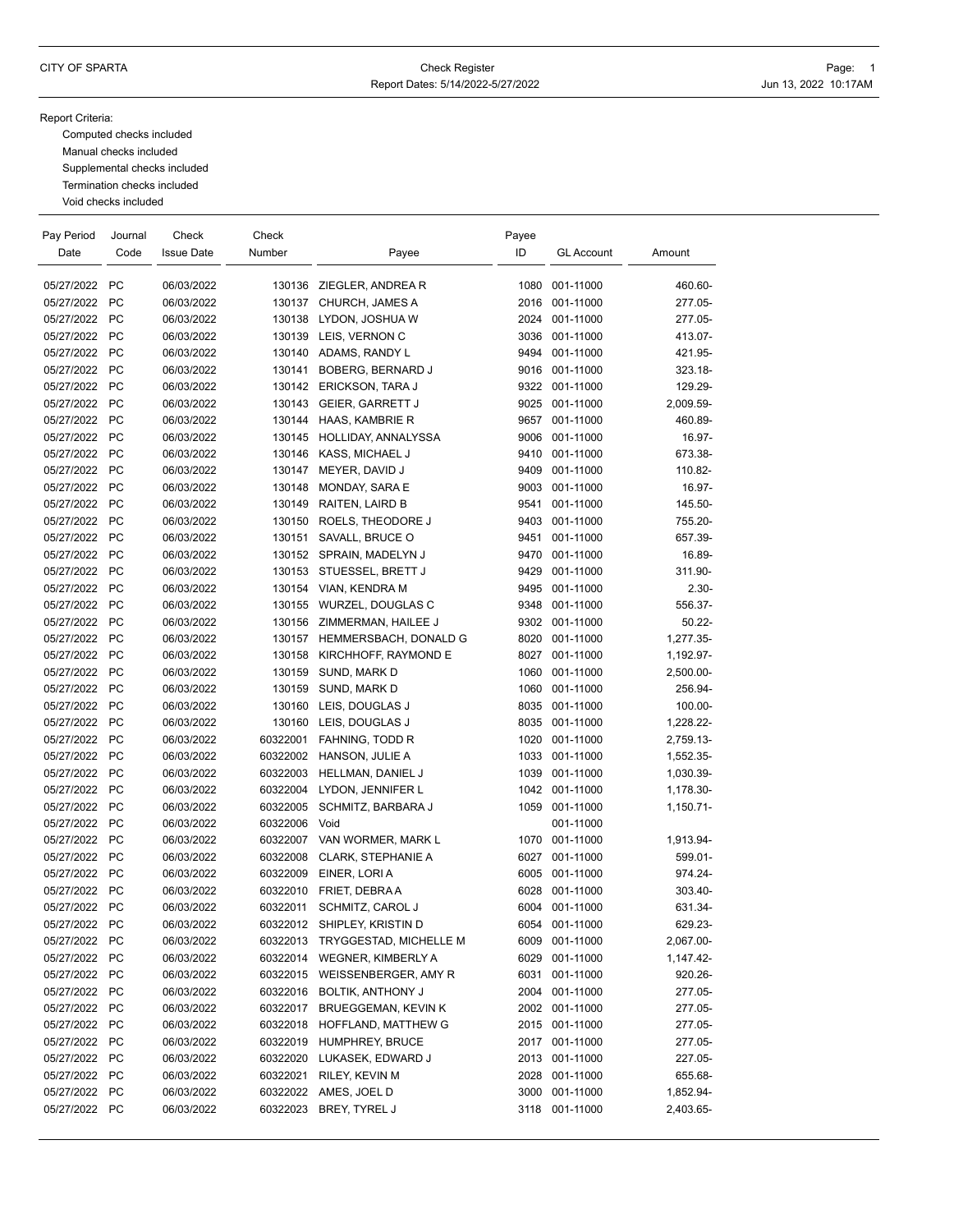CITY OF SPARTA

Check Register

Report Dates: 5/14/2022-5/27/2022

Report Criteria:

- Computed checks included
- Manual checks included
- Supplemental checks included
- Termination checks included
- Void checks included

| Pay Period Date | Journal Code | Check Issue Date | Check Number | Payee | Payee ID | GL Account | Amount |
|---|---|---|---|---|---|---|---|
| 05/27/2022 | PC | 06/03/2022 | 130136 | ZIEGLER, ANDREA R | 1080 | 001-11000 | 460.60- |
| 05/27/2022 | PC | 06/03/2022 | 130137 | CHURCH, JAMES A | 2016 | 001-11000 | 277.05- |
| 05/27/2022 | PC | 06/03/2022 | 130138 | LYDON, JOSHUA W | 2024 | 001-11000 | 277.05- |
| 05/27/2022 | PC | 06/03/2022 | 130139 | LEIS, VERNON C | 3036 | 001-11000 | 413.07- |
| 05/27/2022 | PC | 06/03/2022 | 130140 | ADAMS, RANDY L | 9494 | 001-11000 | 421.95- |
| 05/27/2022 | PC | 06/03/2022 | 130141 | BOBERG, BERNARD J | 9016 | 001-11000 | 323.18- |
| 05/27/2022 | PC | 06/03/2022 | 130142 | ERICKSON, TARA J | 9322 | 001-11000 | 129.29- |
| 05/27/2022 | PC | 06/03/2022 | 130143 | GEIER, GARRETT J | 9025 | 001-11000 | 2,009.59- |
| 05/27/2022 | PC | 06/03/2022 | 130144 | HAAS, KAMBRIE R | 9657 | 001-11000 | 460.89- |
| 05/27/2022 | PC | 06/03/2022 | 130145 | HOLLIDAY, ANNALYSSA | 9006 | 001-11000 | 16.97- |
| 05/27/2022 | PC | 06/03/2022 | 130146 | KASS, MICHAEL J | 9410 | 001-11000 | 673.38- |
| 05/27/2022 | PC | 06/03/2022 | 130147 | MEYER, DAVID J | 9409 | 001-11000 | 110.82- |
| 05/27/2022 | PC | 06/03/2022 | 130148 | MONDAY, SARA E | 9003 | 001-11000 | 16.97- |
| 05/27/2022 | PC | 06/03/2022 | 130149 | RAITEN, LAIRD B | 9541 | 001-11000 | 145.50- |
| 05/27/2022 | PC | 06/03/2022 | 130150 | ROELS, THEODORE J | 9403 | 001-11000 | 755.20- |
| 05/27/2022 | PC | 06/03/2022 | 130151 | SAVALL, BRUCE O | 9451 | 001-11000 | 657.39- |
| 05/27/2022 | PC | 06/03/2022 | 130152 | SPRAIN, MADELYN J | 9470 | 001-11000 | 16.89- |
| 05/27/2022 | PC | 06/03/2022 | 130153 | STUESSEL, BRETT J | 9429 | 001-11000 | 311.90- |
| 05/27/2022 | PC | 06/03/2022 | 130154 | VIAN, KENDRA M | 9495 | 001-11000 | 2.30- |
| 05/27/2022 | PC | 06/03/2022 | 130155 | WURZEL, DOUGLAS C | 9348 | 001-11000 | 556.37- |
| 05/27/2022 | PC | 06/03/2022 | 130156 | ZIMMERMAN, HAILEE J | 9302 | 001-11000 | 50.22- |
| 05/27/2022 | PC | 06/03/2022 | 130157 | HEMMERSBACH, DONALD G | 8020 | 001-11000 | 1,277.35- |
| 05/27/2022 | PC | 06/03/2022 | 130158 | KIRCHHOFF, RAYMOND E | 8027 | 001-11000 | 1,192.97- |
| 05/27/2022 | PC | 06/03/2022 | 130159 | SUND, MARK D | 1060 | 001-11000 | 2,500.00- |
| 05/27/2022 | PC | 06/03/2022 | 130159 | SUND, MARK D | 1060 | 001-11000 | 256.94- |
| 05/27/2022 | PC | 06/03/2022 | 130160 | LEIS, DOUGLAS J | 8035 | 001-11000 | 100.00- |
| 05/27/2022 | PC | 06/03/2022 | 130160 | LEIS, DOUGLAS J | 8035 | 001-11000 | 1,228.22- |
| 05/27/2022 | PC | 06/03/2022 | 60322001 | FAHNING, TODD R | 1020 | 001-11000 | 2,759.13- |
| 05/27/2022 | PC | 06/03/2022 | 60322002 | HANSON, JULIE A | 1033 | 001-11000 | 1,552.35- |
| 05/27/2022 | PC | 06/03/2022 | 60322003 | HELLMAN, DANIEL J | 1039 | 001-11000 | 1,030.39- |
| 05/27/2022 | PC | 06/03/2022 | 60322004 | LYDON, JENNIFER L | 1042 | 001-11000 | 1,178.30- |
| 05/27/2022 | PC | 06/03/2022 | 60322005 | SCHMITZ, BARBARA J | 1059 | 001-11000 | 1,150.71- |
| 05/27/2022 | PC | 06/03/2022 | 60322006 | Void | | 001-11000 | |
| 05/27/2022 | PC | 06/03/2022 | 60322007 | VAN WORMER, MARK L | 1070 | 001-11000 | 1,913.94- |
| 05/27/2022 | PC | 06/03/2022 | 60322008 | CLARK, STEPHANIE A | 6027 | 001-11000 | 599.01- |
| 05/27/2022 | PC | 06/03/2022 | 60322009 | EINER, LORI A | 6005 | 001-11000 | 974.24- |
| 05/27/2022 | PC | 06/03/2022 | 60322010 | FRIET, DEBRA A | 6028 | 001-11000 | 303.40- |
| 05/27/2022 | PC | 06/03/2022 | 60322011 | SCHMITZ, CAROL J | 6004 | 001-11000 | 631.34- |
| 05/27/2022 | PC | 06/03/2022 | 60322012 | SHIPLEY, KRISTIN D | 6054 | 001-11000 | 629.23- |
| 05/27/2022 | PC | 06/03/2022 | 60322013 | TRYGGESTAD, MICHELLE M | 6009 | 001-11000 | 2,067.00- |
| 05/27/2022 | PC | 06/03/2022 | 60322014 | WEGNER, KIMBERLY A | 6029 | 001-11000 | 1,147.42- |
| 05/27/2022 | PC | 06/03/2022 | 60322015 | WEISSENBERGER, AMY R | 6031 | 001-11000 | 920.26- |
| 05/27/2022 | PC | 06/03/2022 | 60322016 | BOLTIK, ANTHONY J | 2004 | 001-11000 | 277.05- |
| 05/27/2022 | PC | 06/03/2022 | 60322017 | BRUEGGEMAN, KEVIN K | 2002 | 001-11000 | 277.05- |
| 05/27/2022 | PC | 06/03/2022 | 60322018 | HOFFLAND, MATTHEW G | 2015 | 001-11000 | 277.05- |
| 05/27/2022 | PC | 06/03/2022 | 60322019 | HUMPHREY, BRUCE | 2017 | 001-11000 | 277.05- |
| 05/27/2022 | PC | 06/03/2022 | 60322020 | LUKASEK, EDWARD J | 2013 | 001-11000 | 227.05- |
| 05/27/2022 | PC | 06/03/2022 | 60322021 | RILEY, KEVIN M | 2028 | 001-11000 | 655.68- |
| 05/27/2022 | PC | 06/03/2022 | 60322022 | AMES, JOEL D | 3000 | 001-11000 | 1,852.94- |
| 05/27/2022 | PC | 06/03/2022 | 60322023 | BREY, TYREL J | 3118 | 001-11000 | 2,403.65- |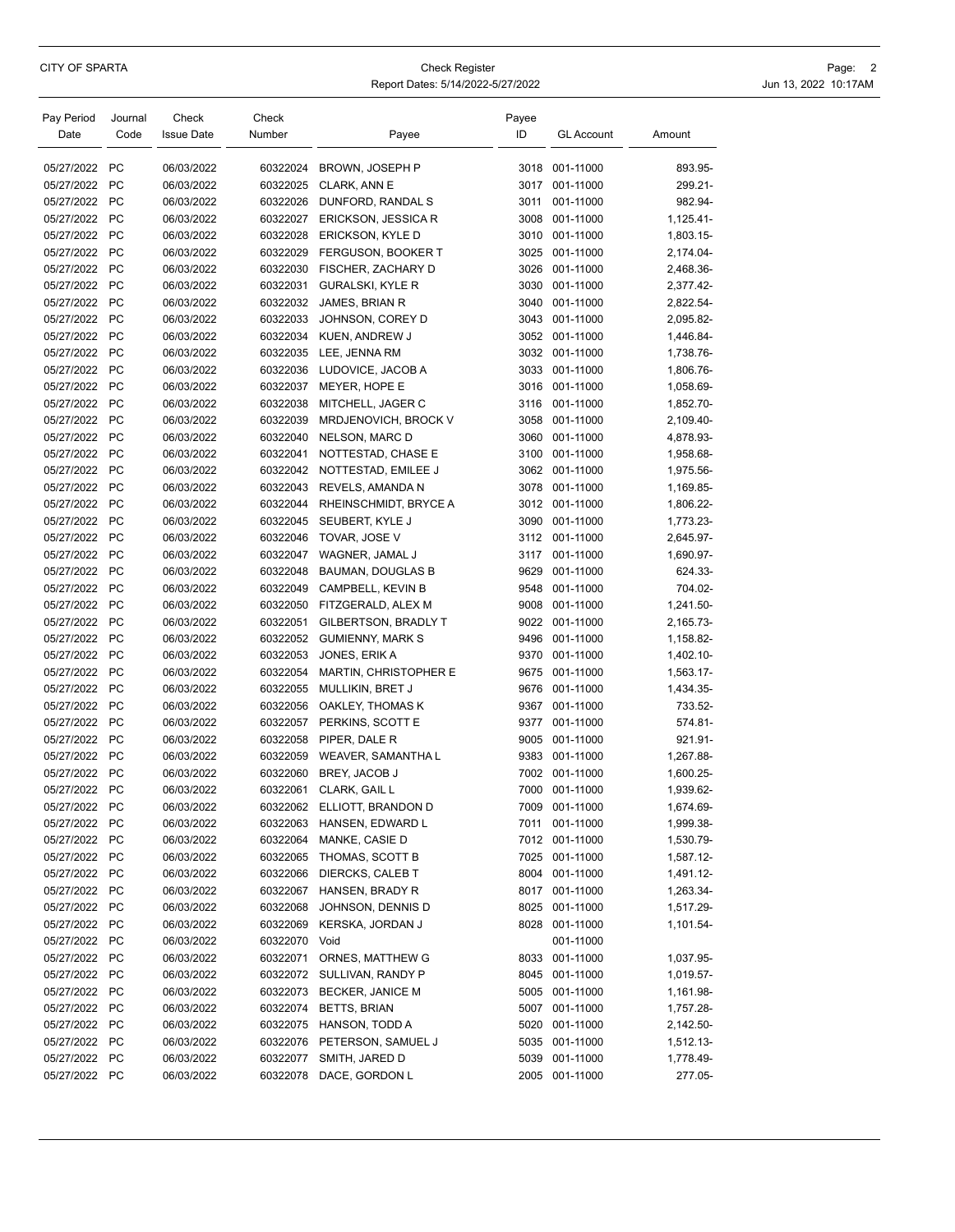| Pay Period Date | Journal Code | Check Issue Date | Check Number | Payee | Payee ID | GL Account | Amount |
|---|---|---|---|---|---|---|---|
| 05/27/2022 | PC | 06/03/2022 | 60322024 | BROWN, JOSEPH P | 3018 | 001-11000 | 893.95- |
| 05/27/2022 | PC | 06/03/2022 | 60322025 | CLARK, ANN E | 3017 | 001-11000 | 299.21- |
| 05/27/2022 | PC | 06/03/2022 | 60322026 | DUNFORD, RANDAL S | 3011 | 001-11000 | 982.94- |
| 05/27/2022 | PC | 06/03/2022 | 60322027 | ERICKSON, JESSICA R | 3008 | 001-11000 | 1,125.41- |
| 05/27/2022 | PC | 06/03/2022 | 60322028 | ERICKSON, KYLE D | 3010 | 001-11000 | 1,803.15- |
| 05/27/2022 | PC | 06/03/2022 | 60322029 | FERGUSON, BOOKER T | 3025 | 001-11000 | 2,174.04- |
| 05/27/2022 | PC | 06/03/2022 | 60322030 | FISCHER, ZACHARY D | 3026 | 001-11000 | 2,468.36- |
| 05/27/2022 | PC | 06/03/2022 | 60322031 | GURALSKI, KYLE R | 3030 | 001-11000 | 2,377.42- |
| 05/27/2022 | PC | 06/03/2022 | 60322032 | JAMES, BRIAN R | 3040 | 001-11000 | 2,822.54- |
| 05/27/2022 | PC | 06/03/2022 | 60322033 | JOHNSON, COREY D | 3043 | 001-11000 | 2,095.82- |
| 05/27/2022 | PC | 06/03/2022 | 60322034 | KUEN, ANDREW J | 3052 | 001-11000 | 1,446.84- |
| 05/27/2022 | PC | 06/03/2022 | 60322035 | LEE, JENNA RM | 3032 | 001-11000 | 1,738.76- |
| 05/27/2022 | PC | 06/03/2022 | 60322036 | LUDOVICE, JACOB A | 3033 | 001-11000 | 1,806.76- |
| 05/27/2022 | PC | 06/03/2022 | 60322037 | MEYER, HOPE E | 3016 | 001-11000 | 1,058.69- |
| 05/27/2022 | PC | 06/03/2022 | 60322038 | MITCHELL, JAGER C | 3116 | 001-11000 | 1,852.70- |
| 05/27/2022 | PC | 06/03/2022 | 60322039 | MRDJENOVICH, BROCK V | 3058 | 001-11000 | 2,109.40- |
| 05/27/2022 | PC | 06/03/2022 | 60322040 | NELSON, MARC D | 3060 | 001-11000 | 4,878.93- |
| 05/27/2022 | PC | 06/03/2022 | 60322041 | NOTTESTAD, CHASE E | 3100 | 001-11000 | 1,958.68- |
| 05/27/2022 | PC | 06/03/2022 | 60322042 | NOTTESTAD, EMILEE J | 3062 | 001-11000 | 1,975.56- |
| 05/27/2022 | PC | 06/03/2022 | 60322043 | REVELS, AMANDA N | 3078 | 001-11000 | 1,169.85- |
| 05/27/2022 | PC | 06/03/2022 | 60322044 | RHEINSCHMIDT, BRYCE A | 3012 | 001-11000 | 1,806.22- |
| 05/27/2022 | PC | 06/03/2022 | 60322045 | SEUBERT, KYLE J | 3090 | 001-11000 | 1,773.23- |
| 05/27/2022 | PC | 06/03/2022 | 60322046 | TOVAR, JOSE V | 3112 | 001-11000 | 2,645.97- |
| 05/27/2022 | PC | 06/03/2022 | 60322047 | WAGNER, JAMAL J | 3117 | 001-11000 | 1,690.97- |
| 05/27/2022 | PC | 06/03/2022 | 60322048 | BAUMAN, DOUGLAS B | 9629 | 001-11000 | 624.33- |
| 05/27/2022 | PC | 06/03/2022 | 60322049 | CAMPBELL, KEVIN B | 9548 | 001-11000 | 704.02- |
| 05/27/2022 | PC | 06/03/2022 | 60322050 | FITZGERALD, ALEX M | 9008 | 001-11000 | 1,241.50- |
| 05/27/2022 | PC | 06/03/2022 | 60322051 | GILBERTSON, BRADLY T | 9022 | 001-11000 | 2,165.73- |
| 05/27/2022 | PC | 06/03/2022 | 60322052 | GUMIENNY, MARK S | 9496 | 001-11000 | 1,158.82- |
| 05/27/2022 | PC | 06/03/2022 | 60322053 | JONES, ERIK A | 9370 | 001-11000 | 1,402.10- |
| 05/27/2022 | PC | 06/03/2022 | 60322054 | MARTIN, CHRISTOPHER E | 9675 | 001-11000 | 1,563.17- |
| 05/27/2022 | PC | 06/03/2022 | 60322055 | MULLIKIN, BRET J | 9676 | 001-11000 | 1,434.35- |
| 05/27/2022 | PC | 06/03/2022 | 60322056 | OAKLEY, THOMAS K | 9367 | 001-11000 | 733.52- |
| 05/27/2022 | PC | 06/03/2022 | 60322057 | PERKINS, SCOTT E | 9377 | 001-11000 | 574.81- |
| 05/27/2022 | PC | 06/03/2022 | 60322058 | PIPER, DALE R | 9005 | 001-11000 | 921.91- |
| 05/27/2022 | PC | 06/03/2022 | 60322059 | WEAVER, SAMANTHA L | 9383 | 001-11000 | 1,267.88- |
| 05/27/2022 | PC | 06/03/2022 | 60322060 | BREY, JACOB J | 7002 | 001-11000 | 1,600.25- |
| 05/27/2022 | PC | 06/03/2022 | 60322061 | CLARK, GAIL L | 7000 | 001-11000 | 1,939.62- |
| 05/27/2022 | PC | 06/03/2022 | 60322062 | ELLIOTT, BRANDON D | 7009 | 001-11000 | 1,674.69- |
| 05/27/2022 | PC | 06/03/2022 | 60322063 | HANSEN, EDWARD L | 7011 | 001-11000 | 1,999.38- |
| 05/27/2022 | PC | 06/03/2022 | 60322064 | MANKE, CASIE D | 7012 | 001-11000 | 1,530.79- |
| 05/27/2022 | PC | 06/03/2022 | 60322065 | THOMAS, SCOTT B | 7025 | 001-11000 | 1,587.12- |
| 05/27/2022 | PC | 06/03/2022 | 60322066 | DIERCKS, CALEB T | 8004 | 001-11000 | 1,491.12- |
| 05/27/2022 | PC | 06/03/2022 | 60322067 | HANSEN, BRADY R | 8017 | 001-11000 | 1,263.34- |
| 05/27/2022 | PC | 06/03/2022 | 60322068 | JOHNSON, DENNIS D | 8025 | 001-11000 | 1,517.29- |
| 05/27/2022 | PC | 06/03/2022 | 60322069 | KERSKA, JORDAN J | 8028 | 001-11000 | 1,101.54- |
| 05/27/2022 | PC | 06/03/2022 | 60322070 | Void | | 001-11000 | |
| 05/27/2022 | PC | 06/03/2022 | 60322071 | ORNES, MATTHEW G | 8033 | 001-11000 | 1,037.95- |
| 05/27/2022 | PC | 06/03/2022 | 60322072 | SULLIVAN, RANDY P | 8045 | 001-11000 | 1,019.57- |
| 05/27/2022 | PC | 06/03/2022 | 60322073 | BECKER, JANICE M | 5005 | 001-11000 | 1,161.98- |
| 05/27/2022 | PC | 06/03/2022 | 60322074 | BETTS, BRIAN | 5007 | 001-11000 | 1,757.28- |
| 05/27/2022 | PC | 06/03/2022 | 60322075 | HANSON, TODD A | 5020 | 001-11000 | 2,142.50- |
| 05/27/2022 | PC | 06/03/2022 | 60322076 | PETERSON, SAMUEL J | 5035 | 001-11000 | 1,512.13- |
| 05/27/2022 | PC | 06/03/2022 | 60322077 | SMITH, JARED D | 5039 | 001-11000 | 1,778.49- |
| 05/27/2022 | PC | 06/03/2022 | 60322078 | DACE, GORDON L | 2005 | 001-11000 | 277.05- |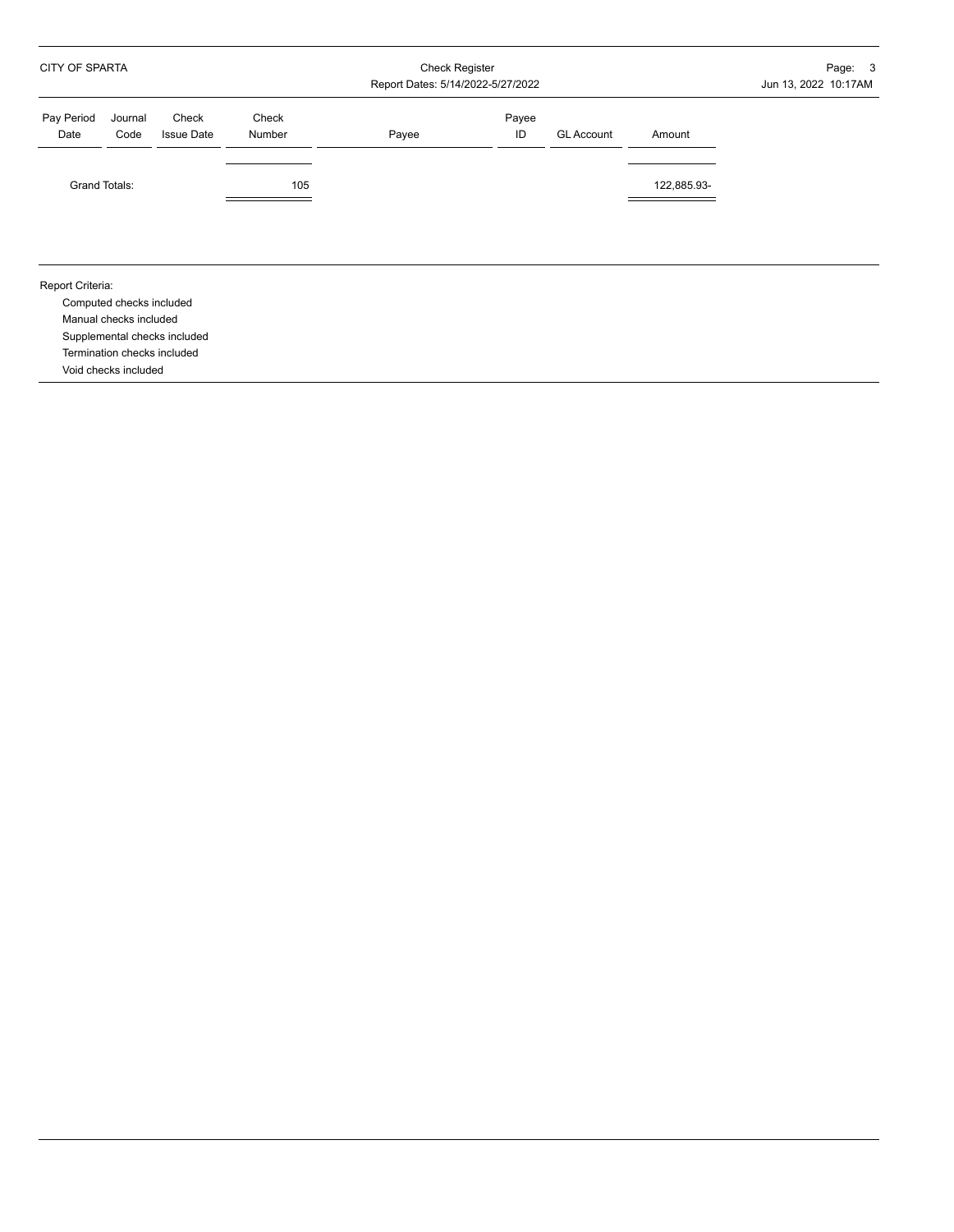CITY OF SPARTA

Check Register
Report Dates: 5/14/2022-5/27/2022

Jun 13, 2022 10:17AM

| Pay Period Date | Journal Code | Check Issue Date | Check Number | Payee | Payee ID | GL Account | Amount |
|---|---|---|---|---|---|---|---|
| Grand Totals: | | | 105 | | | | 122,885.93- |

Report Criteria:

- Computed checks included
- Manual checks included
- Supplemental checks included
- Termination checks included
- Void checks included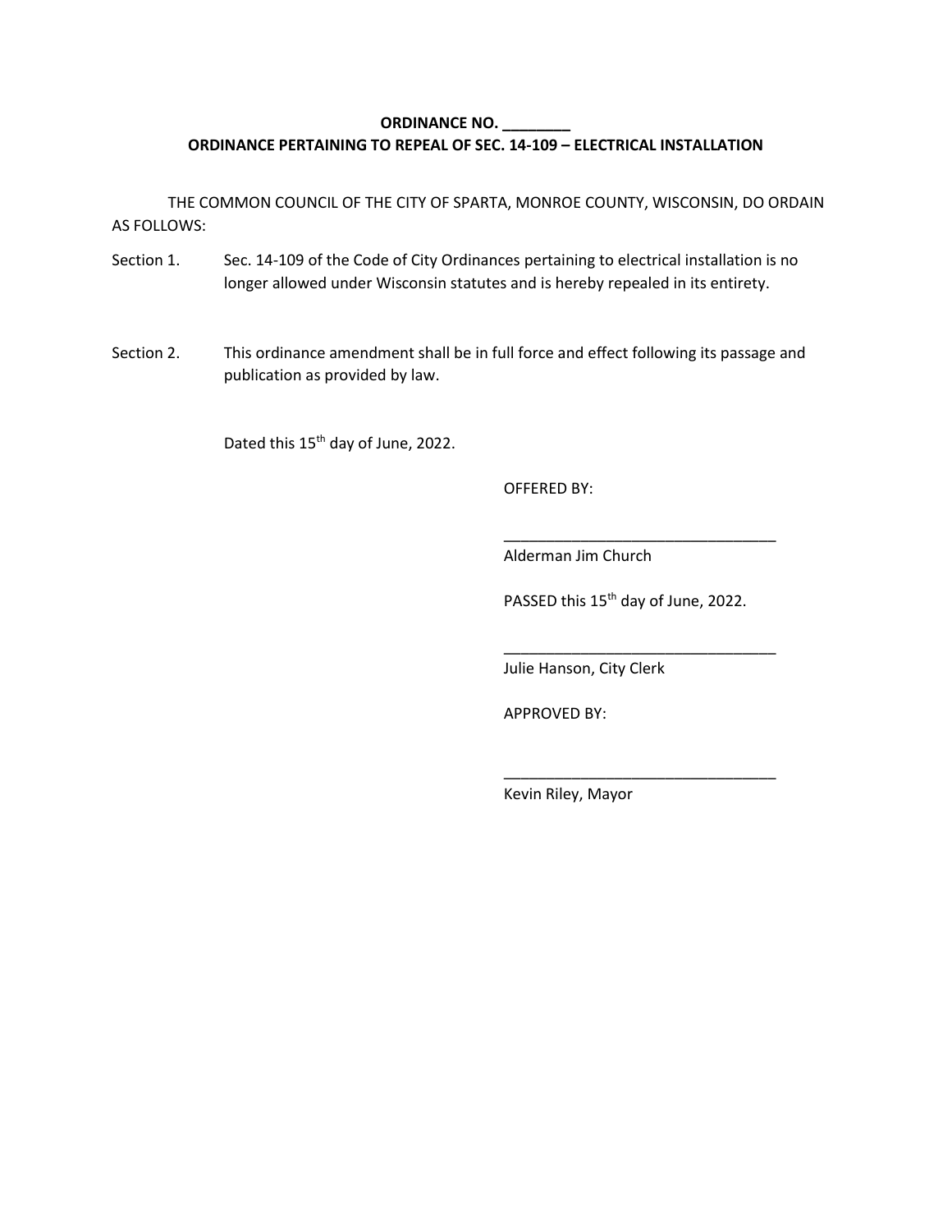**ORDINANCE NO. ________**

**ORDINANCE PERTAINING TO REPEAL OF SEC. 14-109 – ELECTRICAL INSTALLATION**

THE COMMON COUNCIL OF THE CITY OF SPARTA, MONROE COUNTY, WISCONSIN, DO ORDAIN AS FOLLOWS:

Section 1. Sec. 14-109 of the Code of City Ordinances pertaining to electrical installation is no longer allowed under Wisconsin statutes and is hereby repealed in its entirety.

Section 2. This ordinance amendment shall be in full force and effect following its passage and publication as provided by law.

Dated this 15th day of June, 2022.

OFFERED BY:

________________________________
Alderman Jim Church

PASSED this 15th day of June, 2022.

________________________________
Julie Hanson, City Clerk

APPROVED BY:

________________________________
Kevin Riley, Mayor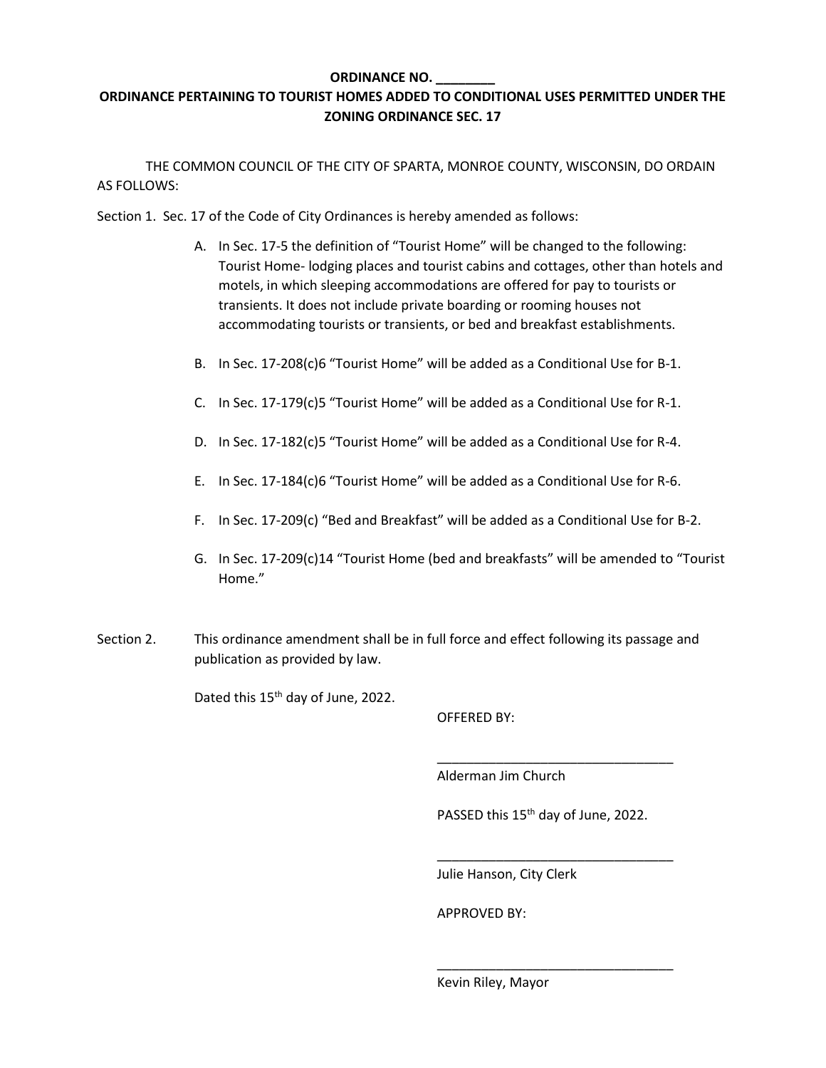**ORDINANCE NO. ________**

**ORDINANCE PERTAINING TO TOURIST HOMES ADDED TO CONDITIONAL USES PERMITTED UNDER THE ZONING ORDINANCE SEC. 17**

THE COMMON COUNCIL OF THE CITY OF SPARTA, MONROE COUNTY, WISCONSIN, DO ORDAIN AS FOLLOWS:

Section 1. Sec. 17 of the Code of City Ordinances is hereby amended as follows:

A. In Sec. 17-5 the definition of "Tourist Home" will be changed to the following: Tourist Home- lodging places and tourist cabins and cottages, other than hotels and motels, in which sleeping accommodations are offered for pay to tourists or transients. It does not include private boarding or rooming houses not accommodating tourists or transients, or bed and breakfast establishments.

B. In Sec. 17-208(c)6 "Tourist Home" will be added as a Conditional Use for B-1.

C. In Sec. 17-179(c)5 "Tourist Home" will be added as a Conditional Use for R-1.

D. In Sec. 17-182(c)5 "Tourist Home" will be added as a Conditional Use for R-4.

E. In Sec. 17-184(c)6 "Tourist Home" will be added as a Conditional Use for R-6.

F. In Sec. 17-209(c) "Bed and Breakfast" will be added as a Conditional Use for B-2.

G. In Sec. 17-209(c)14 "Tourist Home (bed and breakfasts" will be amended to "Tourist Home."

Section 2. This ordinance amendment shall be in full force and effect following its passage and publication as provided by law.

Dated this 15th day of June, 2022.

OFFERED BY:

_________________________________
Alderman Jim Church

PASSED this 15th day of June, 2022.

_________________________________
Julie Hanson, City Clerk

APPROVED BY:

_________________________________
Kevin Riley, Mayor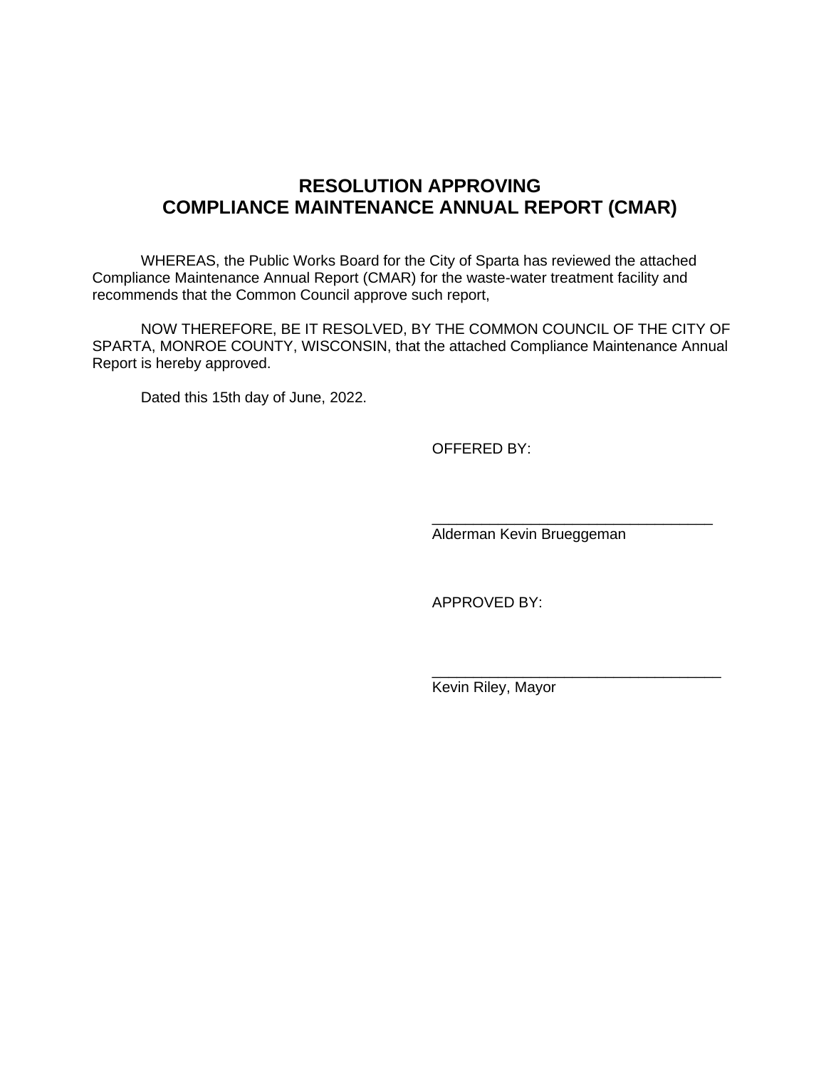# RESOLUTION APPROVING
# COMPLIANCE MAINTENANCE ANNUAL REPORT (CMAR)

WHEREAS, the Public Works Board for the City of Sparta has reviewed the attached Compliance Maintenance Annual Report (CMAR) for the waste-water treatment facility and recommends that the Common Council approve such report,

NOW THEREFORE, BE IT RESOLVED, BY THE COMMON COUNCIL OF THE CITY OF SPARTA, MONROE COUNTY, WISCONSIN, that the attached Compliance Maintenance Annual Report is hereby approved.

Dated this 15th day of June, 2022.

OFFERED BY:

\_\_\_\_\_\_\_\_\_\_\_\_\_\_\_\_\_\_\_\_\_\_\_\_\_\_\_\_\_\_\_\_\_\_
Alderman Kevin Brueggeman

APPROVED BY:

\_\_\_\_\_\_\_\_\_\_\_\_\_\_\_\_\_\_\_\_\_\_\_\_\_\_\_\_\_\_\_\_\_\_
Kevin Riley, Mayor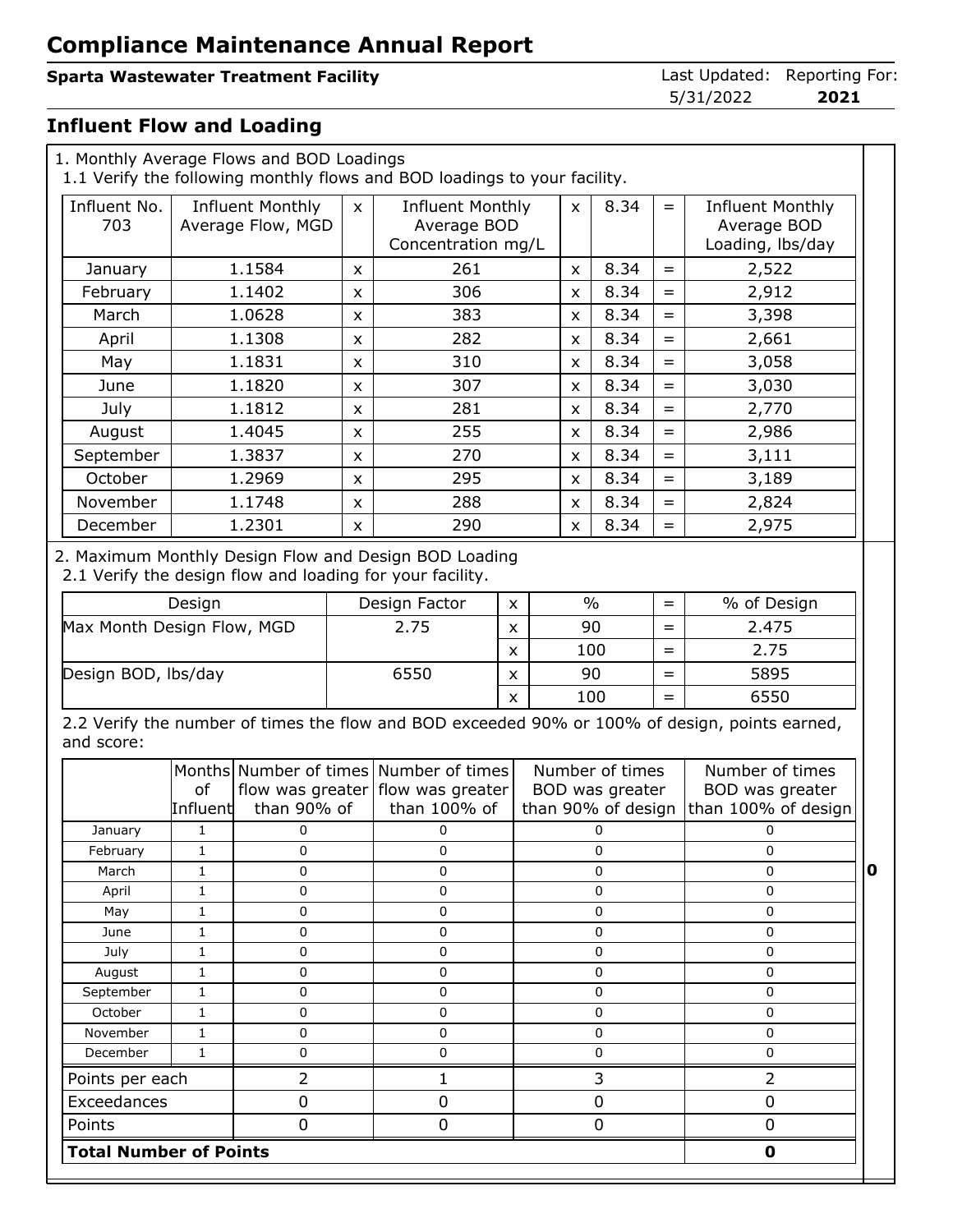# Compliance Maintenance Annual Report

**Sparta Wastewater Treatment Facility**

Last Updated: 5/31/2022 Reporting For: **2021**

## Influent Flow and Loading

1. Monthly Average Flows and BOD Loadings

1.1 Verify the following monthly flows and BOD loadings to your facility.

| Influent No. 703 | Influent Monthly Average Flow, MGD | x | Influent Monthly Average BOD Concentration mg/L | x | 8.34 | = | Influent Monthly Average BOD Loading, lbs/day |
|---|---|---|---|---|---|---|---|
| January | 1.1584 | x | 261 | x | 8.34 | = | 2,522 |
| February | 1.1402 | x | 306 | x | 8.34 | = | 2,912 |
| March | 1.0628 | x | 383 | x | 8.34 | = | 3,398 |
| April | 1.1308 | x | 282 | x | 8.34 | = | 2,661 |
| May | 1.1831 | x | 310 | x | 8.34 | = | 3,058 |
| June | 1.1820 | x | 307 | x | 8.34 | = | 3,030 |
| July | 1.1812 | x | 281 | x | 8.34 | = | 2,770 |
| August | 1.4045 | x | 255 | x | 8.34 | = | 2,986 |
| September | 1.3837 | x | 270 | x | 8.34 | = | 3,111 |
| October | 1.2969 | x | 295 | x | 8.34 | = | 3,189 |
| November | 1.1748 | x | 288 | x | 8.34 | = | 2,824 |
| December | 1.2301 | x | 290 | x | 8.34 | = | 2,975 |

2. Maximum Monthly Design Flow and Design BOD Loading

2.1 Verify the design flow and loading for your facility.

| Design | Design Factor | x | % | = | % of Design |
|---|---|---|---|---|---|
| Max Month Design Flow, MGD | 2.75 | x | 90 | = | 2.475 |
| | | x | 100 | = | 2.75 |
| Design BOD, lbs/day | 6550 | x | 90 | = | 5895 |
| | | x | 100 | = | 6550 |

2.2 Verify the number of times the flow and BOD exceeded 90% or 100% of design, points earned, and score:

| | Months of Influent | Number of times flow was greater than 90% of | Number of times flow was greater than 100% of | Number of times BOD was greater than 90% of design | Number of times BOD was greater than 100% of design |
|---|---|---|---|---|---|
| January | 1 | 0 | 0 | 0 | 0 |
| February | 1 | 0 | 0 | 0 | 0 |
| March | 1 | 0 | 0 | 0 | 0 |
| April | 1 | 0 | 0 | 0 | 0 |
| May | 1 | 0 | 0 | 0 | 0 |
| June | 1 | 0 | 0 | 0 | 0 |
| July | 1 | 0 | 0 | 0 | 0 |
| August | 1 | 0 | 0 | 0 | 0 |
| September | 1 | 0 | 0 | 0 | 0 |
| October | 1 | 0 | 0 | 0 | 0 |
| November | 1 | 0 | 0 | 0 | 0 |
| December | 1 | 0 | 0 | 0 | 0 |
| Points per each | | 2 | 1 | 3 | 2 |
| Exceedances | | 0 | 0 | 0 | 0 |
| Points | | 0 | 0 | 0 | 0 |
| **Total Number of Points** | | | | | **0** |

**0**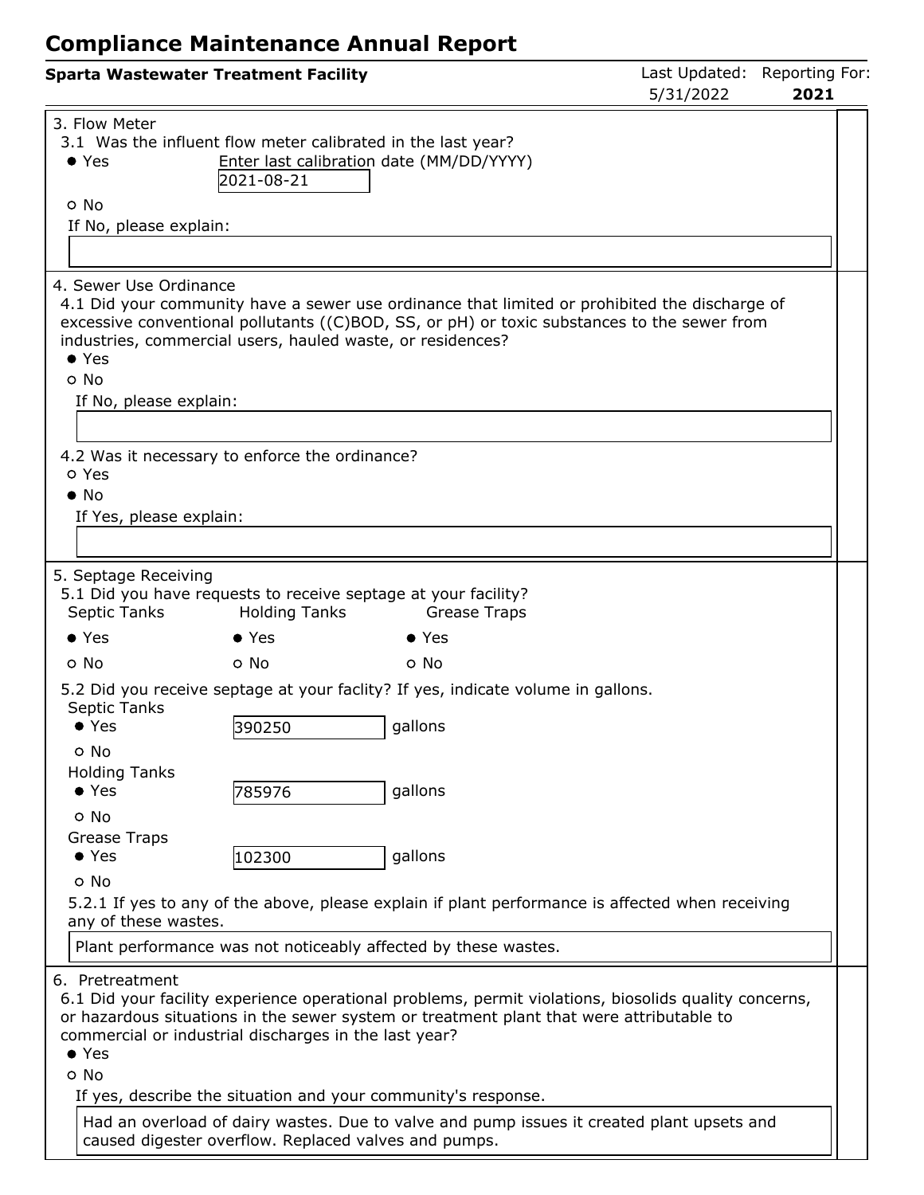# Compliance Maintenance Annual Report

**Sparta Wastewater Treatment Facility**

Last Updated: 5/31/2022 Reporting For: **2021**

3. Flow Meter

3.1 Was the influent flow meter calibrated in the last year?

- ● Yes — Enter last calibration date (MM/DD/YYYY): 2021-08-21
- ○ No

If No, please explain:

4. Sewer Use Ordinance

4.1 Did your community have a sewer use ordinance that limited or prohibited the discharge of excessive conventional pollutants ((C)BOD, SS, or pH) or toxic substances to the sewer from industries, commercial users, hauled waste, or residences?

- ● Yes
- ○ No

If No, please explain:

4.2 Was it necessary to enforce the ordinance?

- ○ Yes
- ● No

If Yes, please explain:

5. Septage Receiving

5.1 Did you have requests to receive septage at your facility?

| Septic Tanks | Holding Tanks | Grease Traps |
|---|---|---|
| ● Yes | ● Yes | ● Yes |
| ○ No | ○ No | ○ No |

5.2 Did you receive septage at your faclity? If yes, indicate volume in gallons.

Septic Tanks

- ● Yes 390250 gallons
- ○ No

Holding Tanks

- ● Yes 785976 gallons
- ○ No

Grease Traps

- ● Yes 102300 gallons
- ○ No

5.2.1 If yes to any of the above, please explain if plant performance is affected when receiving any of these wastes.

Plant performance was not noticeably affected by these wastes.

6. Pretreatment

6.1 Did your facility experience operational problems, permit violations, biosolids quality concerns, or hazardous situations in the sewer system or treatment plant that were attributable to commercial or industrial discharges in the last year?

- ● Yes
- ○ No

If yes, describe the situation and your community's response.

Had an overload of dairy wastes. Due to valve and pump issues it created plant upsets and caused digester overflow. Replaced valves and pumps.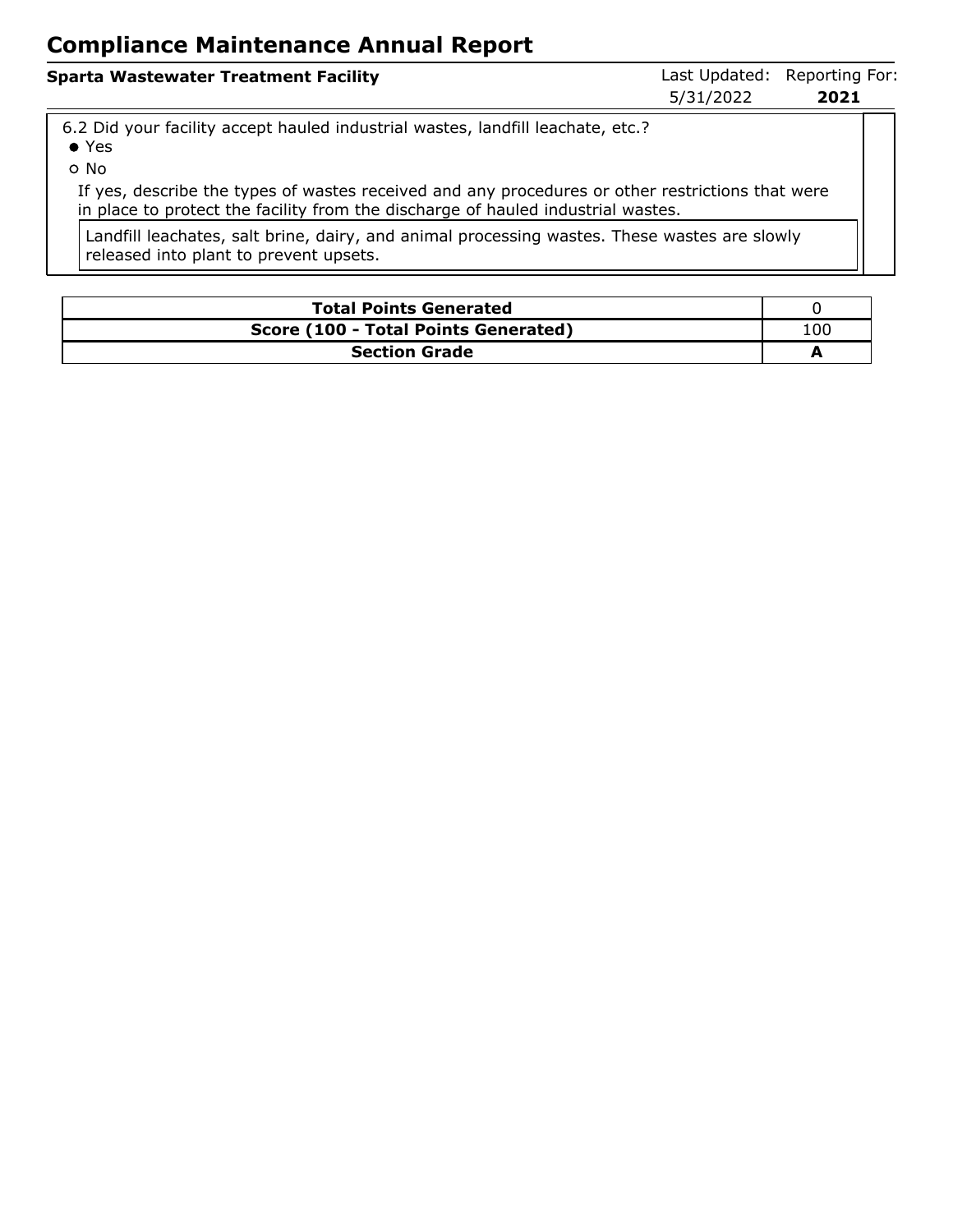# Compliance Maintenance Annual Report

**Sparta Wastewater Treatment Facility** | Last Updated: 5/31/2022 | Reporting For: **2021**

6.2 Did your facility accept hauled industrial wastes, landfill leachate, etc.?

- ● Yes
- ○ No

If yes, describe the types of wastes received and any procedures or other restrictions that were in place to protect the facility from the discharge of hauled industrial wastes.

Landfill leachates, salt brine, dairy, and animal processing wastes. These wastes are slowly released into plant to prevent upsets.

| **Total Points Generated** | 0 |
|---|---|
| **Score (100 - Total Points Generated)** | 100 |
| **Section Grade** | **A** |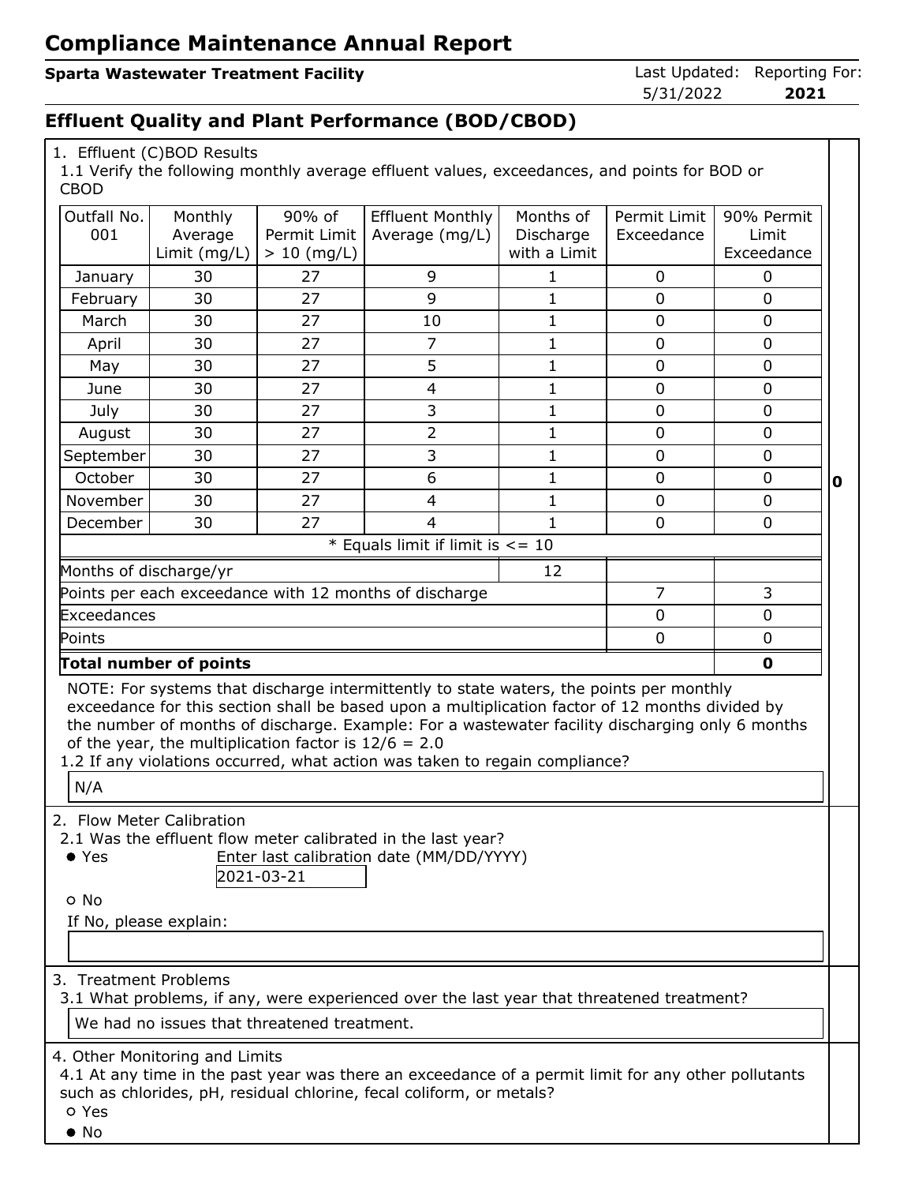# Compliance Maintenance Annual Report

**Sparta Wastewater Treatment Facility**

Last Updated: 5/31/2022 Reporting For: **2021**

## Effluent Quality and Plant Performance (BOD/CBOD)

1. Effluent (C)BOD Results

1.1 Verify the following monthly average effluent values, exceedances, and points for BOD or CBOD

| Outfall No. 001 | Monthly Average Limit (mg/L) | 90% of Permit Limit > 10 (mg/L) | Effluent Monthly Average (mg/L) | Months of Discharge with a Limit | Permit Limit Exceedance | 90% Permit Limit Exceedance |
|---|---|---|---|---|---|---|
| January | 30 | 27 | 9 | 1 | 0 | 0 |
| February | 30 | 27 | 9 | 1 | 0 | 0 |
| March | 30 | 27 | 10 | 1 | 0 | 0 |
| April | 30 | 27 | 7 | 1 | 0 | 0 |
| May | 30 | 27 | 5 | 1 | 0 | 0 |
| June | 30 | 27 | 4 | 1 | 0 | 0 |
| July | 30 | 27 | 3 | 1 | 0 | 0 |
| August | 30 | 27 | 2 | 1 | 0 | 0 |
| September | 30 | 27 | 3 | 1 | 0 | 0 |
| October | 30 | 27 | 6 | 1 | 0 | 0 |
| November | 30 | 27 | 4 | 1 | 0 | 0 |
| December | 30 | 27 | 4 | 1 | 0 | 0 |
| * Equals limit if limit is <= 10 | | | | | | |
| Months of discharge/yr | | | | 12 | | |
| Points per each exceedance with 12 months of discharge | | | | | 7 | 3 |
| Exceedances | | | | | 0 | 0 |
| Points | | | | | 0 | 0 |
| **Total number of points** | | | | | | **0** |

**0**

NOTE: For systems that discharge intermittently to state waters, the points per monthly exceedance for this section shall be based upon a multiplication factor of 12 months divided by the number of months of discharge. Example: For a wastewater facility discharging only 6 months of the year, the multiplication factor is 12/6 = 2.0

1.2 If any violations occurred, what action was taken to regain compliance?

N/A

2. Flow Meter Calibration

2.1 Was the effluent flow meter calibrated in the last year?

- ● Yes — Enter last calibration date (MM/DD/YYYY): 2021-03-21
- ○ No

If No, please explain:

3. Treatment Problems

3.1 What problems, if any, were experienced over the last year that threatened treatment?

We had no issues that threatened treatment.

4. Other Monitoring and Limits

4.1 At any time in the past year was there an exceedance of a permit limit for any other pollutants such as chlorides, pH, residual chlorine, fecal coliform, or metals?

- ○ Yes
- ● No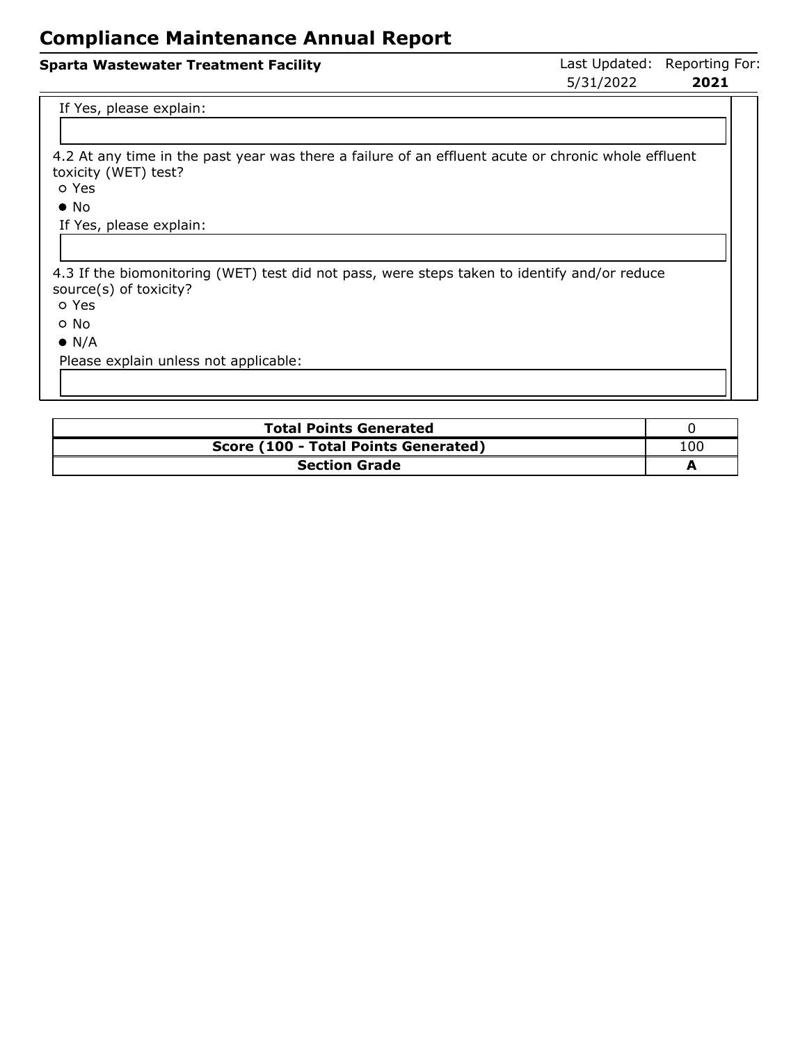If Yes, please explain:

4.2 At any time in the past year was there a failure of an effluent acute or chronic whole effluent toxicity (WET) test?

- ○ Yes
- ● No

If Yes, please explain:

4.3 If the biomonitoring (WET) test did not pass, were steps taken to identify and/or reduce source(s) of toxicity?

- ○ Yes
- ○ No
- ● N/A

Please explain unless not applicable:

| **Total Points Generated** | 0 |
|---|---|
| **Score (100 - Total Points Generated)** | 100 |
| **Section Grade** | **A** |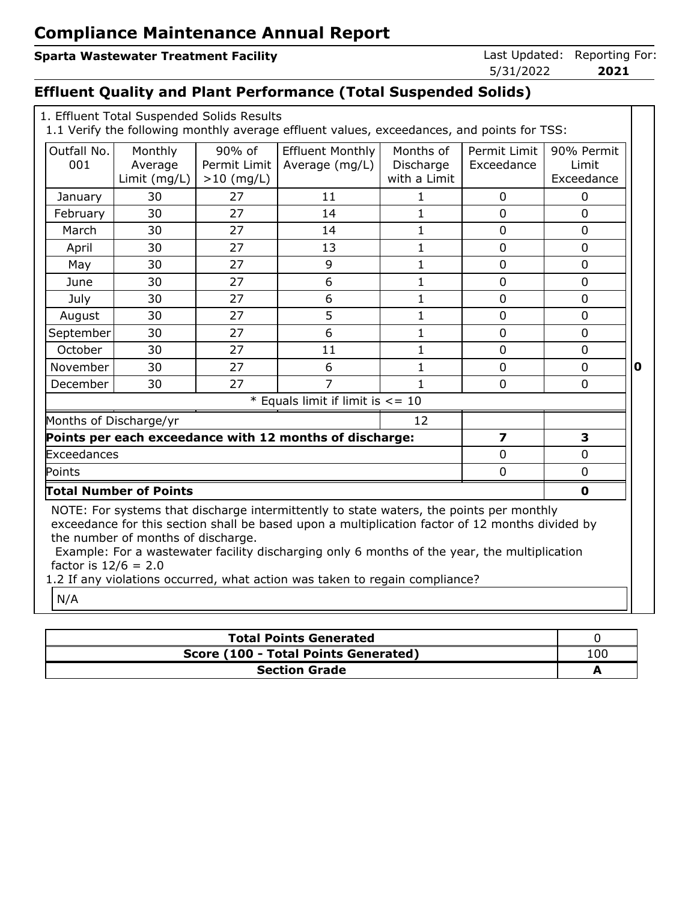# Compliance Maintenance Annual Report

**Sparta Wastewater Treatment Facility**

Last Updated: 5/31/2022 | Reporting For: **2021**

## Effluent Quality and Plant Performance (Total Suspended Solids)

1. Effluent Total Suspended Solids Results

1.1 Verify the following monthly average effluent values, exceedances, and points for TSS:

| Outfall No. 001 | Monthly Average Limit (mg/L) | 90% of Permit Limit >10 (mg/L) | Effluent Monthly Average (mg/L) | Months of Discharge with a Limit | Permit Limit Exceedance | 90% Permit Limit Exceedance |
|---|---|---|---|---|---|---|
| January | 30 | 27 | 11 | 1 | 0 | 0 |
| February | 30 | 27 | 14 | 1 | 0 | 0 |
| March | 30 | 27 | 14 | 1 | 0 | 0 |
| April | 30 | 27 | 13 | 1 | 0 | 0 |
| May | 30 | 27 | 9 | 1 | 0 | 0 |
| June | 30 | 27 | 6 | 1 | 0 | 0 |
| July | 30 | 27 | 6 | 1 | 0 | 0 |
| August | 30 | 27 | 5 | 1 | 0 | 0 |
| September | 30 | 27 | 6 | 1 | 0 | 0 |
| October | 30 | 27 | 11 | 1 | 0 | 0 |
| November | 30 | 27 | 6 | 1 | 0 | 0 |
| December | 30 | 27 | 7 | 1 | 0 | 0 |
| * Equals limit if limit is <= 10 | | | | | | |
| Months of Discharge/yr | | | | 12 | | |
| **Points per each exceedance with 12 months of discharge:** | | | | | **7** | **3** |
| Exceedances | | | | | 0 | 0 |
| Points | | | | | 0 | 0 |
| **Total Number of Points** | | | | | | **0** |

**0**

NOTE: For systems that discharge intermittently to state waters, the points per monthly exceedance for this section shall be based upon a multiplication factor of 12 months divided by the number of months of discharge.

Example: For a wastewater facility discharging only 6 months of the year, the multiplication factor is 12/6 = 2.0

1.2 If any violations occurred, what action was taken to regain compliance?

N/A

| **Total Points Generated** | 0 |
|---|---|
| **Score (100 - Total Points Generated)** | 100 |
| **Section Grade** | **A** |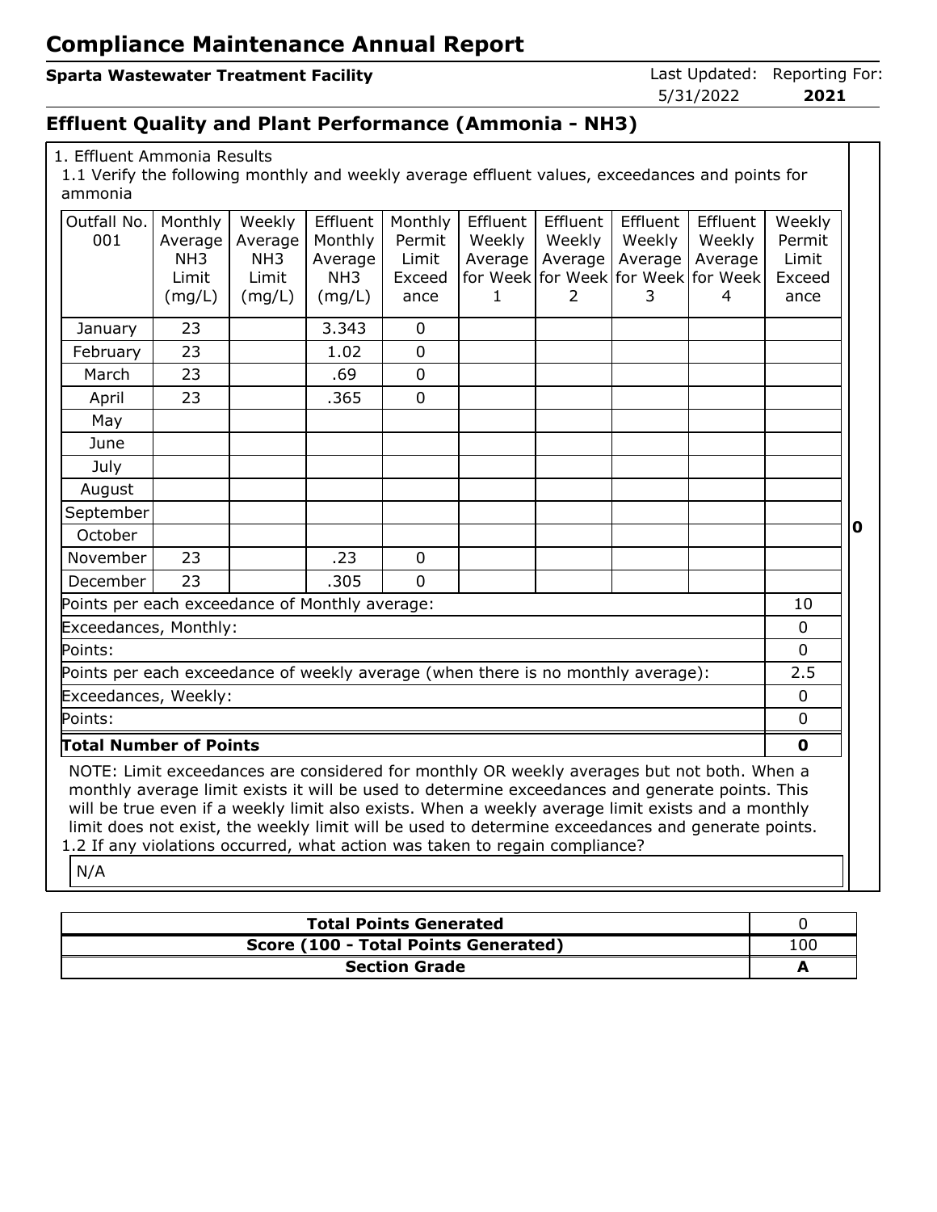# Compliance Maintenance Annual Report

**Sparta Wastewater Treatment Facility**

Last Updated: 5/31/2022 | Reporting For: **2021**

## Effluent Quality and Plant Performance (Ammonia - NH3)

1. Effluent Ammonia Results

1.1 Verify the following monthly and weekly average effluent values, exceedances and points for ammonia

| Outfall No. 001 | Monthly Average NH3 Limit (mg/L) | Weekly Average NH3 Limit (mg/L) | Effluent Monthly Average NH3 (mg/L) | Monthly Permit Limit Exceedance | Effluent Weekly Average for Week 1 | Effluent Weekly Average for Week 2 | Effluent Weekly Average for Week 3 | Effluent Weekly Average for Week 4 | Weekly Permit Limit Exceedance |
|---|---|---|---|---|---|---|---|---|---|
| January | 23 | | 3.343 | 0 | | | | | |
| February | 23 | | 1.02 | 0 | | | | | |
| March | 23 | | .69 | 0 | | | | | |
| April | 23 | | .365 | 0 | | | | | |
| May | | | | | | | | | |
| June | | | | | | | | | |
| July | | | | | | | | | |
| August | | | | | | | | | |
| September | | | | | | | | | |
| October | | | | | | | | | |
| November | 23 | | .23 | 0 | | | | | |
| December | 23 | | .305 | 0 | | | | | |
| Points per each exceedance of Monthly average: | | | | | | | | | 10 |
| Exceedances, Monthly: | | | | | | | | | 0 |
| Points: | | | | | | | | | 0 |
| Points per each exceedance of weekly average (when there is no monthly average): | | | | | | | | | 2.5 |
| Exceedances, Weekly: | | | | | | | | | 0 |
| Points: | | | | | | | | | 0 |
| **Total Number of Points** | | | | | | | | | **0** |

**0**

NOTE: Limit exceedances are considered for monthly OR weekly averages but not both. When a monthly average limit exists it will be used to determine exceedances and generate points. This will be true even if a weekly limit also exists. When a weekly average limit exists and a monthly limit does not exist, the weekly limit will be used to determine exceedances and generate points.

1.2 If any violations occurred, what action was taken to regain compliance?

N/A

| | |
|---|---|
| **Total Points Generated** | 0 |
| **Score (100 - Total Points Generated)** | 100 |
| **Section Grade** | **A** |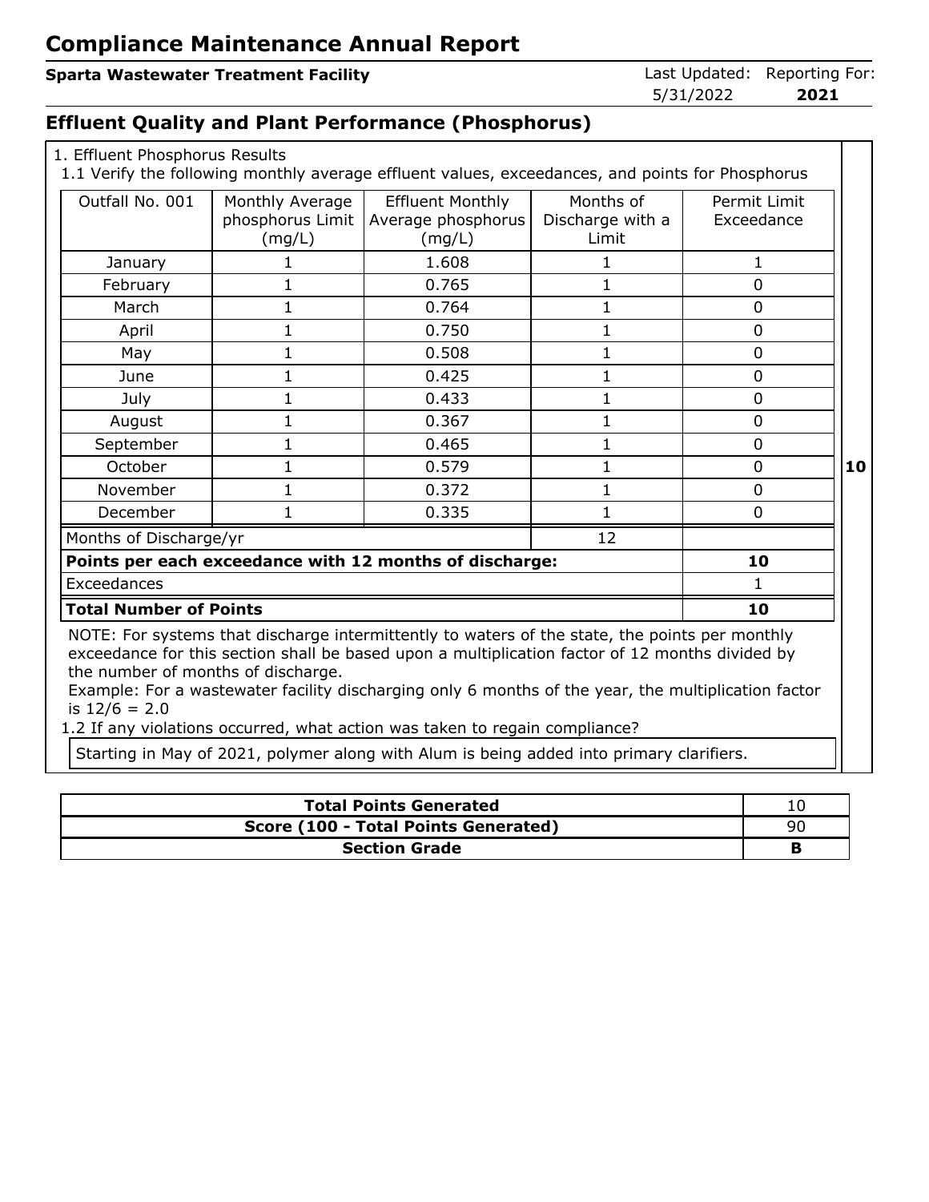# Compliance Maintenance Annual Report

**Sparta Wastewater Treatment Facility**

Last Updated: 5/31/2022 Reporting For: **2021**

## Effluent Quality and Plant Performance (Phosphorus)

1. Effluent Phosphorus Results

1.1 Verify the following monthly average effluent values, exceedances, and points for Phosphorus

| Outfall No. 001 | Monthly Average phosphorus Limit (mg/L) | Effluent Monthly Average phosphorus (mg/L) | Months of Discharge with a Limit | Permit Limit Exceedance |
|---|---|---|---|---|
| January | 1 | 1.608 | 1 | 1 |
| February | 1 | 0.765 | 1 | 0 |
| March | 1 | 0.764 | 1 | 0 |
| April | 1 | 0.750 | 1 | 0 |
| May | 1 | 0.508 | 1 | 0 |
| June | 1 | 0.425 | 1 | 0 |
| July | 1 | 0.433 | 1 | 0 |
| August | 1 | 0.367 | 1 | 0 |
| September | 1 | 0.465 | 1 | 0 |
| October | 1 | 0.579 | 1 | 0 |
| November | 1 | 0.372 | 1 | 0 |
| December | 1 | 0.335 | 1 | 0 |
| Months of Discharge/yr | | | 12 | |
| **Points per each exceedance with 12 months of discharge:** | | | | **10** |
| Exceedances | | | | 1 |
| **Total Number of Points** | | | | **10** |

**10**

NOTE: For systems that discharge intermittently to waters of the state, the points per monthly exceedance for this section shall be based upon a multiplication factor of 12 months divided by the number of months of discharge.
Example: For a wastewater facility discharging only 6 months of the year, the multiplication factor is 12/6 = 2.0

1.2 If any violations occurred, what action was taken to regain compliance?

Starting in May of 2021, polymer along with Alum is being added into primary clarifiers.

| | |
|---|---|
| **Total Points Generated** | 10 |
| **Score (100 - Total Points Generated)** | 90 |
| **Section Grade** | **B** |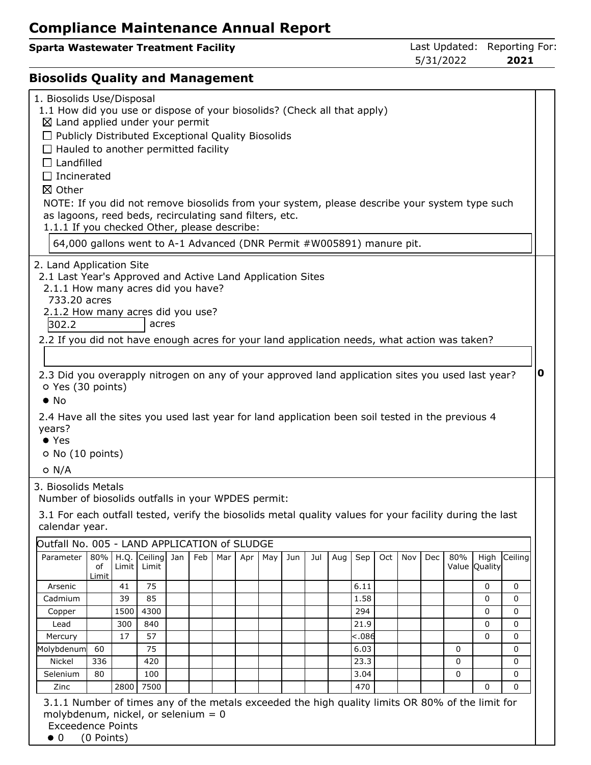# Compliance Maintenance Annual Report

**Sparta Wastewater Treatment Facility**

Last Updated: 5/31/2022 | Reporting For: **2021**

## Biosolids Quality and Management

1. Biosolids Use/Disposal

1.1 How did you use or dispose of your biosolids? (Check all that apply)

- ☒ Land applied under your permit
- ☐ Publicly Distributed Exceptional Quality Biosolids
- ☐ Hauled to another permitted facility
- ☐ Landfilled
- ☐ Incinerated
- ☒ Other

NOTE: If you did not remove biosolids from your system, please describe your system type such as lagoons, reed beds, recirculating sand filters, etc.

1.1.1 If you checked Other, please describe:

64,000 gallons went to A-1 Advanced (DNR Permit #W005891) manure pit.

2. Land Application Site

2.1 Last Year's Approved and Active Land Application Sites

2.1.1 How many acres did you have?

733.20 acres

2.1.2 How many acres did you use?

302.2 acres

2.2 If you did not have enough acres for your land application needs, what action was taken?

2.3 Did you overapply nitrogen on any of your approved land application sites you used last year?

- ○ Yes (30 points)
- ● No

**0**

2.4 Have all the sites you used last year for land application been soil tested in the previous 4 years?

- ● Yes
- ○ No (10 points)
- ○ N/A

3. Biosolids Metals

Number of biosolids outfalls in your WPDES permit:

3.1 For each outfall tested, verify the biosolids metal quality values for your facility during the last calendar year.

Outfall No. 005 - LAND APPLICATION of SLUDGE

| Parameter | 80% of Limit | H.Q. Limit | Ceiling Limit | Jan | Feb | Mar | Apr | May | Jun | Jul | Aug | Sep | Oct | Nov | Dec | 80% Value | High Quality | Ceiling |
|---|---|---|---|---|---|---|---|---|---|---|---|---|---|---|---|---|---|---|
| Arsenic | | 41 | 75 | | | | | | | | | 6.11 | | | | | 0 | 0 |
| Cadmium | | 39 | 85 | | | | | | | | | 1.58 | | | | | 0 | 0 |
| Copper | | 1500 | 4300 | | | | | | | | | 294 | | | | | 0 | 0 |
| Lead | | 300 | 840 | | | | | | | | | 21.9 | | | | | 0 | 0 |
| Mercury | | 17 | 57 | | | | | | | | | <.086 | | | | | 0 | 0 |
| Molybdenum | 60 | | 75 | | | | | | | | | 6.03 | | | | 0 | | 0 |
| Nickel | 336 | | 420 | | | | | | | | | 23.3 | | | | 0 | | 0 |
| Selenium | 80 | | 100 | | | | | | | | | 3.04 | | | | 0 | | 0 |
| Zinc | | 2800 | 7500 | | | | | | | | | 470 | | | | | 0 | 0 |

3.1.1 Number of times any of the metals exceeded the high quality limits OR 80% of the limit for molybdenum, nickel, or selenium = 0

Exceedence Points

- ● 0 (0 Points)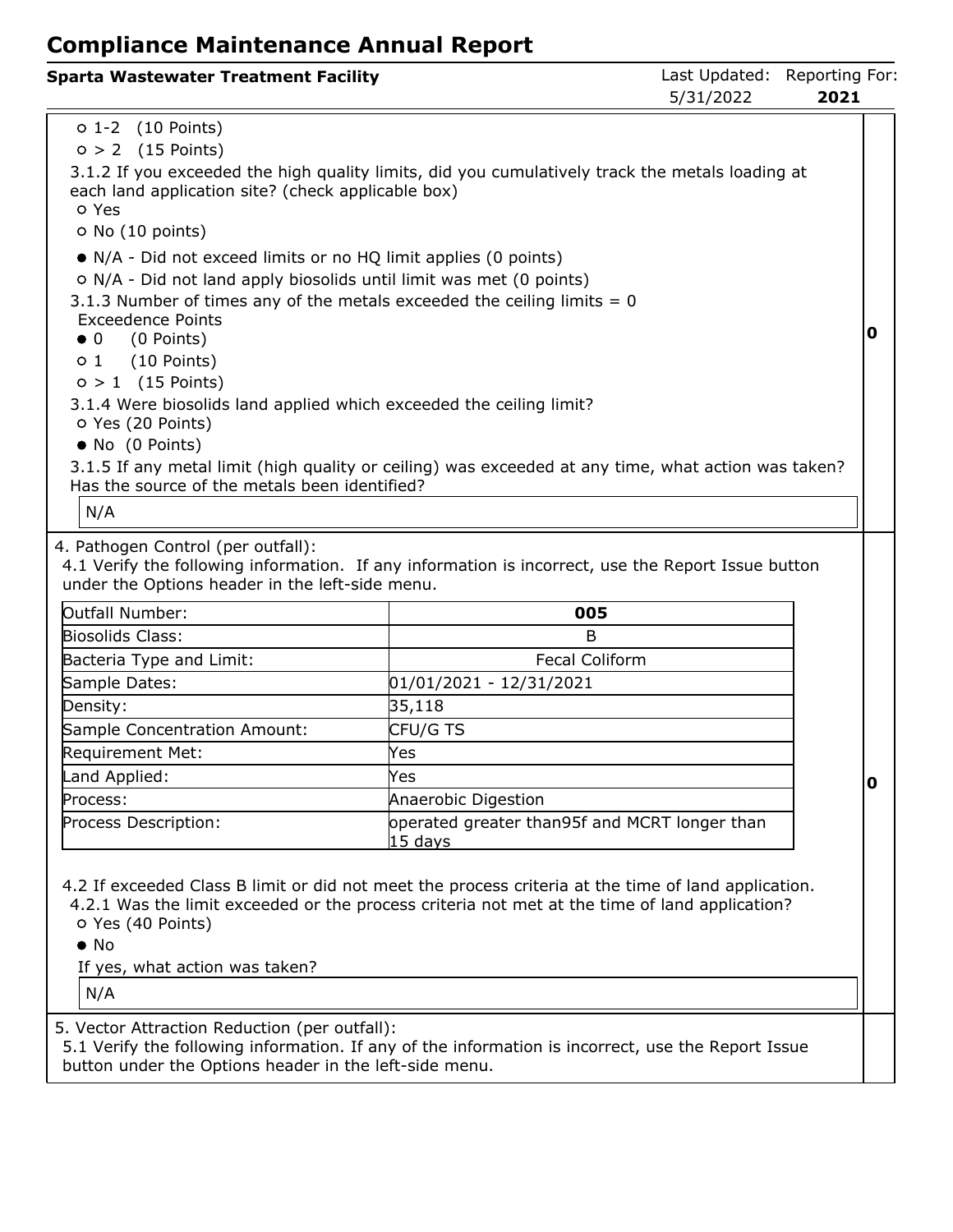- ○ 1-2 (10 Points)
- ○ > 2 (15 Points)

3.1.2 If you exceeded the high quality limits, did you cumulatively track the metals loading at each land application site? (check applicable box)

- ○ Yes
- ○ No (10 points)
- ● N/A - Did not exceed limits or no HQ limit applies (0 points)
- ○ N/A - Did not land apply biosolids until limit was met (0 points)

3.1.3 Number of times any of the metals exceeded the ceiling limits = 0

Exceedence Points

- ● 0 (0 Points)
- ○ 1 (10 Points)
- ○ > 1 (15 Points)

3.1.4 Were biosolids land applied which exceeded the ceiling limit?

- ○ Yes (20 Points)
- ● No (0 Points)

3.1.5 If any metal limit (high quality or ceiling) was exceeded at any time, what action was taken? Has the source of the metals been identified?

N/A

**0**

4. Pathogen Control (per outfall):

4.1 Verify the following information. If any information is incorrect, use the Report Issue button under the Options header in the left-side menu.

| Outfall Number: | **005** |
|---|---|
| Biosolids Class: | B |
| Bacteria Type and Limit: | Fecal Coliform |
| Sample Dates: | 01/01/2021 - 12/31/2021 |
| Density: | 35,118 |
| Sample Concentration Amount: | CFU/G TS |
| Requirement Met: | Yes |
| Land Applied: | Yes |
| Process: | Anaerobic Digestion |
| Process Description: | operated greater than95f and MCRT longer than 15 days |

4.2 If exceeded Class B limit or did not meet the process criteria at the time of land application.

4.2.1 Was the limit exceeded or the process criteria not met at the time of land application?

- ○ Yes (40 Points)
- ● No

If yes, what action was taken?

N/A

**0**

5. Vector Attraction Reduction (per outfall):

5.1 Verify the following information. If any of the information is incorrect, use the Report Issue button under the Options header in the left-side menu.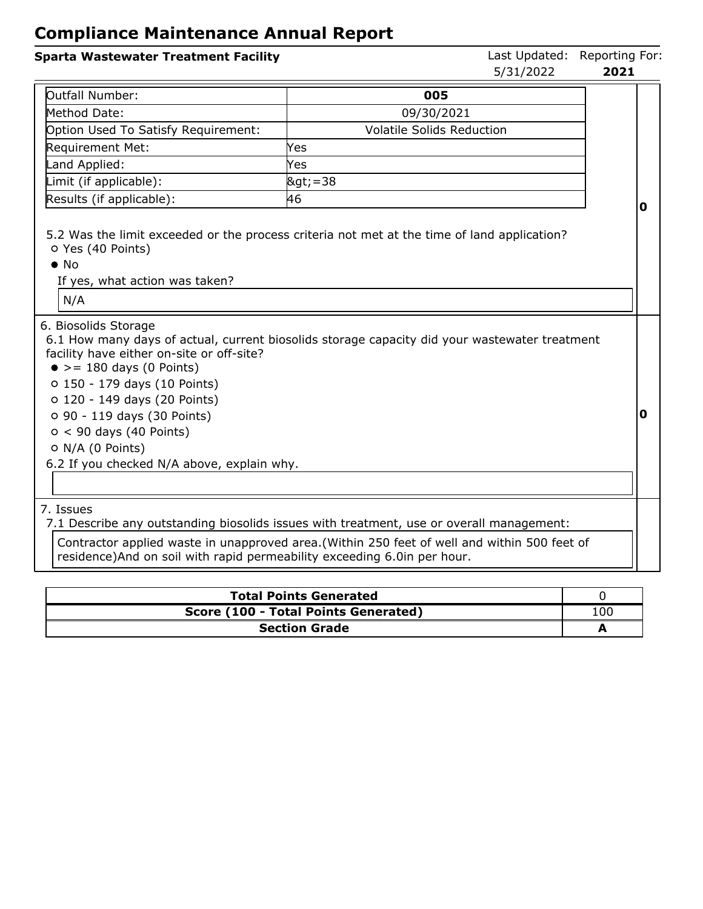# Compliance Maintenance Annual Report

**Sparta Wastewater Treatment Facility**

Last Updated: 5/31/2022 Reporting For: **2021**

| Outfall Number: | **005** |
|---|---|
| Method Date: | 09/30/2021 |
| Option Used To Satisfy Requirement: | Volatile Solids Reduction |
| Requirement Met: | Yes |
| Land Applied: | Yes |
| Limit (if applicable): | &gt;=38 |
| Results (if applicable): | 46 |

5.2 Was the limit exceeded or the process criteria not met at the time of land application?

- ○ Yes (40 Points)
- ● No

If yes, what action was taken?

N/A

**0**

6. Biosolids Storage

6.1 How many days of actual, current biosolids storage capacity did your wastewater treatment facility have either on-site or off-site?

- ● >= 180 days (0 Points)
- ○ 150 - 179 days (10 Points)
- ○ 120 - 149 days (20 Points)
- ○ 90 - 119 days (30 Points)
- ○ < 90 days (40 Points)
- ○ N/A (0 Points)

6.2 If you checked N/A above, explain why.

**0**

7. Issues

7.1 Describe any outstanding biosolids issues with treatment, use or overall management:

Contractor applied waste in unapproved area.(Within 250 feet of well and within 500 feet of residence)And on soil with rapid permeability exceeding 6.0in per hour.

| **Total Points Generated** | 0 |
|---|---|
| **Score (100 - Total Points Generated)** | 100 |
| **Section Grade** | **A** |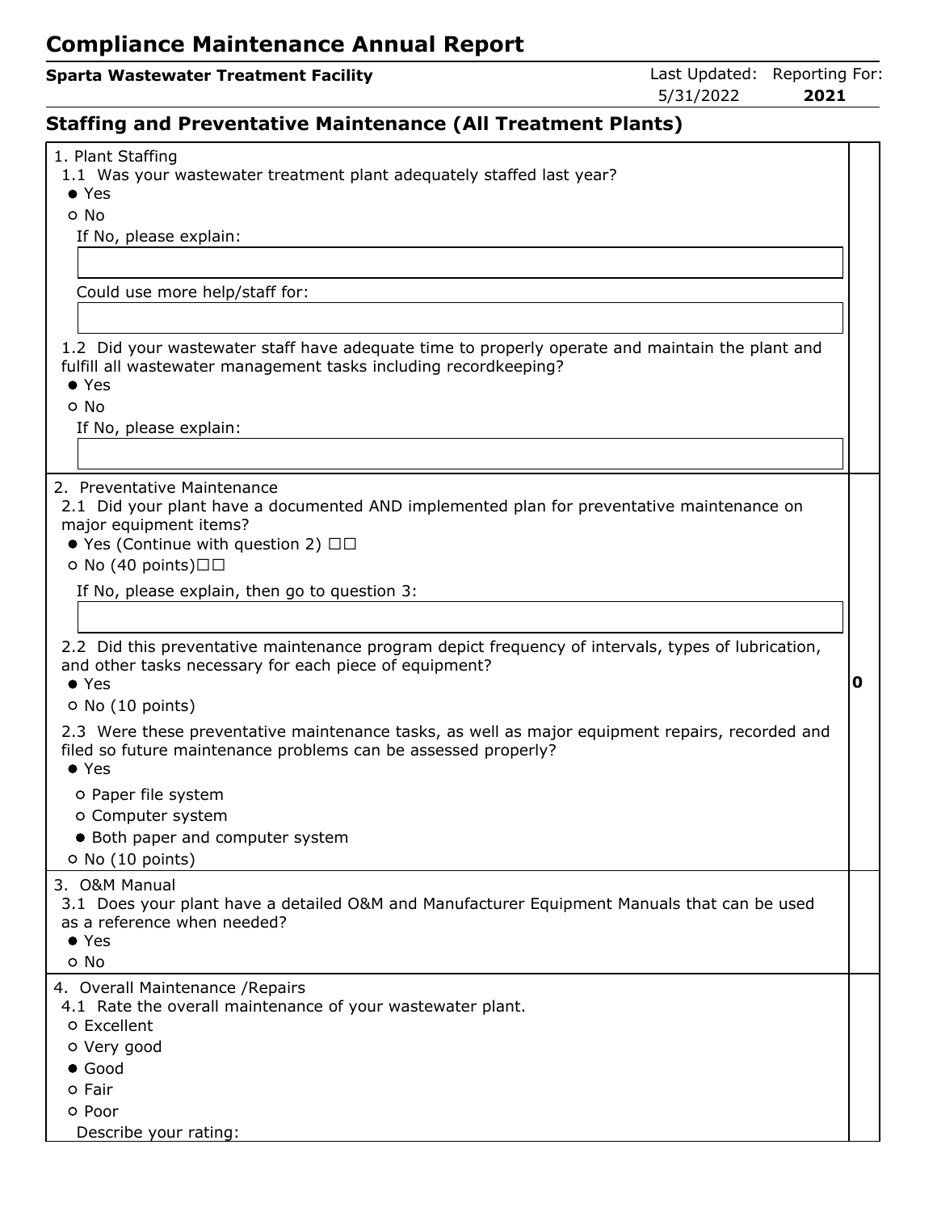# Compliance Maintenance Annual Report

**Sparta Wastewater Treatment Facility**

Last Updated: 5/31/2022 | Reporting For: **2021**

## Staffing and Preventative Maintenance (All Treatment Plants)

1. Plant Staffing

1.1 Was your wastewater treatment plant adequately staffed last year?

- ● Yes
- ○ No

If No, please explain:

Could use more help/staff for:

1.2 Did your wastewater staff have adequate time to properly operate and maintain the plant and fulfill all wastewater management tasks including recordkeeping?

- ● Yes
- ○ No

If No, please explain:

2. Preventative Maintenance

2.1 Did your plant have a documented AND implemented plan for preventative maintenance on major equipment items?

- ● Yes (Continue with question 2) ☐☐
- ○ No (40 points)☐☐

If No, please explain, then go to question 3:

2.2 Did this preventative maintenance program depict frequency of intervals, types of lubrication, and other tasks necessary for each piece of equipment?

- ● Yes
- ○ No (10 points)

2.3 Were these preventative maintenance tasks, as well as major equipment repairs, recorded and filed so future maintenance problems can be assessed properly?

- ● Yes
  - ○ Paper file system
  - ○ Computer system
  - ● Both paper and computer system
- ○ No (10 points)

**0**

3. O&M Manual

3.1 Does your plant have a detailed O&M and Manufacturer Equipment Manuals that can be used as a reference when needed?

- ● Yes
- ○ No

4. Overall Maintenance /Repairs

4.1 Rate the overall maintenance of your wastewater plant.

- ○ Excellent
- ○ Very good
- ● Good
- ○ Fair
- ○ Poor

Describe your rating: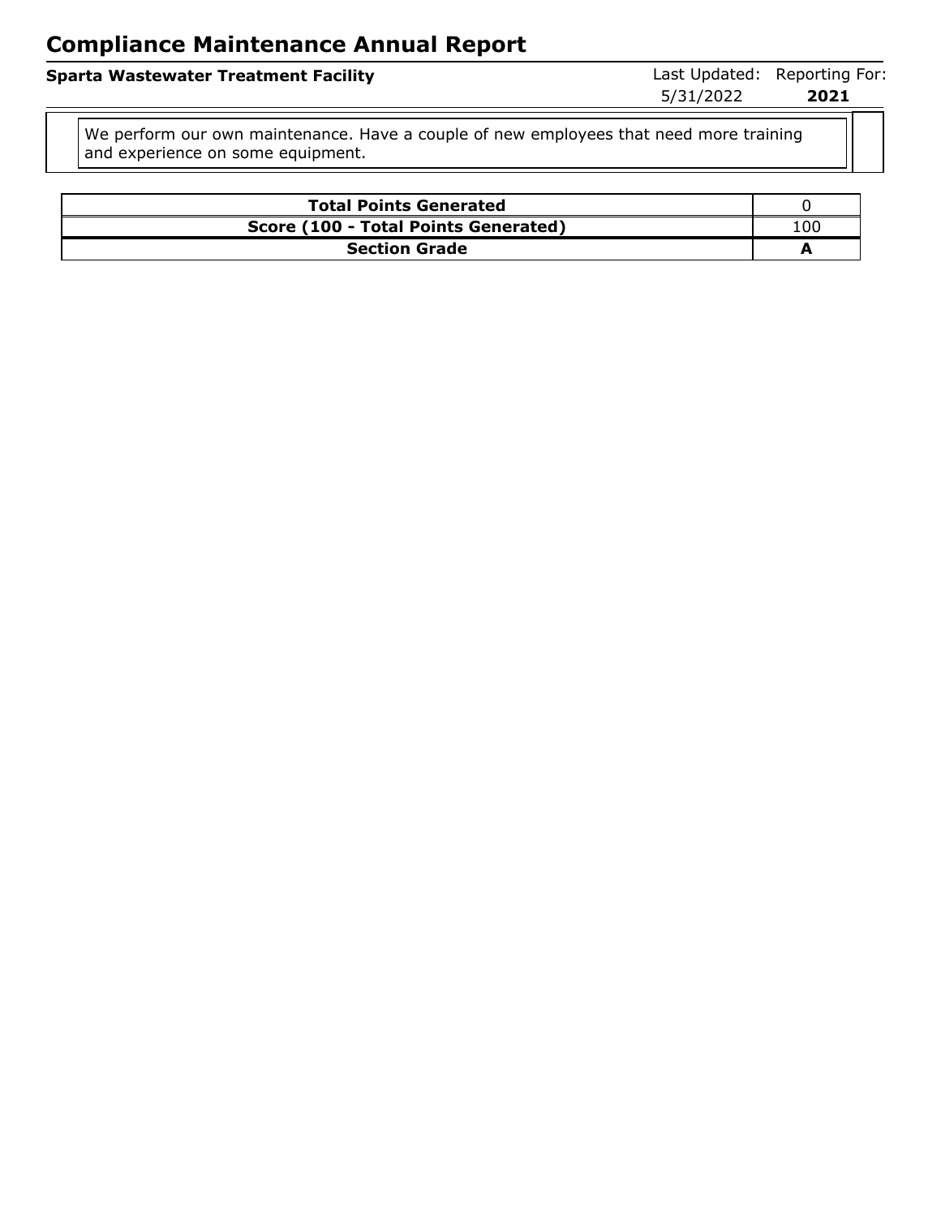# Compliance Maintenance Annual Report

**Sparta Wastewater Treatment Facility**

Last Updated: 5/31/2022 Reporting For: **2021**

We perform our own maintenance. Have a couple of new employees that need more training and experience on some equipment.

| Total Points Generated | 0 |
|---|---|
| **Score (100 - Total Points Generated)** | 100 |
| **Section Grade** | **A** |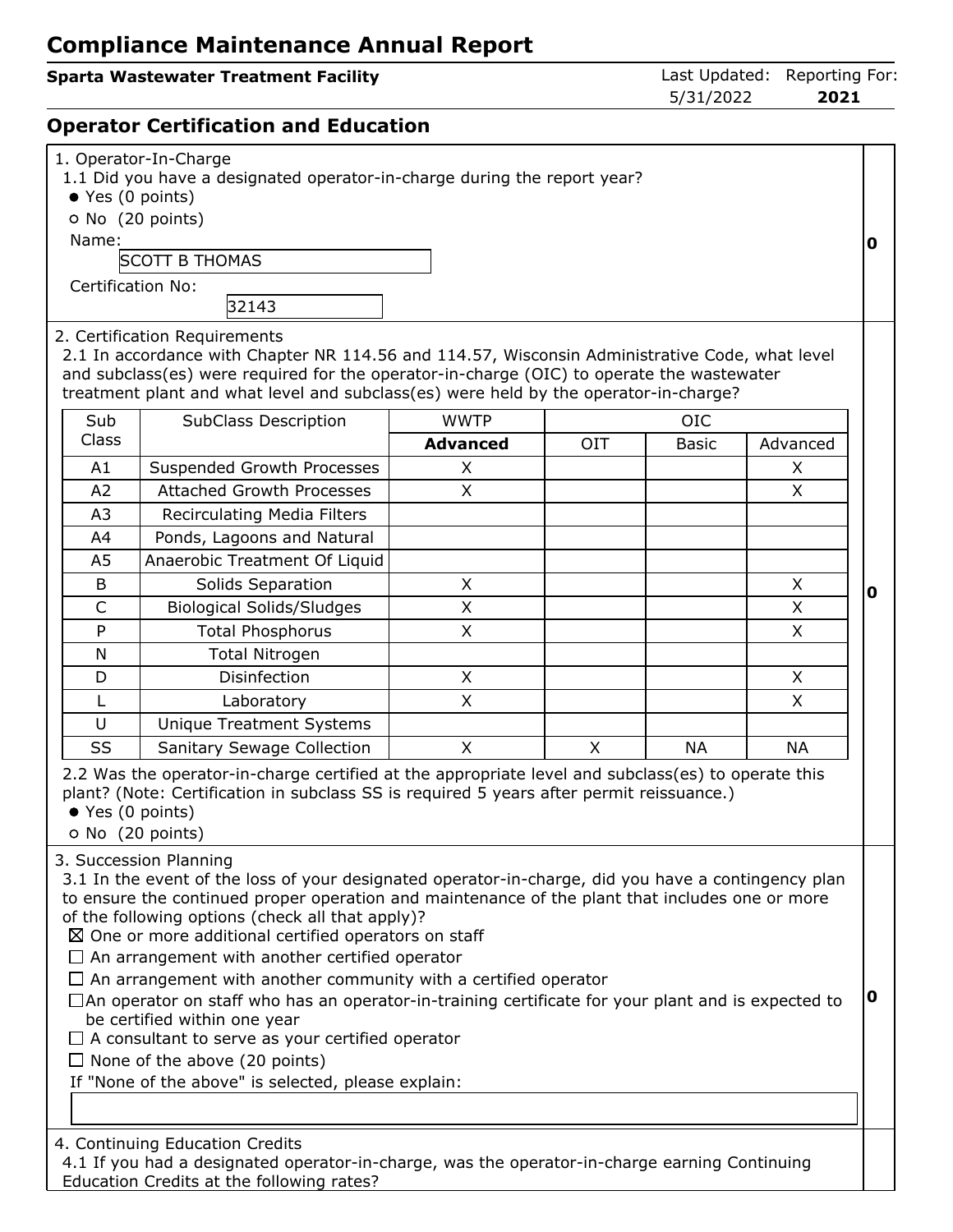# Compliance Maintenance Annual Report

**Sparta Wastewater Treatment Facility**

Last Updated: 5/31/2022

Reporting For: **2021**

## Operator Certification and Education

1. Operator-In-Charge

1.1 Did you have a designated operator-in-charge during the report year?

- ● Yes (0 points)
- ○ No (20 points)

Name: SCOTT B THOMAS

Certification No: 32143

**0**

2. Certification Requirements

2.1 In accordance with Chapter NR 114.56 and 114.57, Wisconsin Administrative Code, what level and subclass(es) were required for the operator-in-charge (OIC) to operate the wastewater treatment plant and what level and subclass(es) were held by the operator-in-charge?

| Sub Class | SubClass Description | WWTP | OIC | | |
|---|---|---|---|---|---|
| | | **Advanced** | OIT | Basic | Advanced |
| A1 | Suspended Growth Processes | X | | | X |
| A2 | Attached Growth Processes | X | | | X |
| A3 | Recirculating Media Filters | | | | |
| A4 | Ponds, Lagoons and Natural | | | | |
| A5 | Anaerobic Treatment Of Liquid | | | | |
| B | Solids Separation | X | | | X |
| C | Biological Solids/Sludges | X | | | X |
| P | Total Phosphorus | X | | | X |
| N | Total Nitrogen | | | | |
| D | Disinfection | X | | | X |
| L | Laboratory | X | | | X |
| U | Unique Treatment Systems | | | | |
| SS | Sanitary Sewage Collection | X | X | NA | NA |

2.2 Was the operator-in-charge certified at the appropriate level and subclass(es) to operate this plant? (Note: Certification in subclass SS is required 5 years after permit reissuance.)

- ● Yes (0 points)
- ○ No (20 points)

**0**

3. Succession Planning

3.1 In the event of the loss of your designated operator-in-charge, did you have a contingency plan to ensure the continued proper operation and maintenance of the plant that includes one or more of the following options (check all that apply)?

- ☒ One or more additional certified operators on staff
- ☐ An arrangement with another certified operator
- ☐ An arrangement with another community with a certified operator
- ☐ An operator on staff who has an operator-in-training certificate for your plant and is expected to be certified within one year
- ☐ A consultant to serve as your certified operator
- ☐ None of the above (20 points)

If "None of the above" is selected, please explain:

**0**

4. Continuing Education Credits

4.1 If you had a designated operator-in-charge, was the operator-in-charge earning Continuing Education Credits at the following rates?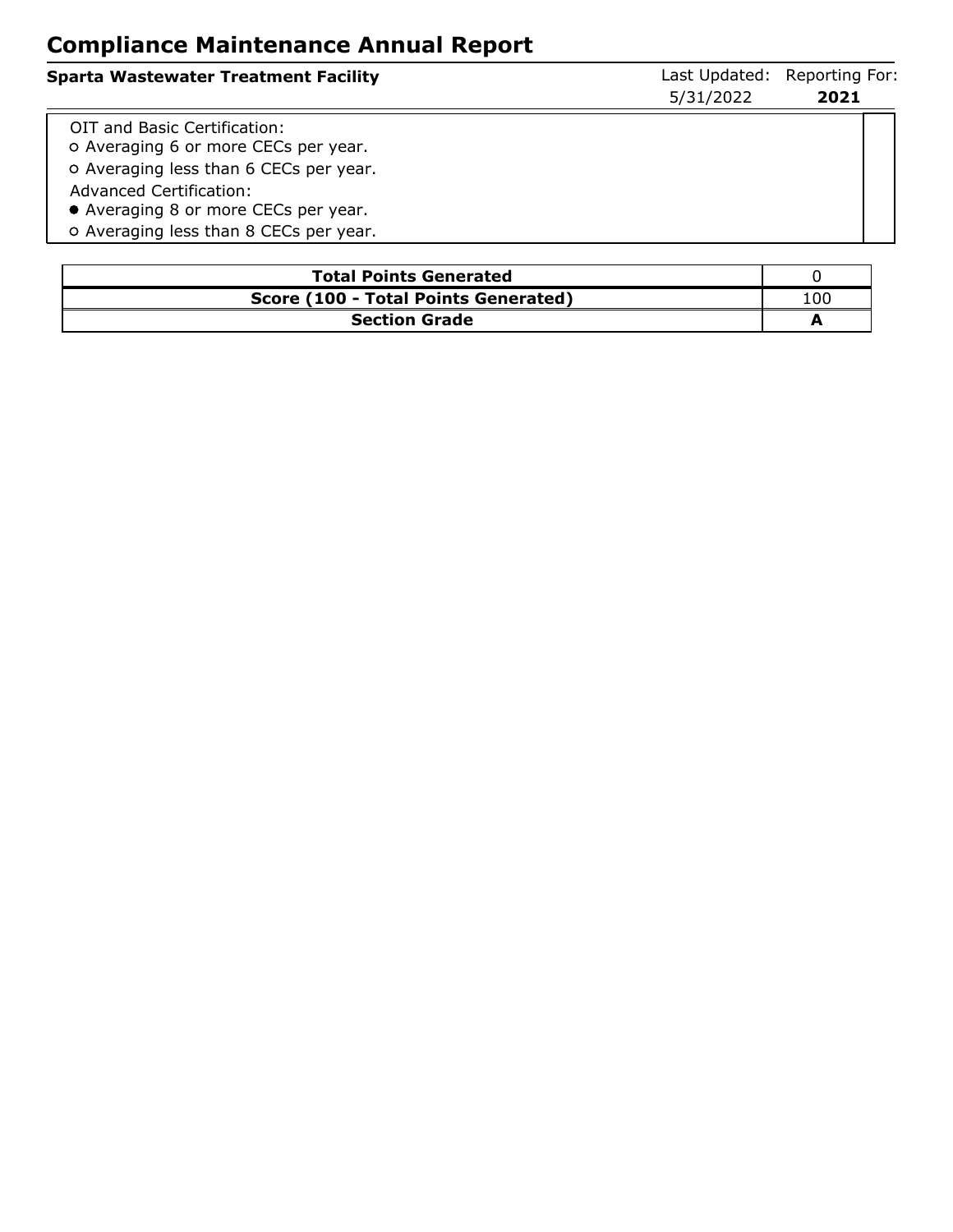# Compliance Maintenance Annual Report

**Sparta Wastewater Treatment Facility** — Last Updated: 5/31/2022 — Reporting For: **2021**

OIT and Basic Certification:

- ○ Averaging 6 or more CECs per year.
- ○ Averaging less than 6 CECs per year.

Advanced Certification:

- ● Averaging 8 or more CECs per year.
- ○ Averaging less than 8 CECs per year.

| | |
|---|---|
| **Total Points Generated** | 0 |
| **Score (100 - Total Points Generated)** | 100 |
| **Section Grade** | **A** |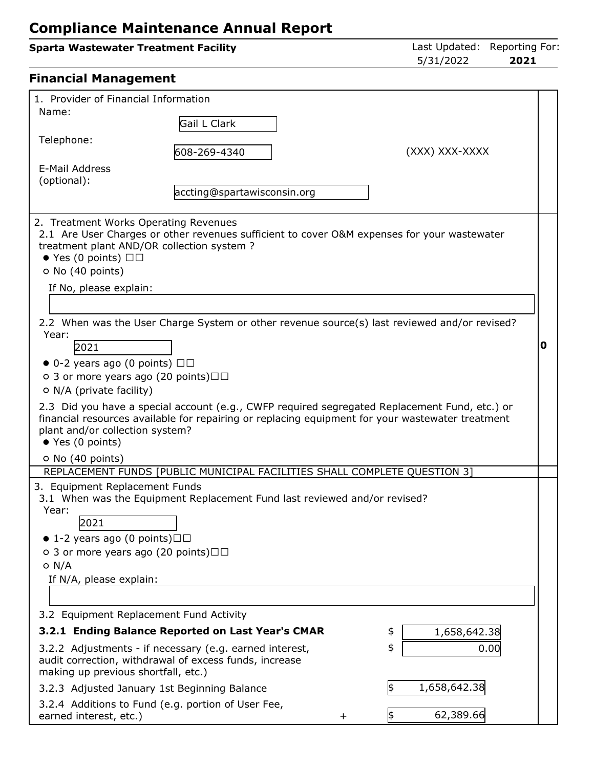# Compliance Maintenance Annual Report

**Sparta Wastewater Treatment Facility**

Last Updated: 5/31/2022 Reporting For: **2021**

## Financial Management

1. Provider of Financial Information

Name: Gail L Clark

Telephone: 608-269-4340 (XXX) XXX-XXXX

E-Mail Address (optional): accting@spartawisconsin.org

2. Treatment Works Operating Revenues

2.1 Are User Charges or other revenues sufficient to cover O&M expenses for your wastewater treatment plant AND/OR collection system ?

- ● Yes (0 points)
- ○ No (40 points)

If No, please explain:

2.2 When was the User Charge System or other revenue source(s) last reviewed and/or revised?

Year: 2021

- ● 0-2 years ago (0 points)
- ○ 3 or more years ago (20 points)
- ○ N/A (private facility)

**0**

2.3 Did you have a special account (e.g., CWFP required segregated Replacement Fund, etc.) or financial resources available for repairing or replacing equipment for your wastewater treatment plant and/or collection system?

- ● Yes (0 points)
- ○ No (40 points)

REPLACEMENT FUNDS [PUBLIC MUNICIPAL FACILITIES SHALL COMPLETE QUESTION 3]

3. Equipment Replacement Funds

3.1 When was the Equipment Replacement Fund last reviewed and/or revised?

Year: 2021

- ● 1-2 years ago (0 points)
- ○ 3 or more years ago (20 points)
- ○ N/A

If N/A, please explain:

3.2 Equipment Replacement Fund Activity

| | | |
|---|---|---|
| **3.2.1 Ending Balance Reported on Last Year's CMAR** | | $ 1,658,642.38 |
| 3.2.2 Adjustments - if necessary (e.g. earned interest, audit correction, withdrawal of excess funds, increase making up previous shortfall, etc.) | | $ 0.00 |
| 3.2.3 Adjusted January 1st Beginning Balance | | $ 1,658,642.38 |
| 3.2.4 Additions to Fund (e.g. portion of User Fee, earned interest, etc.) | + | $ 62,389.66 |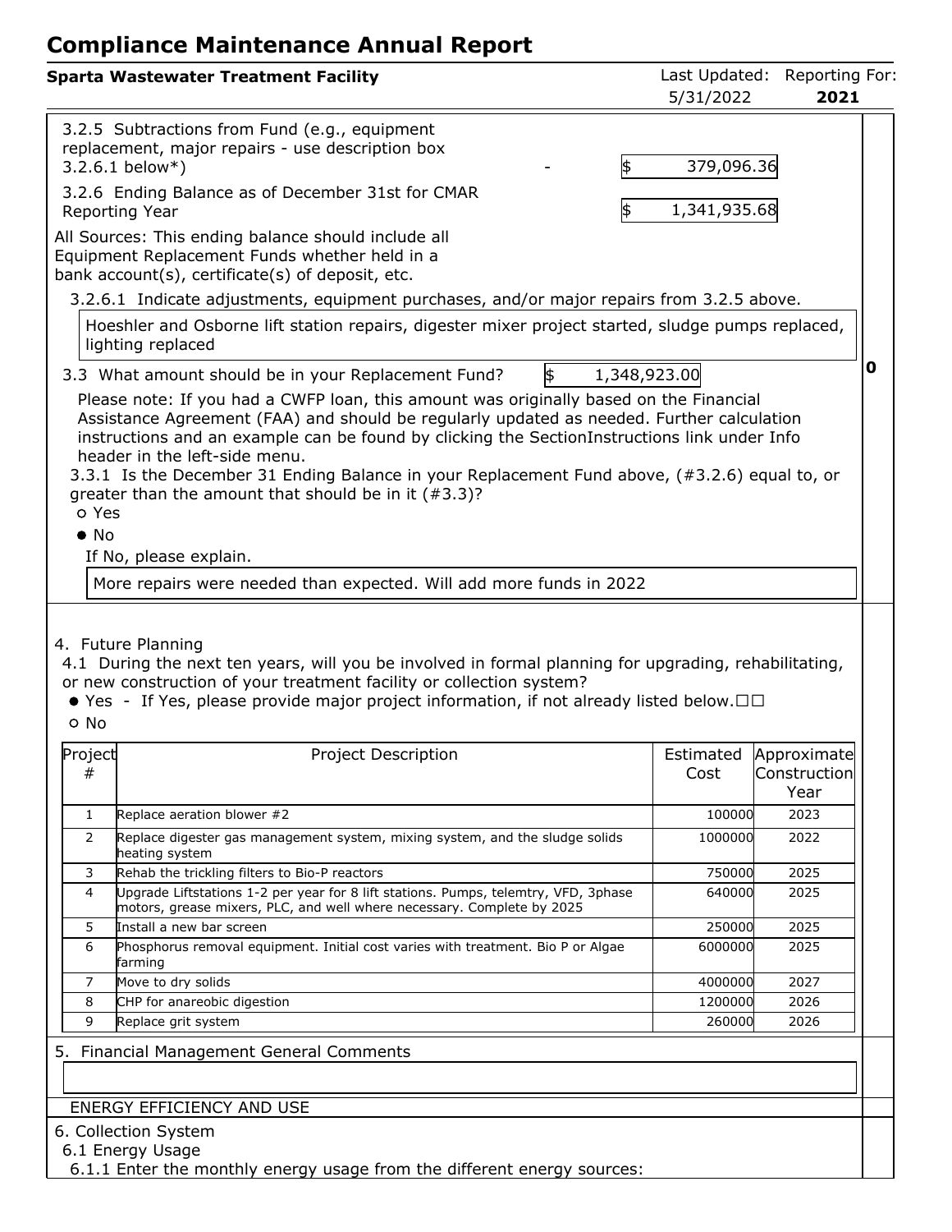# Compliance Maintenance Annual Report

**Sparta Wastewater Treatment Facility** | Last Updated: 5/31/2022 | Reporting For: **2021**

3.2.5 Subtractions from Fund (e.g., equipment replacement, major repairs - use description box 3.2.6.1 below*) - $ 379,096.36

3.2.6 Ending Balance as of December 31st for CMAR Reporting Year $ 1,341,935.68

All Sources: This ending balance should include all Equipment Replacement Funds whether held in a bank account(s), certificate(s) of deposit, etc.

3.2.6.1 Indicate adjustments, equipment purchases, and/or major repairs from 3.2.5 above.

Hoeshler and Osborne lift station repairs, digester mixer project started, sludge pumps replaced, lighting replaced

3.3 What amount should be in your Replacement Fund? $ 1,348,923.00

**0**

Please note: If you had a CWFP loan, this amount was originally based on the Financial Assistance Agreement (FAA) and should be regularly updated as needed. Further calculation instructions and an example can be found by clicking the SectionInstructions link under Info header in the left-side menu.

3.3.1 Is the December 31 Ending Balance in your Replacement Fund above, (#3.2.6) equal to, or greater than the amount that should be in it (#3.3)?

- ○ Yes
- ● No

If No, please explain.

More repairs were needed than expected. Will add more funds in 2022

4. Future Planning

4.1 During the next ten years, will you be involved in formal planning for upgrading, rehabilitating, or new construction of your treatment facility or collection system?

- ● Yes - If Yes, please provide major project information, if not already listed below.☐☐
- ○ No

| Project # | Project Description | Estimated Cost | Approximate Construction Year |
|---|---|---|---|
| 1 | Replace aeration blower #2 | 100000 | 2023 |
| 2 | Replace digester gas management system, mixing system, and the sludge solids heating system | 1000000 | 2022 |
| 3 | Rehab the trickling filters to Bio-P reactors | 750000 | 2025 |
| 4 | Upgrade Liftstations 1-2 per year for 8 lift stations. Pumps, telemtry, VFD, 3phase motors, grease mixers, PLC, and well where necessary. Complete by 2025 | 640000 | 2025 |
| 5 | Install a new bar screen | 250000 | 2025 |
| 6 | Phosphorus removal equipment. Initial cost varies with treatment. Bio P or Algae farming | 6000000 | 2025 |
| 7 | Move to dry solids | 4000000 | 2027 |
| 8 | CHP for anareobic digestion | 1200000 | 2026 |
| 9 | Replace grit system | 260000 | 2026 |

5. Financial Management General Comments

ENERGY EFFICIENCY AND USE

6. Collection System

6.1 Energy Usage

6.1.1 Enter the monthly energy usage from the different energy sources: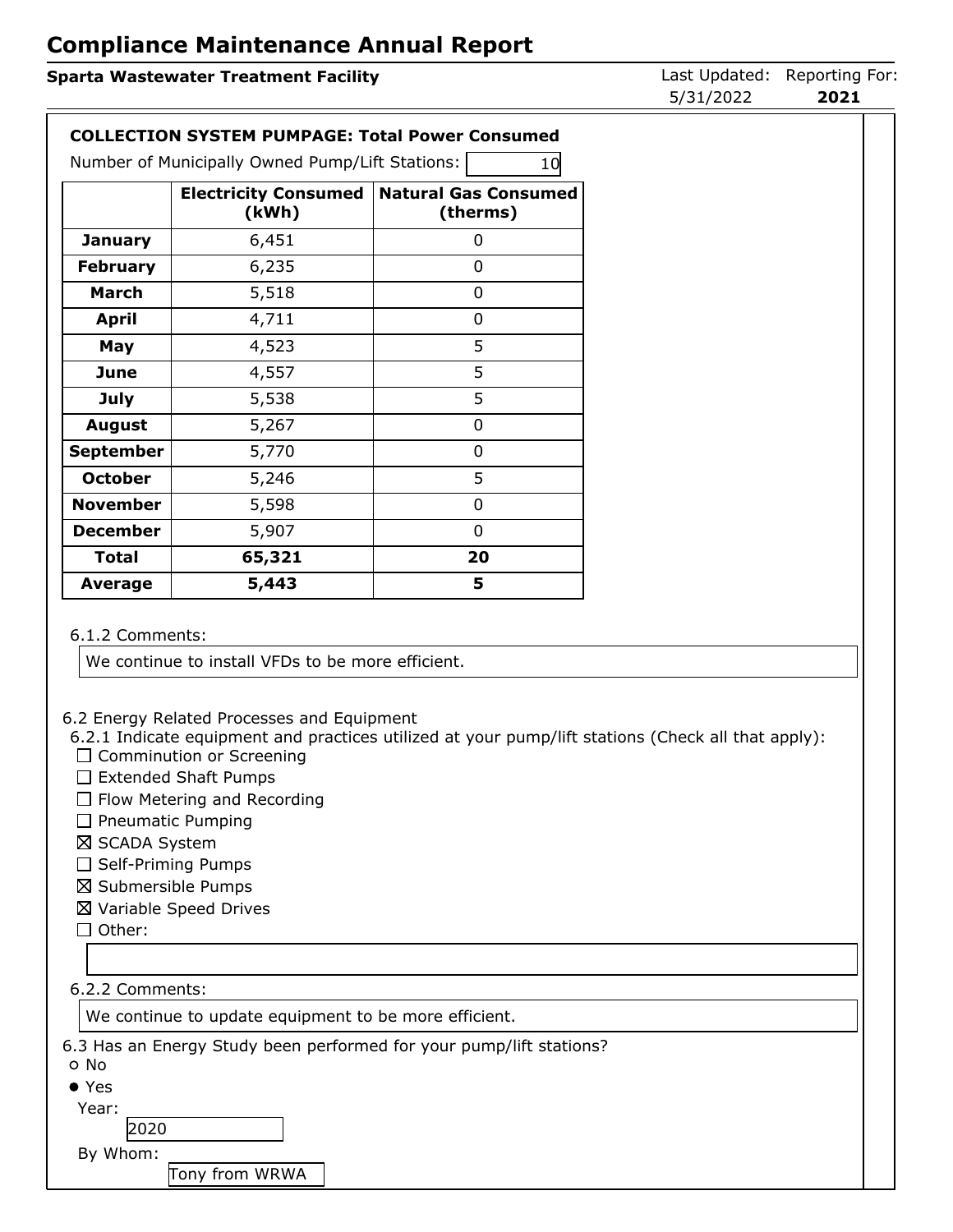# Compliance Maintenance Annual Report

**Sparta Wastewater Treatment Facility**

Last Updated: 5/31/2022 Reporting For: **2021**

**COLLECTION SYSTEM PUMPAGE: Total Power Consumed**

Number of Municipally Owned Pump/Lift Stations: 10

| | Electricity Consumed (kWh) | Natural Gas Consumed (therms) |
|---|---|---|
| **January** | 6,451 | 0 |
| **February** | 6,235 | 0 |
| **March** | 5,518 | 0 |
| **April** | 4,711 | 0 |
| **May** | 4,523 | 5 |
| **June** | 4,557 | 5 |
| **July** | 5,538 | 5 |
| **August** | 5,267 | 0 |
| **September** | 5,770 | 0 |
| **October** | 5,246 | 5 |
| **November** | 5,598 | 0 |
| **December** | 5,907 | 0 |
| **Total** | **65,321** | **20** |
| **Average** | **5,443** | **5** |

6.1.2 Comments:

We continue to install VFDs to be more efficient.

6.2 Energy Related Processes and Equipment

6.2.1 Indicate equipment and practices utilized at your pump/lift stations (Check all that apply):

- ☐ Comminution or Screening
- ☐ Extended Shaft Pumps
- ☐ Flow Metering and Recording
- ☐ Pneumatic Pumping
- ☒ SCADA System
- ☐ Self-Priming Pumps
- ☒ Submersible Pumps
- ☒ Variable Speed Drives
- ☐ Other:

6.2.2 Comments:

We continue to update equipment to be more efficient.

6.3 Has an Energy Study been performed for your pump/lift stations?

- ○ No
- ● Yes

Year: 2020

By Whom: Tony from WRWA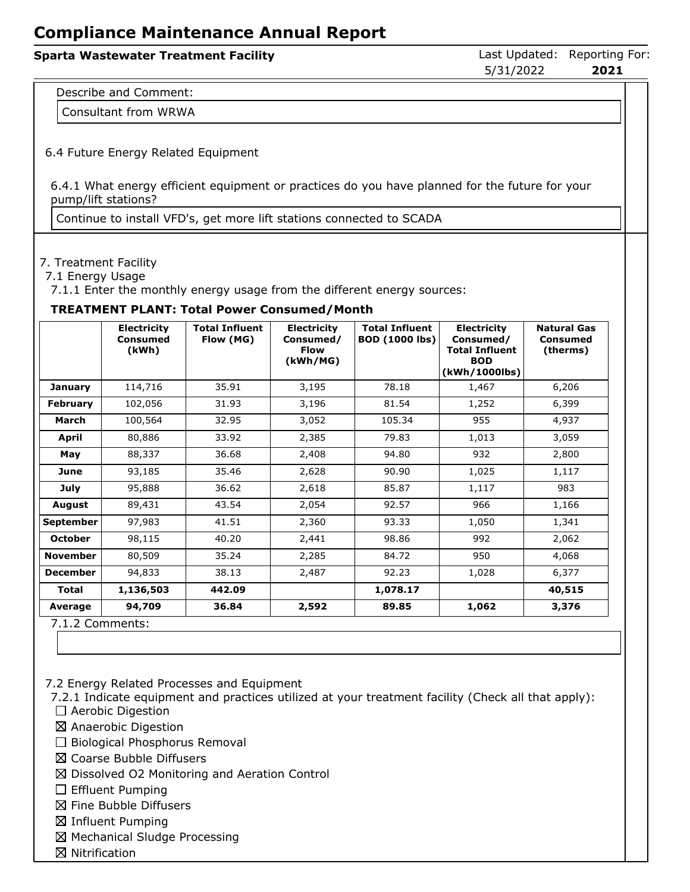# Compliance Maintenance Annual Report

**Sparta Wastewater Treatment Facility**

Last Updated: 5/31/2022 Reporting For: **2021**

Describe and Comment:

Consultant from WRWA

6.4 Future Energy Related Equipment

6.4.1 What energy efficient equipment or practices do you have planned for the future for your pump/lift stations?

Continue to install VFD's, get more lift stations connected to SCADA

7. Treatment Facility

7.1 Energy Usage

7.1.1 Enter the monthly energy usage from the different energy sources:

**TREATMENT PLANT: Total Power Consumed/Month**

| | Electricity Consumed (kWh) | Total Influent Flow (MG) | Electricity Consumed/ Flow (kWh/MG) | Total Influent BOD (1000 lbs) | Electricity Consumed/ Total Influent BOD (kWh/1000lbs) | Natural Gas Consumed (therms) |
|---|---|---|---|---|---|---|
| **January** | 114,716 | 35.91 | 3,195 | 78.18 | 1,467 | 6,206 |
| **February** | 102,056 | 31.93 | 3,196 | 81.54 | 1,252 | 6,399 |
| **March** | 100,564 | 32.95 | 3,052 | 105.34 | 955 | 4,937 |
| **April** | 80,886 | 33.92 | 2,385 | 79.83 | 1,013 | 3,059 |
| **May** | 88,337 | 36.68 | 2,408 | 94.80 | 932 | 2,800 |
| **June** | 93,185 | 35.46 | 2,628 | 90.90 | 1,025 | 1,117 |
| **July** | 95,888 | 36.62 | 2,618 | 85.87 | 1,117 | 983 |
| **August** | 89,431 | 43.54 | 2,054 | 92.57 | 966 | 1,166 |
| **September** | 97,983 | 41.51 | 2,360 | 93.33 | 1,050 | 1,341 |
| **October** | 98,115 | 40.20 | 2,441 | 98.86 | 992 | 2,062 |
| **November** | 80,509 | 35.24 | 2,285 | 84.72 | 950 | 4,068 |
| **December** | 94,833 | 38.13 | 2,487 | 92.23 | 1,028 | 6,377 |
| **Total** | **1,136,503** | **442.09** | | **1,078.17** | | **40,515** |
| **Average** | **94,709** | **36.84** | **2,592** | **89.85** | **1,062** | **3,376** |

7.1.2 Comments:

7.2 Energy Related Processes and Equipment

7.2.1 Indicate equipment and practices utilized at your treatment facility (Check all that apply):

- ☐ Aerobic Digestion
- ☒ Anaerobic Digestion
- ☐ Biological Phosphorus Removal
- ☒ Coarse Bubble Diffusers
- ☒ Dissolved O2 Monitoring and Aeration Control
- ☐ Effluent Pumping
- ☒ Fine Bubble Diffusers
- ☒ Influent Pumping
- ☒ Mechanical Sludge Processing
- ☒ Nitrification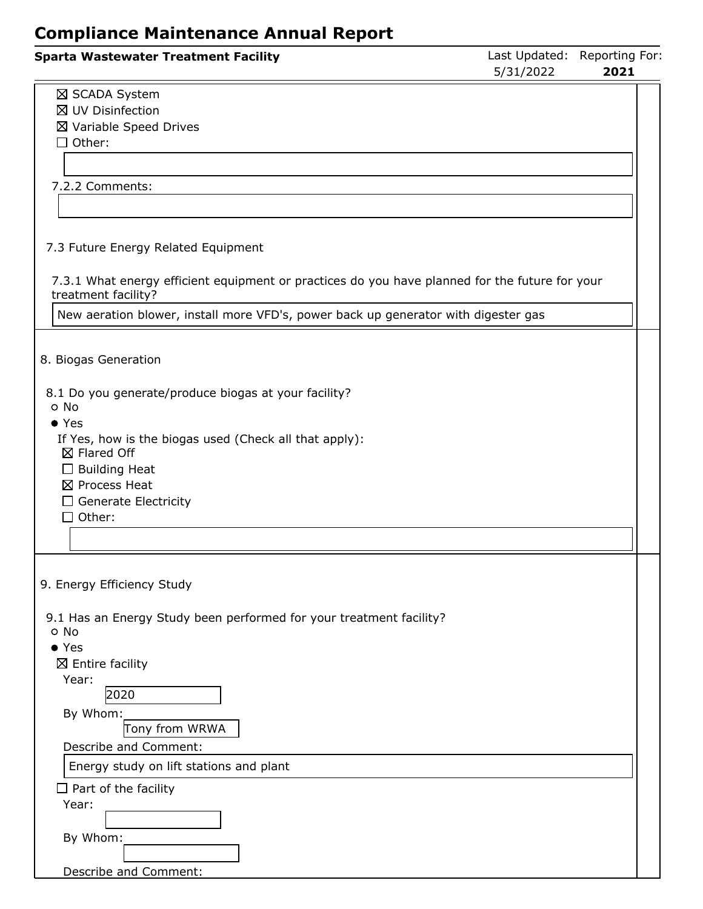- ☒ SCADA System
- ☒ UV Disinfection
- ☒ Variable Speed Drives
- ☐ Other:

7.2.2 Comments:

### 7.3 Future Energy Related Equipment

7.3.1 What energy efficient equipment or practices do you have planned for the future for your treatment facility?

New aeration blower, install more VFD's, power back up generator with digester gas

## 8. Biogas Generation

8.1 Do you generate/produce biogas at your facility?

- ○ No
- ● Yes

If Yes, how is the biogas used (Check all that apply):

- ☒ Flared Off
- ☐ Building Heat
- ☒ Process Heat
- ☐ Generate Electricity
- ☐ Other:

## 9. Energy Efficiency Study

9.1 Has an Energy Study been performed for your treatment facility?

- ○ No
- ● Yes
  - ☒ Entire facility

    Year: 2020

    By Whom: Tony from WRWA

    Describe and Comment: Energy study on lift stations and plant

  - ☐ Part of the facility

    Year:

    By Whom:

    Describe and Comment: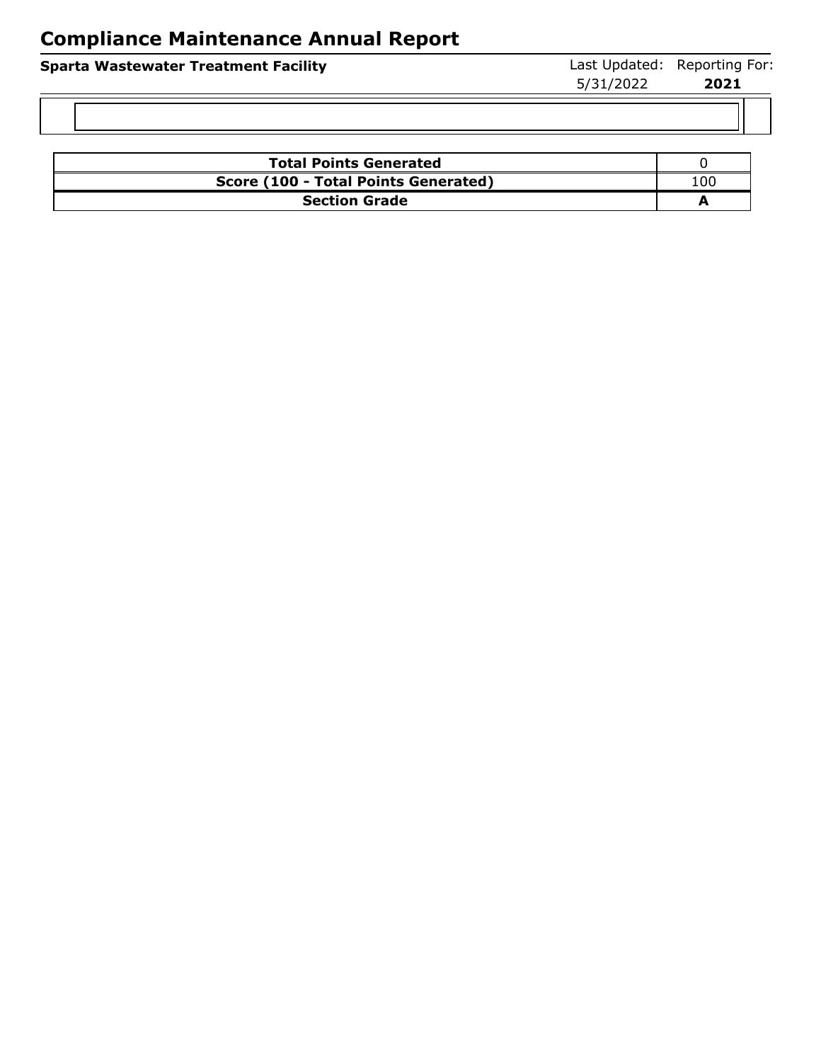# Compliance Maintenance Annual Report

**Sparta Wastewater Treatment Facility** Last Updated: 5/31/2022 Reporting For: **2021**

| **Total Points Generated** | 0 |
|---|---|
| **Score (100 - Total Points Generated)** | 100 |
| **Section Grade** | **A** |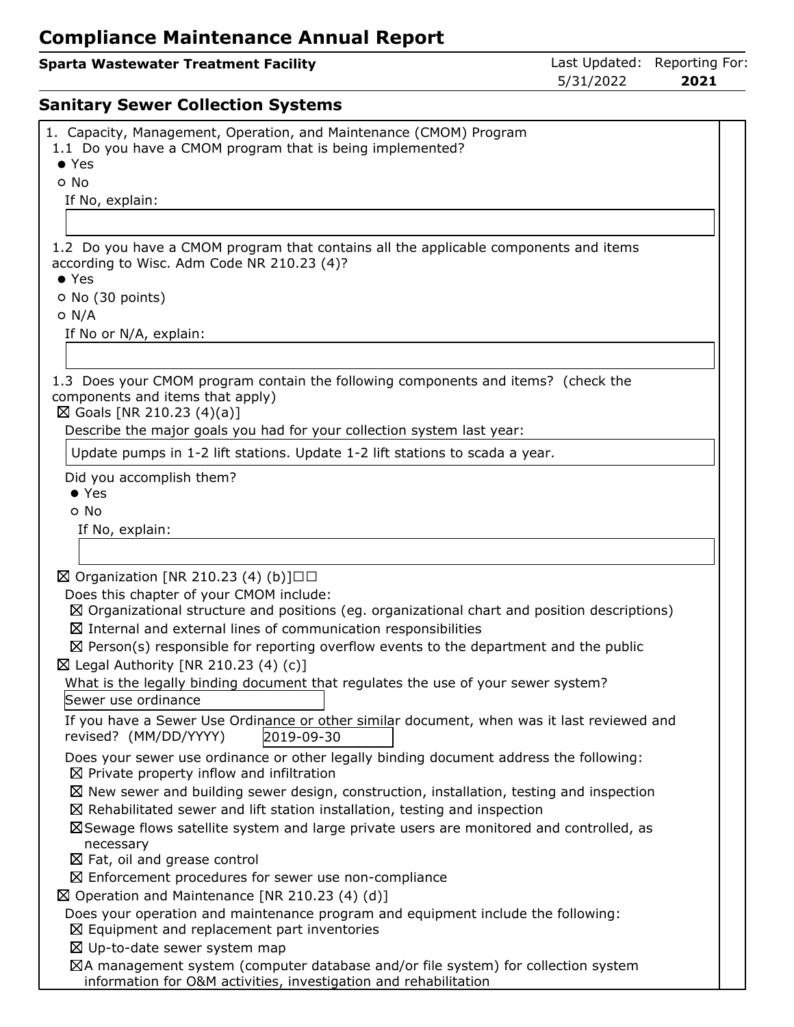# Compliance Maintenance Annual Report

**Sparta Wastewater Treatment Facility**

Last Updated: 5/31/2022 | Reporting For: **2021**

## Sanitary Sewer Collection Systems

1. Capacity, Management, Operation, and Maintenance (CMOM) Program

1.1 Do you have a CMOM program that is being implemented?

- ● Yes
- ○ No

If No, explain:

1.2 Do you have a CMOM program that contains all the applicable components and items according to Wisc. Adm Code NR 210.23 (4)?

- ● Yes
- ○ No (30 points)
- ○ N/A

If No or N/A, explain:

1.3 Does your CMOM program contain the following components and items? (check the components and items that apply)

☒ Goals [NR 210.23 (4)(a)]

Describe the major goals you had for your collection system last year:

Update pumps in 1-2 lift stations. Update 1-2 lift stations to scada a year.

Did you accomplish them?

- ● Yes
- ○ No

If No, explain:

☒ Organization [NR 210.23 (4) (b)]☐☐

Does this chapter of your CMOM include:

- ☒ Organizational structure and positions (eg. organizational chart and position descriptions)
- ☒ Internal and external lines of communication responsibilities
- ☒ Person(s) responsible for reporting overflow events to the department and the public

☒ Legal Authority [NR 210.23 (4) (c)]

What is the legally binding document that regulates the use of your sewer system?

Sewer use ordinance

If you have a Sewer Use Ordinance or other similar document, when was it last reviewed and revised? (MM/DD/YYYY) 2019-09-30

Does your sewer use ordinance or other legally binding document address the following:

- ☒ Private property inflow and infiltration
- ☒ New sewer and building sewer design, construction, installation, testing and inspection
- ☒ Rehabilitated sewer and lift station installation, testing and inspection
- ☒ Sewage flows satellite system and large private users are monitored and controlled, as necessary
- ☒ Fat, oil and grease control
- ☒ Enforcement procedures for sewer use non-compliance

☒ Operation and Maintenance [NR 210.23 (4) (d)]

Does your operation and maintenance program and equipment include the following:

- ☒ Equipment and replacement part inventories
- ☒ Up-to-date sewer system map
- ☒ A management system (computer database and/or file system) for collection system information for O&M activities, investigation and rehabilitation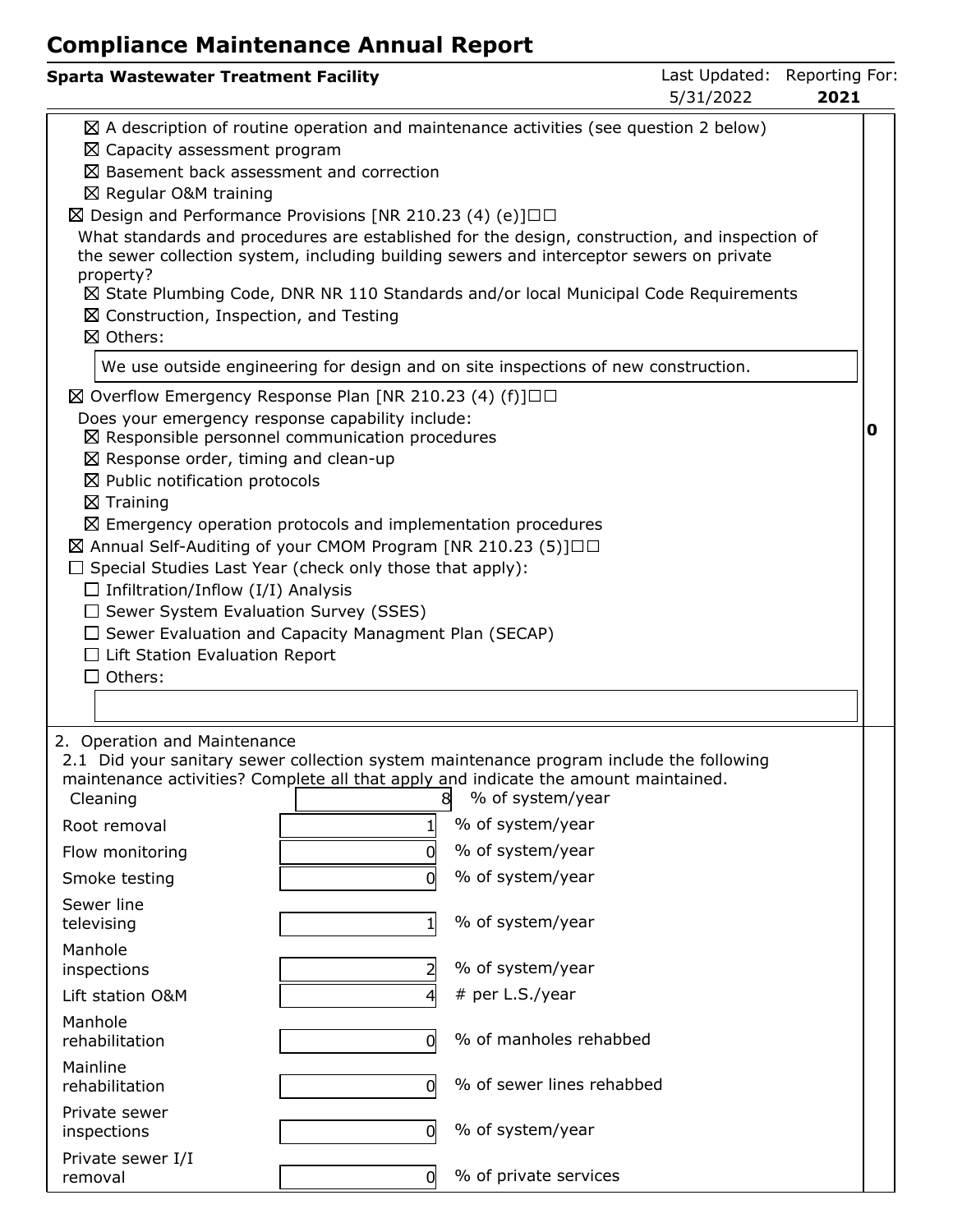# Compliance Maintenance Annual Report

**Sparta Wastewater Treatment Facility** | Last Updated: 5/31/2022 | Reporting For: **2021**

- ☒ A description of routine operation and maintenance activities (see question 2 below)
- ☒ Capacity assessment program
- ☒ Basement back assessment and correction
- ☒ Regular O&M training

☒ Design and Performance Provisions [NR 210.23 (4) (e)]☐☐

What standards and procedures are established for the design, construction, and inspection of the sewer collection system, including building sewers and interceptor sewers on private property?

- ☒ State Plumbing Code, DNR NR 110 Standards and/or local Municipal Code Requirements
- ☒ Construction, Inspection, and Testing
- ☒ Others:

We use outside engineering for design and on site inspections of new construction.

☒ Overflow Emergency Response Plan [NR 210.23 (4) (f)]☐☐

Does your emergency response capability include:

- ☒ Responsible personnel communication procedures
- ☒ Response order, timing and clean-up
- ☒ Public notification protocols
- ☒ Training
- ☒ Emergency operation protocols and implementation procedures

☒ Annual Self-Auditing of your CMOM Program [NR 210.23 (5)]☐☐

☐ Special Studies Last Year (check only those that apply):

- ☐ Infiltration/Inflow (I/I) Analysis
- ☐ Sewer System Evaluation Survey (SSES)
- ☐ Sewer Evaluation and Capacity Managment Plan (SECAP)
- ☐ Lift Station Evaluation Report
- ☐ Others:

**0**

2. Operation and Maintenance

2.1 Did your sanitary sewer collection system maintenance program include the following maintenance activities? Complete all that apply and indicate the amount maintained.

| Activity | Amount | Unit |
|---|---|---|
| Cleaning | 8 | % of system/year |
| Root removal | 1 | % of system/year |
| Flow monitoring | 0 | % of system/year |
| Smoke testing | 0 | % of system/year |
| Sewer line televising | 1 | % of system/year |
| Manhole inspections | 2 | % of system/year |
| Lift station O&M | 4 | # per L.S./year |
| Manhole rehabilitation | 0 | % of manholes rehabbed |
| Mainline rehabilitation | 0 | % of sewer lines rehabbed |
| Private sewer inspections | 0 | % of system/year |
| Private sewer I/I removal | 0 | % of private services |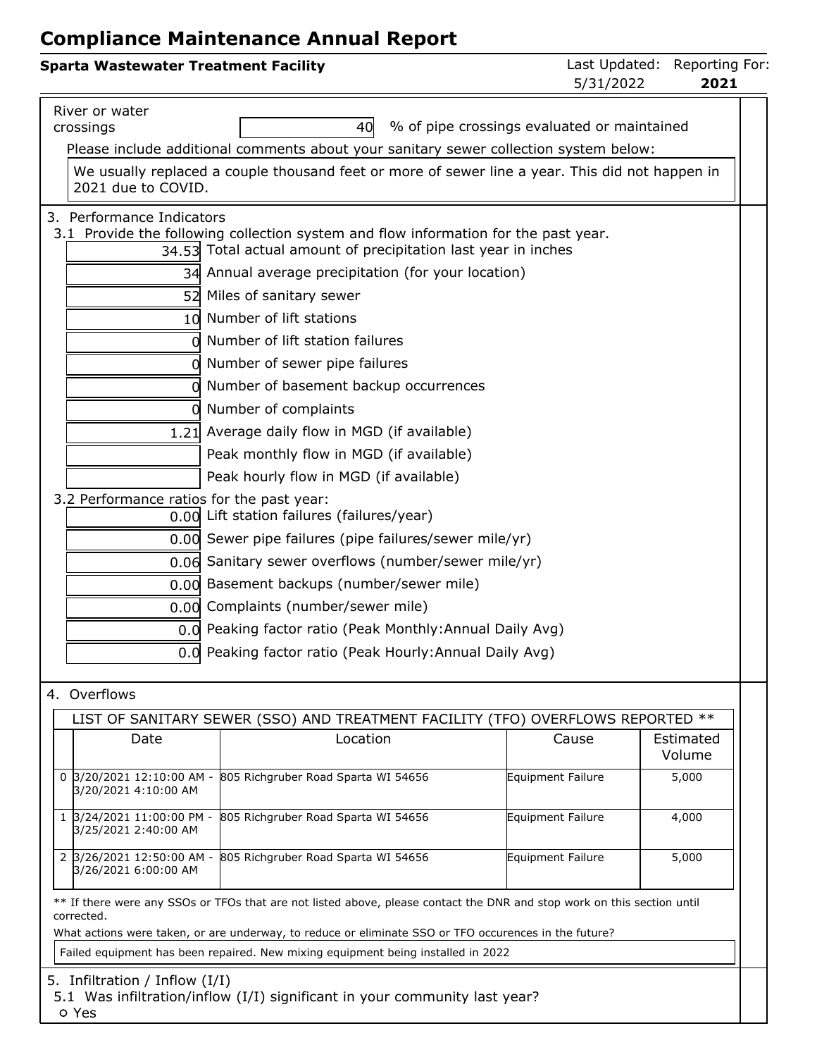# Compliance Maintenance Annual Report

**Sparta Wastewater Treatment Facility** — Last Updated: 5/31/2022 — Reporting For: **2021**

River or water crossings — 40 — % of pipe crossings evaluated or maintained

Please include additional comments about your sanitary sewer collection system below:

We usually replaced a couple thousand feet or more of sewer line a year. This did not happen in 2021 due to COVID.

3. Performance Indicators

3.1 Provide the following collection system and flow information for the past year.

| Value | Item |
|---|---|
| 34.53 | Total actual amount of precipitation last year in inches |
| 34 | Annual average precipitation (for your location) |
| 52 | Miles of sanitary sewer |
| 10 | Number of lift stations |
| 0 | Number of lift station failures |
| 0 | Number of sewer pipe failures |
| 0 | Number of basement backup occurrences |
| 0 | Number of complaints |
| 1.21 | Average daily flow in MGD (if available) |
| | Peak monthly flow in MGD (if available) |
| | Peak hourly flow in MGD (if available) |

3.2 Performance ratios for the past year:

| Value | Item |
|---|---|
| 0.00 | Lift station failures (failures/year) |
| 0.00 | Sewer pipe failures (pipe failures/sewer mile/yr) |
| 0.06 | Sanitary sewer overflows (number/sewer mile/yr) |
| 0.00 | Basement backups (number/sewer mile) |
| 0.00 | Complaints (number/sewer mile) |
| 0.0 | Peaking factor ratio (Peak Monthly:Annual Daily Avg) |
| 0.0 | Peaking factor ratio (Peak Hourly:Annual Daily Avg) |

4. Overflows

LIST OF SANITARY SEWER (SSO) AND TREATMENT FACILITY (TFO) OVERFLOWS REPORTED **

| | Date | Location | Cause | Estimated Volume |
|---|---|---|---|---|
| 0 | 3/20/2021 12:10:00 AM - 3/20/2021 4:10:00 AM | 805 Richgruber Road Sparta WI 54656 | Equipment Failure | 5,000 |
| 1 | 3/24/2021 11:00:00 PM - 3/25/2021 2:40:00 AM | 805 Richgruber Road Sparta WI 54656 | Equipment Failure | 4,000 |
| 2 | 3/26/2021 12:50:00 AM - 3/26/2021 6:00:00 AM | 805 Richgruber Road Sparta WI 54656 | Equipment Failure | 5,000 |

** If there were any SSOs or TFOs that are not listed above, please contact the DNR and stop work on this section until corrected.

What actions were taken, or are underway, to reduce or eliminate SSO or TFO occurences in the future?

Failed equipment has been repaired. New mixing equipment being installed in 2022

5. Infiltration / Inflow (I/I)

5.1 Was infiltration/inflow (I/I) significant in your community last year?

○ Yes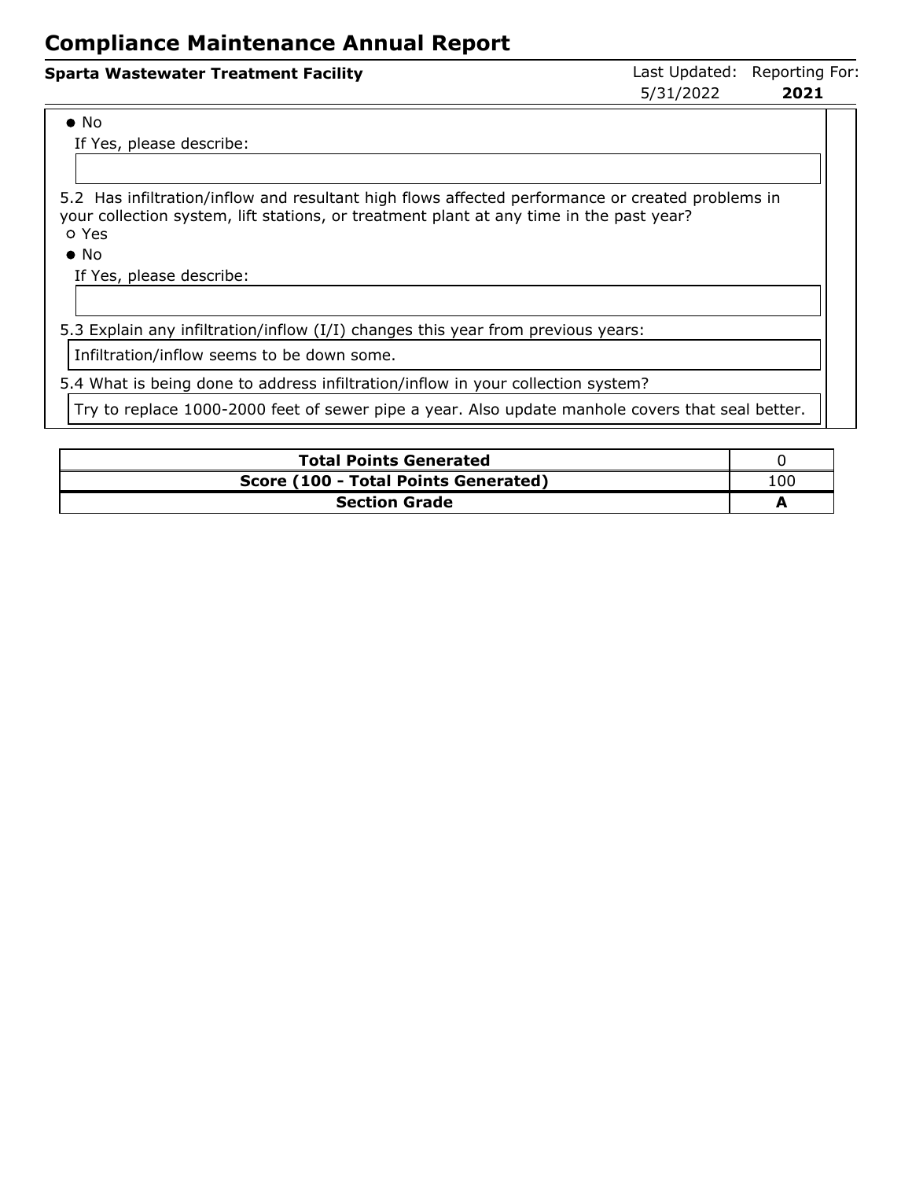● No

If Yes, please describe:

5.2 Has infiltration/inflow and resultant high flows affected performance or created problems in your collection system, lift stations, or treatment plant at any time in the past year?

○ Yes

● No

If Yes, please describe:

5.3 Explain any infiltration/inflow (I/I) changes this year from previous years:

Infiltration/inflow seems to be down some.

5.4 What is being done to address infiltration/inflow in your collection system?

Try to replace 1000-2000 feet of sewer pipe a year. Also update manhole covers that seal better.

| | |
|---|---|
| **Total Points Generated** | 0 |
| **Score (100 - Total Points Generated)** | 100 |
| **Section Grade** | **A** |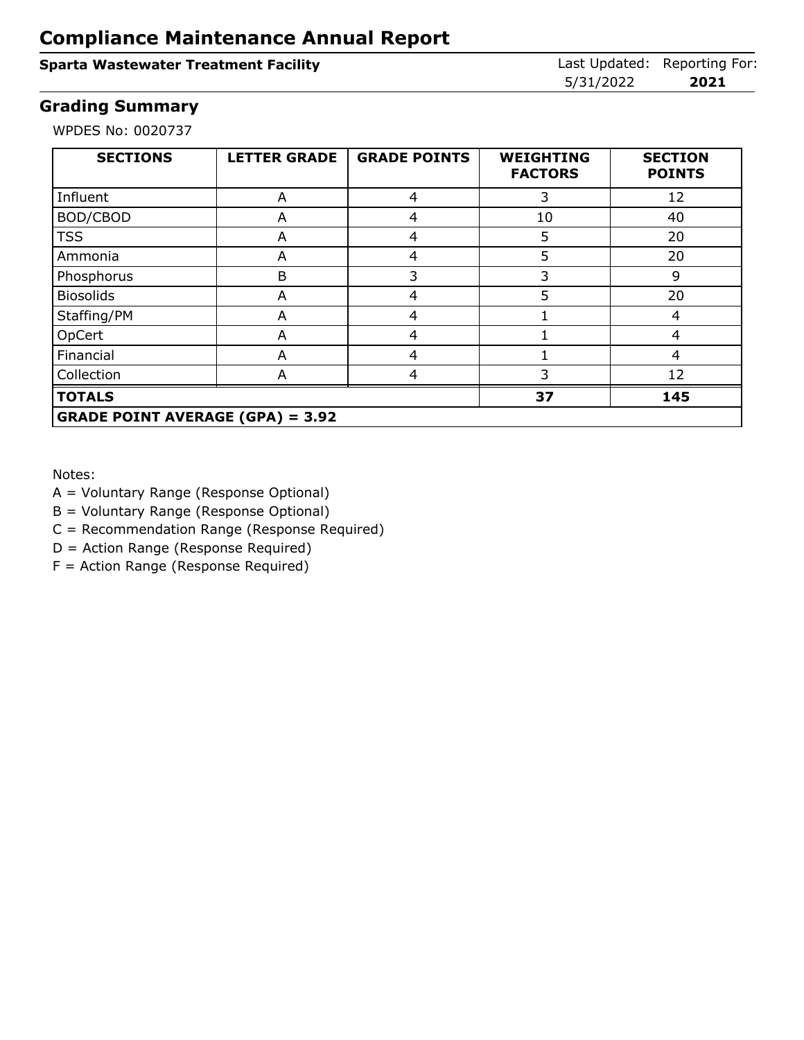# Compliance Maintenance Annual Report

**Sparta Wastewater Treatment Facility**

Last Updated: 5/31/2022 Reporting For: **2021**

## Grading Summary

WPDES No: 0020737

| SECTIONS | LETTER GRADE | GRADE POINTS | WEIGHTING FACTORS | SECTION POINTS |
|---|---|---|---|---|
| Influent | A | 4 | 3 | 12 |
| BOD/CBOD | A | 4 | 10 | 40 |
| TSS | A | 4 | 5 | 20 |
| Ammonia | A | 4 | 5 | 20 |
| Phosphorus | B | 3 | 3 | 9 |
| Biosolids | A | 4 | 5 | 20 |
| Staffing/PM | A | 4 | 1 | 4 |
| OpCert | A | 4 | 1 | 4 |
| Financial | A | 4 | 1 | 4 |
| Collection | A | 4 | 3 | 12 |
| **TOTALS** | | | **37** | **145** |
| **GRADE POINT AVERAGE (GPA) = 3.92** | | | | |

Notes:

A = Voluntary Range (Response Optional)

B = Voluntary Range (Response Optional)

C = Recommendation Range (Response Required)

D = Action Range (Response Required)

F = Action Range (Response Required)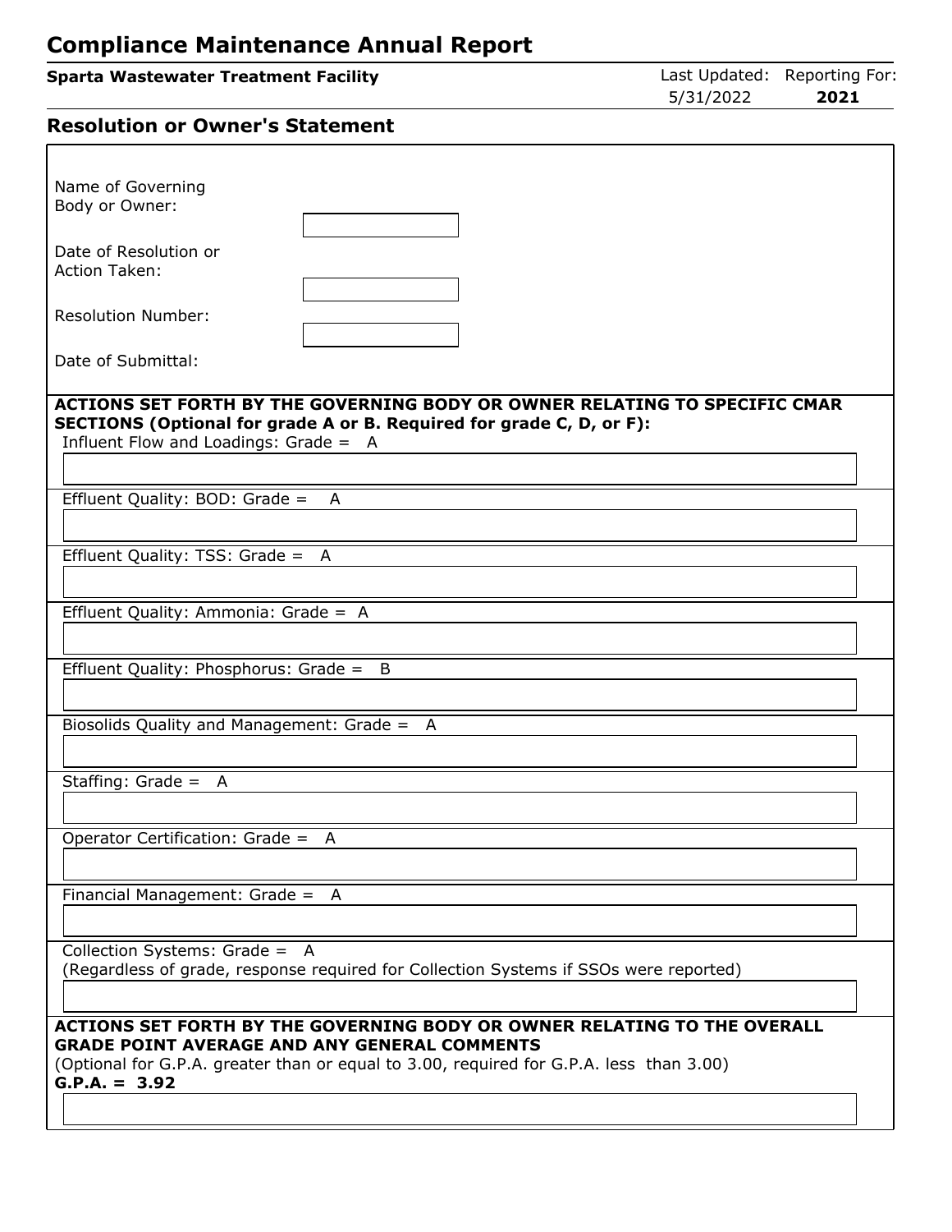# Compliance Maintenance Annual Report

**Sparta Wastewater Treatment Facility**

Last Updated: 5/31/2022 | Reporting For: **2021**

## Resolution or Owner's Statement

Name of Governing Body or Owner:

Date of Resolution or Action Taken:

Resolution Number:

Date of Submittal:

**ACTIONS SET FORTH BY THE GOVERNING BODY OR OWNER RELATING TO SPECIFIC CMAR SECTIONS (Optional for grade A or B. Required for grade C, D, or F):**

Influent Flow and Loadings: Grade = A

Effluent Quality: BOD: Grade = A

Effluent Quality: TSS: Grade = A

Effluent Quality: Ammonia: Grade = A

Effluent Quality: Phosphorus: Grade = B

Biosolids Quality and Management: Grade = A

Staffing: Grade = A

Operator Certification: Grade = A

Financial Management: Grade = A

Collection Systems: Grade = A
(Regardless of grade, response required for Collection Systems if SSOs were reported)

**ACTIONS SET FORTH BY THE GOVERNING BODY OR OWNER RELATING TO THE OVERALL GRADE POINT AVERAGE AND ANY GENERAL COMMENTS**
(Optional for G.P.A. greater than or equal to 3.00, required for G.P.A. less than 3.00)
**G.P.A. = 3.92**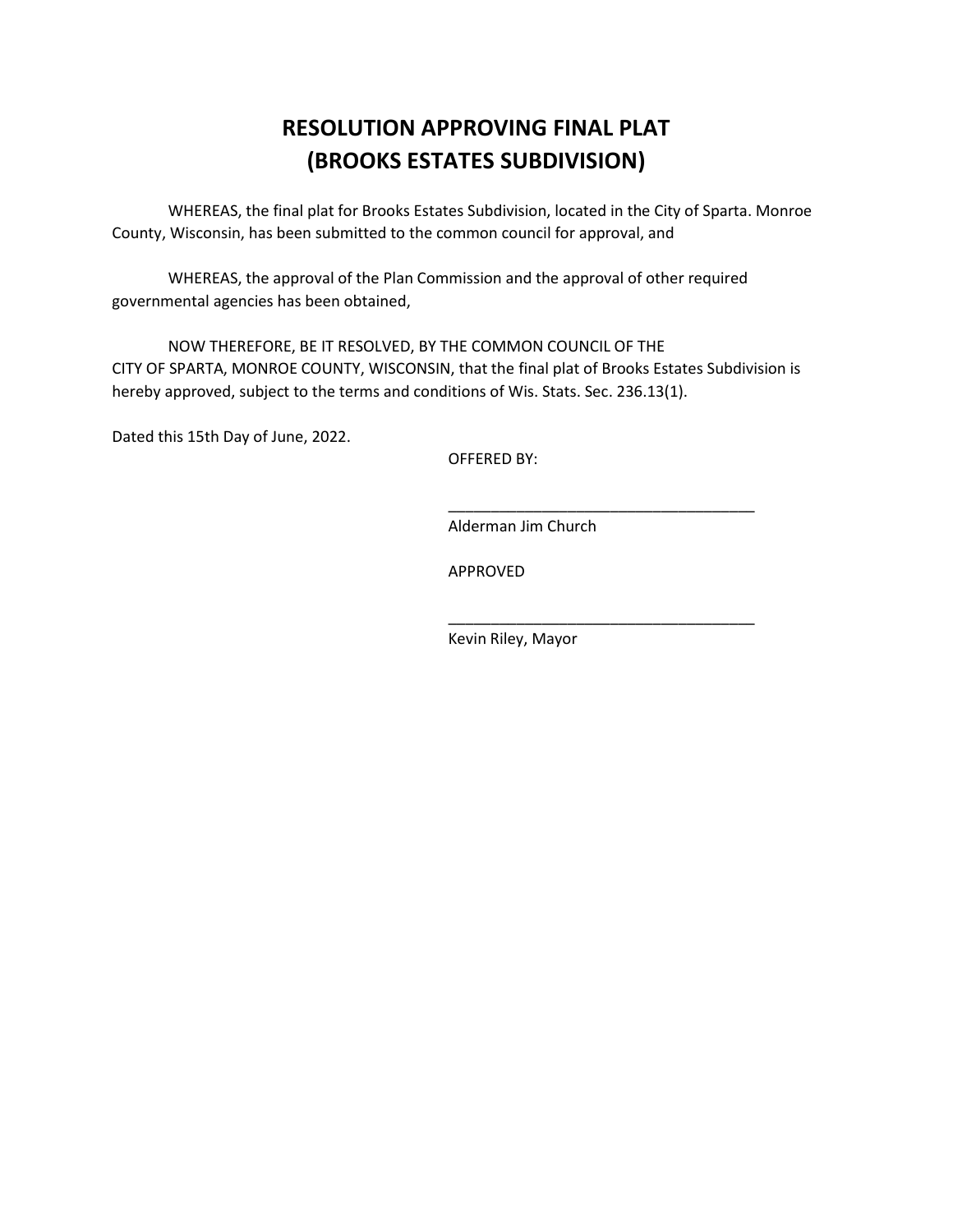# RESOLUTION APPROVING FINAL PLAT (BROOKS ESTATES SUBDIVISION)

WHEREAS, the final plat for Brooks Estates Subdivision, located in the City of Sparta. Monroe County, Wisconsin, has been submitted to the common council for approval, and

WHEREAS, the approval of the Plan Commission and the approval of other required governmental agencies has been obtained,

NOW THEREFORE, BE IT RESOLVED, BY THE COMMON COUNCIL OF THE CITY OF SPARTA, MONROE COUNTY, WISCONSIN, that the final plat of Brooks Estates Subdivision is hereby approved, subject to the terms and conditions of Wis. Stats. Sec. 236.13(1).

Dated this 15th Day of June, 2022.

OFFERED BY:

_____________________________________
Alderman Jim Church

APPROVED

_____________________________________
Kevin Riley, Mayor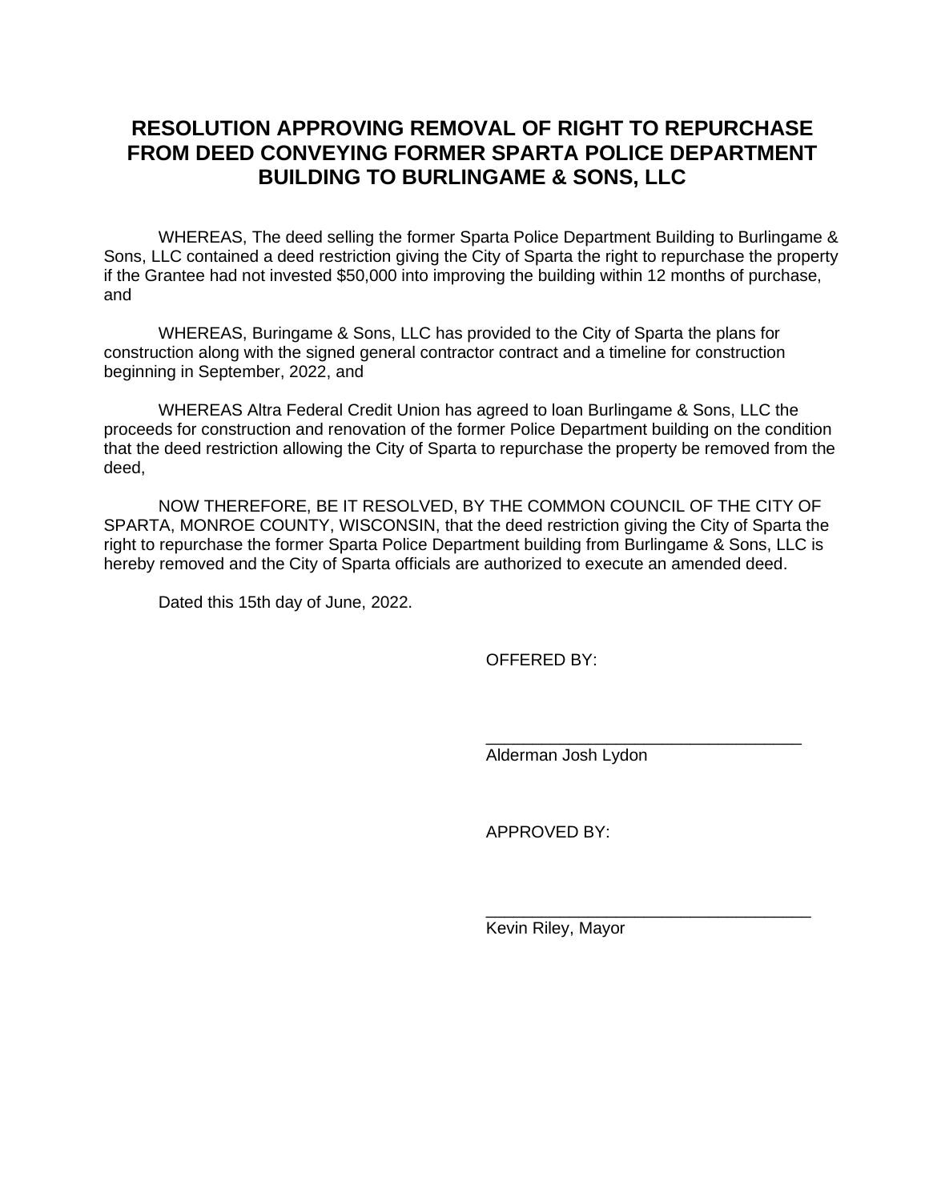# RESOLUTION APPROVING REMOVAL OF RIGHT TO REPURCHASE FROM DEED CONVEYING FORMER SPARTA POLICE DEPARTMENT BUILDING TO BURLINGAME & SONS, LLC

WHEREAS, The deed selling the former Sparta Police Department Building to Burlingame & Sons, LLC contained a deed restriction giving the City of Sparta the right to repurchase the property if the Grantee had not invested $50,000 into improving the building within 12 months of purchase, and

WHEREAS, Buringame & Sons, LLC has provided to the City of Sparta the plans for construction along with the signed general contractor contract and a timeline for construction beginning in September, 2022, and

WHEREAS Altra Federal Credit Union has agreed to loan Burlingame & Sons, LLC the proceeds for construction and renovation of the former Police Department building on the condition that the deed restriction allowing the City of Sparta to repurchase the property be removed from the deed,

NOW THEREFORE, BE IT RESOLVED, BY THE COMMON COUNCIL OF THE CITY OF SPARTA, MONROE COUNTY, WISCONSIN, that the deed restriction giving the City of Sparta the right to repurchase the former Sparta Police Department building from Burlingame & Sons, LLC is hereby removed and the City of Sparta officials are authorized to execute an amended deed.

Dated this 15th day of June, 2022.

OFFERED BY:

\_\_\_\_\_\_\_\_\_\_\_\_\_\_\_\_\_\_\_\_\_\_\_\_\_\_\_\_\_\_\_\_\_\_

Alderman Josh Lydon

APPROVED BY:

\_\_\_\_\_\_\_\_\_\_\_\_\_\_\_\_\_\_\_\_\_\_\_\_\_\_\_\_\_\_\_\_\_\_

Kevin Riley, Mayor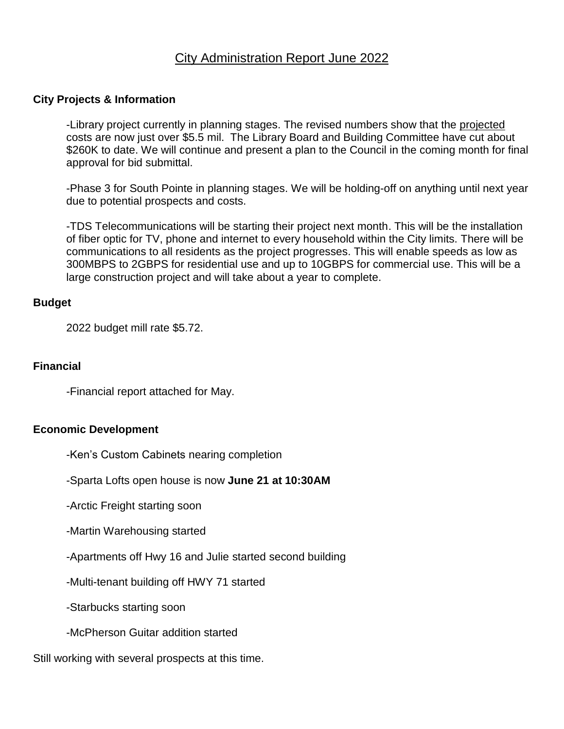# City Administration Report June 2022

**City Projects & Information**

-Library project currently in planning stages. The revised numbers show that the projected costs are now just over $5.5 mil. The Library Board and Building Committee have cut about $260K to date. We will continue and present a plan to the Council in the coming month for final approval for bid submittal.

-Phase 3 for South Pointe in planning stages. We will be holding-off on anything until next year due to potential prospects and costs.

-TDS Telecommunications will be starting their project next month. This will be the installation of fiber optic for TV, phone and internet to every household within the City limits. There will be communications to all residents as the project progresses. This will enable speeds as low as 300MBPS to 2GBPS for residential use and up to 10GBPS for commercial use. This will be a large construction project and will take about a year to complete.

**Budget**

2022 budget mill rate $5.72.

**Financial**

-Financial report attached for May.

**Economic Development**

-Ken's Custom Cabinets nearing completion

-Sparta Lofts open house is now **June 21 at 10:30AM**

-Arctic Freight starting soon

-Martin Warehousing started

-Apartments off Hwy 16 and Julie started second building

-Multi-tenant building off HWY 71 started

-Starbucks starting soon

-McPherson Guitar addition started

Still working with several prospects at this time.